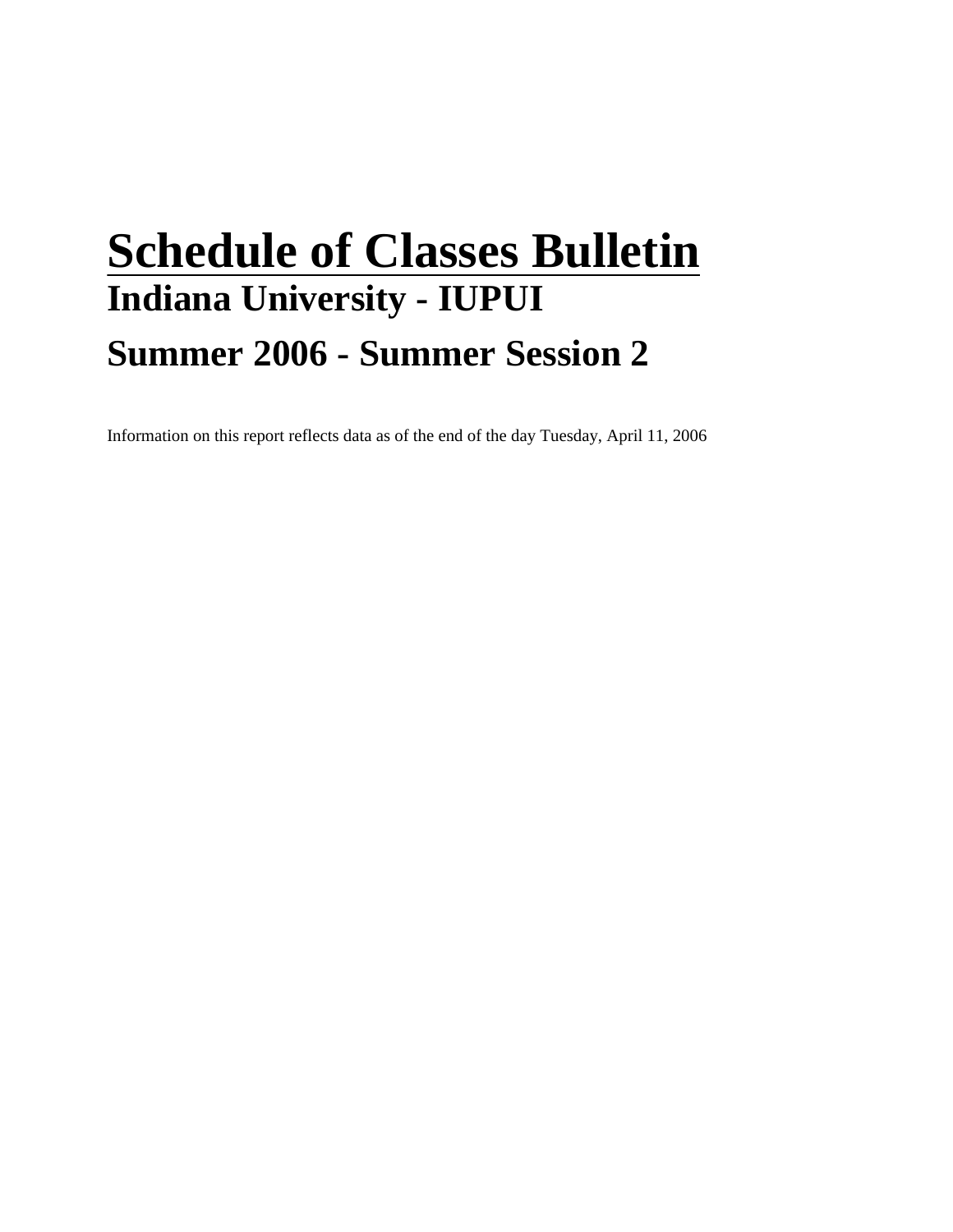# Schedule of Classes Bulletin

## Indiana University - IUPUI

## Summer 2006 - Summer Session 2

Information on this report reflects data as of the end of the day Tuesday, April 11, 2006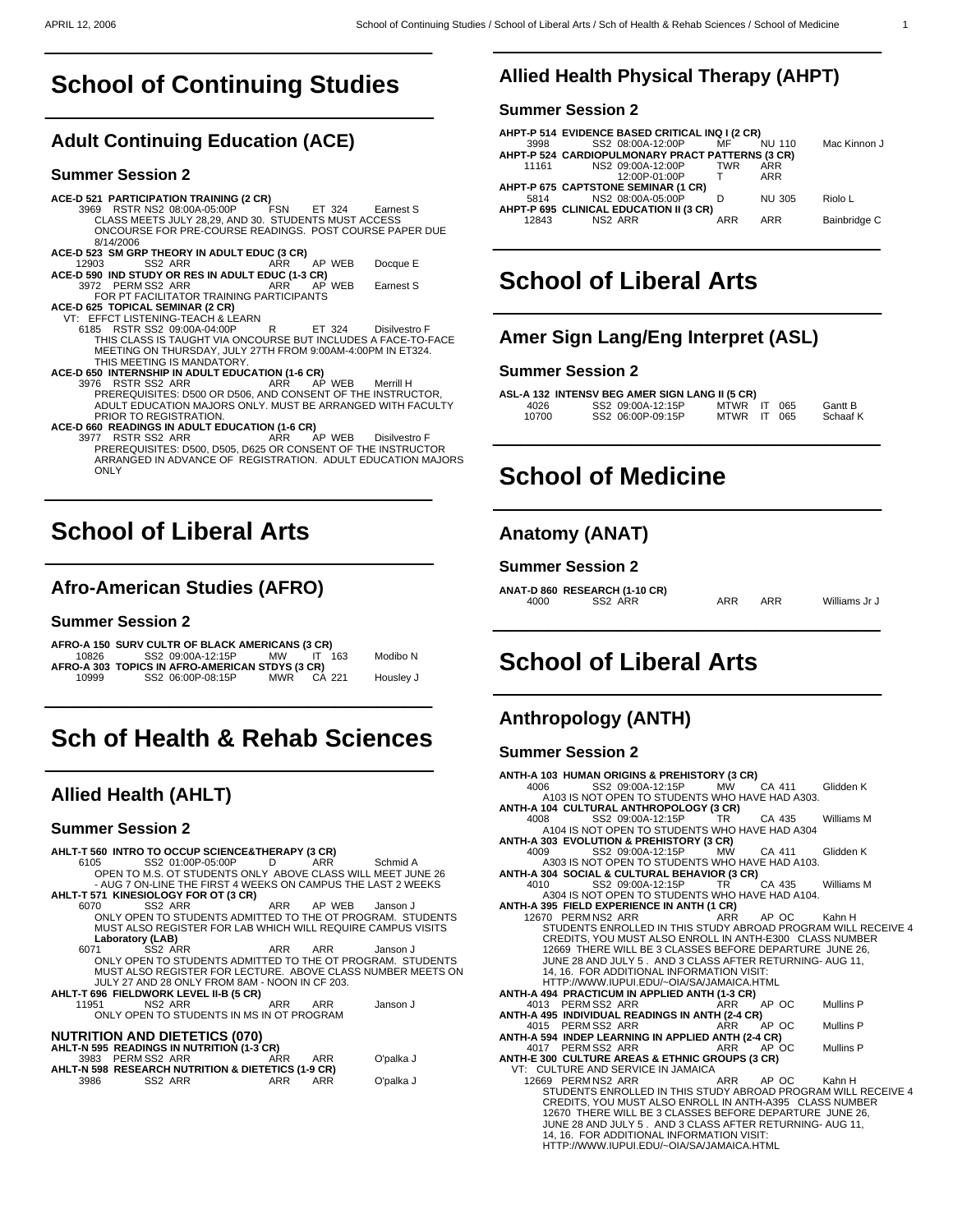# School of Continuing Studies

## Adult Continuing Education (ACE)

### Summer Session 2

**ACE-D 521 PARTICIPATION TRAINING (2 CR)**
3969 RSTR NS2 08:00A-05:00P FSN ET 324 Earnest S
CLASS MEETS JULY 28,29, AND 30. STUDENTS MUST ACCESS ONCOURSE FOR PRE-COURSE READINGS. POST COURSE PAPER DUE 8/14/2006

**ACE-D 523 SM GRP THEORY IN ADULT EDUC (3 CR)**
12903 SS2 ARR ARR AP WEB Docque E

**ACE-D 590 IND STUDY OR RES IN ADULT EDUC (1-3 CR)**
3972 PERM SS2 ARR ARR AP WEB Earnest S
FOR PT FACILITATOR TRAINING PARTICIPANTS

**ACE-D 625 TOPICAL SEMINAR (2 CR)**
VT: EFFCT LISTENING-TEACH & LEARN
6185 RSTR SS2 09:00A-04:00P R ET 324 Disilvestro F
THIS CLASS IS TAUGHT VIA ONCOURSE BUT INCLUDES A FACE-TO-FACE MEETING ON THURSDAY, JULY 27TH FROM 9:00AM-4:00PM IN ET324. THIS MEETING IS MANDATORY.

**ACE-D 650 INTERNSHIP IN ADULT EDUCATION (1-6 CR)**
3976 RSTR SS2 ARR ARR AP WEB Merrill H
PREREQUISITES: D500 OR D506, AND CONSENT OF THE INSTRUCTOR, ADULT EDUCATION MAJORS ONLY. MUST BE ARRANGED WITH FACULTY PRIOR TO REGISTRATION.

**ACE-D 660 READINGS IN ADULT EDUCATION (1-6 CR)**
3977 RSTR SS2 ARR ARR AP WEB Disilvestro F
PREREQUISITES: D500, D505, D625 OR CONSENT OF THE INSTRUCTOR ARRANGED IN ADVANCE OF REGISTRATION. ADULT EDUCATION MAJORS ONLY

# School of Liberal Arts

## Afro-American Studies (AFRO)

### Summer Session 2

**AFRO-A 150 SURV CULTR OF BLACK AMERICANS (3 CR)**
10826 SS2 09:00A-12:15P MW IT 163 Modibo N

**AFRO-A 303 TOPICS IN AFRO-AMERICAN STDYS (3 CR)**
10999 SS2 06:00P-08:15P MWR CA 221 Housley J

# Sch of Health & Rehab Sciences

## Allied Health (AHLT)

### Summer Session 2

**AHLT-T 560 INTRO TO OCCUP SCIENCE&THERAPY (3 CR)**
6105 SS2 01:00P-05:00P D ARR Schmid A
OPEN TO M.S. OT STUDENTS ONLY ABOVE CLASS WILL MEET JUNE 26 - AUG 7 ON-LINE THE FIRST 4 WEEKS ON CAMPUS THE LAST 2 WEEKS

**AHLT-T 571 KINESIOLOGY FOR OT (3 CR)**
6070 SS2 ARR ARR AP WEB Janson J
ONLY OPEN TO STUDENTS ADMITTED TO THE OT PROGRAM. STUDENTS MUST ALSO REGISTER FOR LAB WHICH WILL REQUIRE CAMPUS VISITS

**Laboratory (LAB)**
6071 SS2 ARR ARR ARR Janson J
ONLY OPEN TO STUDENTS ADMITTED TO THE OT PROGRAM. STUDENTS MUST ALSO REGISTER FOR LECTURE. ABOVE CLASS NUMBER MEETS ON JULY 27 AND 28 ONLY FROM 8AM - NOON IN CF 203.

**AHLT-T 696 FIELDWORK LEVEL II-B (5 CR)**
11951 NS2 ARR ARR ARR Janson J
ONLY OPEN TO STUDENTS IN MS IN OT PROGRAM

### NUTRITION AND DIETETICS (070)

**AHLT-N 595 READINGS IN NUTRITION (1-3 CR)**
3983 PERM SS2 ARR ARR ARR O'palka J

**AHLT-N 598 RESEARCH NUTRITION & DIETETICS (1-9 CR)**
3986 SS2 ARR ARR ARR O'palka J

## Allied Health Physical Therapy (AHPT)

### Summer Session 2

**AHPT-P 514 EVIDENCE BASED CRITICAL INQ I (2 CR)**
3998 SS2 08:00A-12:00P MF NU 110 Mac Kinnon J

**AHPT-P 524 CARDIOPULMONARY PRACT PATTERNS (3 CR)**
11161 NS2 09:00A-12:00P TWR ARR
12:00P-01:00P T ARR

**AHPT-P 675 CAPTSTONE SEMINAR (1 CR)**
5814 NS2 08:00A-05:00P D NU 305 Riolo L

**AHPT-P 695 CLINICAL EDUCATION II (3 CR)**
12843 NS2 ARR ARR ARR Bainbridge C

# School of Liberal Arts

## Amer Sign Lang/Eng Interpret (ASL)

### Summer Session 2

**ASL-A 132 INTENSV BEG AMER SIGN LANG II (5 CR)**
4026 SS2 09:00A-12:15P MTWR IT 065 Gantt B
10700 SS2 06:00P-09:15P MTWR IT 065 Schaaf K

# School of Medicine

## Anatomy (ANAT)

### Summer Session 2

**ANAT-D 860 RESEARCH (1-10 CR)**
4000 SS2 ARR ARR ARR Williams Jr J

# School of Liberal Arts

## Anthropology (ANTH)

### Summer Session 2

**ANTH-A 103 HUMAN ORIGINS & PREHISTORY (3 CR)**
4006 SS2 09:00A-12:15P MW CA 411 Glidden K
A103 IS NOT OPEN TO STUDENTS WHO HAVE HAD A303.

**ANTH-A 104 CULTURAL ANTHROPOLOGY (3 CR)**
4008 SS2 09:00A-12:15P TR CA 435 Williams M
A104 IS NOT OPEN TO STUDENTS WHO HAVE HAD A304

**ANTH-A 303 EVOLUTION & PREHISTORY (3 CR)**
4009 SS2 09:00A-12:15P MW CA 411 Glidden K
A303 IS NOT OPEN TO STUDENTS WHO HAVE HAD A103.

**ANTH-A 304 SOCIAL & CULTURAL BEHAVIOR (3 CR)**
4010 SS2 09:00A-12:15P TR CA 435 Williams M
A304 IS NOT OPEN TO STUDENTS WHO HAVE HAD A104.

**ANTH-A 395 FIELD EXPERIENCE IN ANTH (1 CR)**
12670 PERM NS2 ARR ARR AP OC Kahn H
STUDENTS ENROLLED IN THIS STUDY ABROAD PROGRAM WILL RECEIVE 4 CREDITS, YOU MUST ALSO ENROLL IN ANTH-E300 CLASS NUMBER 12669 THERE WILL BE 3 CLASSES BEFORE DEPARTURE JUNE 26, JUNE 28 AND JULY 5 . AND 3 CLASS AFTER RETURNING- AUG 11, 14, 16. FOR ADDITIONAL INFORMATION VISIT: HTTP://WWW.IUPUI.EDU/~OIA/SA/JAMAICA.HTML

**ANTH-A 494 PRACTICUM IN APPLIED ANTH (1-3 CR)**
4013 PERM SS2 ARR ARR AP OC Mullins P

**ANTH-A 495 INDIVIDUAL READINGS IN ANTH (2-4 CR)**
4015 PERM SS2 ARR ARR AP OC Mullins P

**ANTH-A 594 INDEP LEARNING IN APPLIED ANTH (2-4 CR)**
4017 PERM SS2 ARR ARR AP OC Mullins P

**ANTH-E 300 CULTURE AREAS & ETHNIC GROUPS (3 CR)**
VT: CULTURE AND SERVICE IN JAMAICA
12669 PERM NS2 ARR ARR AP OC Kahn H
STUDENTS ENROLLED IN THIS STUDY ABROAD PROGRAM WILL RECEIVE 4 CREDITS, YOU MUST ALSO ENROLL IN ANTH-A395 CLASS NUMBER 12670 THERE WILL BE 3 CLASSES BEFORE DEPARTURE JUNE 26, JUNE 28 AND JULY 5 . AND 3 CLASS AFTER RETURNING- AUG 11, 14, 16. FOR ADDITIONAL INFORMATION VISIT: HTTP://WWW.IUPUI.EDU/~OIA/SA/JAMAICA.HTML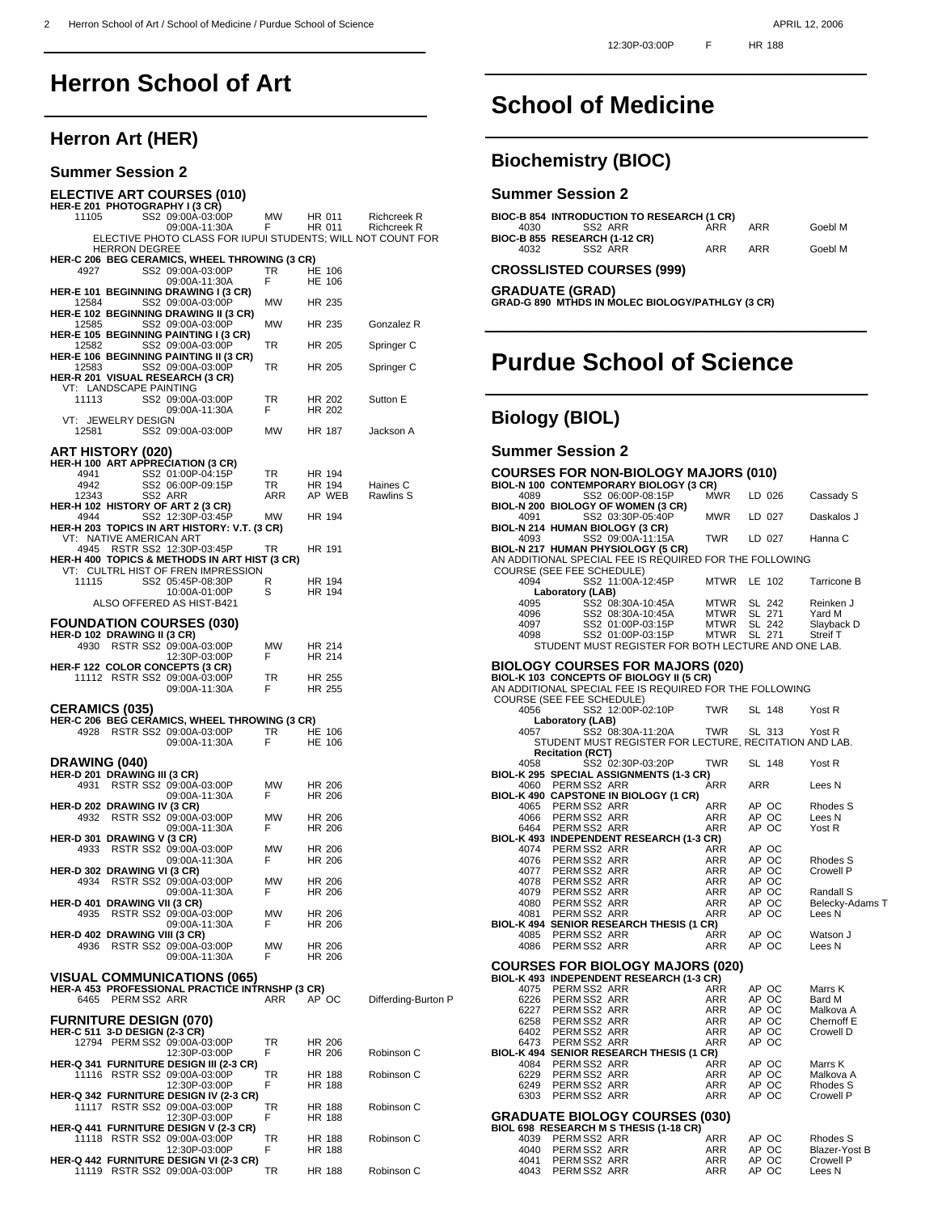# Herron School of Art

## Herron Art (HER)

### Summer Session 2

#### ELECTIVE ART COURSES (010)

**HER-E 201 PHOTOGRAPHY I (3 CR)**

| | | | | | |
|---|---|---|---|---|---|
| 11105 | SS2 09:00A-03:00P | MW | HR 011 | Richcreek R |
| | 09:00A-11:30A | F | HR 011 | Richcreek R |

ELECTIVE PHOTO CLASS FOR IUPUI STUDENTS; WILL NOT COUNT FOR HERRON DEGREE

**HER-C 206 BEG CERAMICS, WHEEL THROWING (3 CR)**

| | | | | |
|---|---|---|---|---|
| 4927 | SS2 09:00A-03:00P | TR | HE 106 | |
| | 09:00A-11:30A | F | HE 106 | |

**HER-E 101 BEGINNING DRAWING I (3 CR)**

| | | | | |
|---|---|---|---|---|
| 12584 | SS2 09:00A-03:00P | MW | HR 235 | |

**HER-E 102 BEGINNING DRAWING II (3 CR)**

| | | | | |
|---|---|---|---|---|
| 12585 | SS2 09:00A-03:00P | MW | HR 235 | Gonzalez R |

**HER-E 105 BEGINNING PAINTING I (3 CR)**

| | | | | |
|---|---|---|---|---|
| 12582 | SS2 09:00A-03:00P | TR | HR 205 | Springer C |

**HER-E 106 BEGINNING PAINTING II (3 CR)**

| | | | | |
|---|---|---|---|---|
| 12583 | SS2 09:00A-03:00P | TR | HR 205 | Springer C |

**HER-R 201 VISUAL RESEARCH (3 CR)**

VT: LANDSCAPE PAINTING

| | | | | |
|---|---|---|---|---|
| 11113 | SS2 09:00A-03:00P | TR | HR 202 | Sutton E |
| | 09:00A-11:30A | F | HR 202 | |

VT: JEWELRY DESIGN

| | | | | |
|---|---|---|---|---|
| 12581 | SS2 09:00A-03:00P | MW | HR 187 | Jackson A |

#### ART HISTORY (020)

**HER-H 100 ART APPRECIATION (3 CR)**

| | | | | |
|---|---|---|---|---|
| 4941 | SS2 01:00P-04:15P | TR | HR 194 | |
| 4942 | SS2 06:00P-09:15P | TR | HR 194 | Haines C |
| 12343 | SS2 ARR | ARR | AP WEB | Rawlins S |

**HER-H 102 HISTORY OF ART 2 (3 CR)**

| | | | | |
|---|---|---|---|---|
| 4944 | SS2 12:30P-03:45P | MW | HR 194 | |

**HER-H 203 TOPICS IN ART HISTORY: V.T. (3 CR)**

VT: NATIVE AMERICAN ART

| | | | | |
|---|---|---|---|---|
| 4945 | RSTR SS2 12:30P-03:45P | TR | HR 191 | |

**HER-H 400 TOPICS & METHODS IN ART HIST (3 CR)**

VT: CULTRL HIST OF FREN IMPRESSION

| | | | | |
|---|---|---|---|---|
| 11115 | SS2 05:45P-08:30P | R | HR 194 | |
| | 10:00A-01:00P | S | HR 194 | |

ALSO OFFERED AS HIST-B421

#### FOUNDATION COURSES (030)

**HER-D 102 DRAWING II (3 CR)**

| | | | | |
|---|---|---|---|---|
| 4930 | RSTR SS2 09:00A-03:00P | MW | HR 214 | |
| | 12:30P-03:00P | F | HR 214 | |

**HER-F 122 COLOR CONCEPTS (3 CR)**

| | | | | |
|---|---|---|---|---|
| 11112 | RSTR SS2 09:00A-03:00P | TR | HR 255 | |
| | 09:00A-11:30A | F | HR 255 | |

#### CERAMICS (035)

**HER-C 206 BEG CERAMICS, WHEEL THROWING (3 CR)**

| | | | | |
|---|---|---|---|---|
| 4928 | RSTR SS2 09:00A-03:00P | TR | HE 106 | |
| | 09:00A-11:30A | F | HE 106 | |

#### DRAWING (040)

**HER-D 201 DRAWING III (3 CR)**

| | | | | |
|---|---|---|---|---|
| 4931 | RSTR SS2 09:00A-03:00P | MW | HR 206 | |
| | 09:00A-11:30A | F | HR 206 | |

**HER-D 202 DRAWING IV (3 CR)**

| | | | | |
|---|---|---|---|---|
| 4932 | RSTR SS2 09:00A-03:00P | MW | HR 206 | |
| | 09:00A-11:30A | F | HR 206 | |

**HER-D 301 DRAWING V (3 CR)**

| | | | | |
|---|---|---|---|---|
| 4933 | RSTR SS2 09:00A-03:00P | MW | HR 206 | |
| | 09:00A-11:30A | F | HR 206 | |

**HER-D 302 DRAWING VI (3 CR)**

| | | | | |
|---|---|---|---|---|
| 4934 | RSTR SS2 09:00A-03:00P | MW | HR 206 | |
| | 09:00A-11:30A | F | HR 206 | |

**HER-D 401 DRAWING VII (3 CR)**

| | | | | |
|---|---|---|---|---|
| 4935 | RSTR SS2 09:00A-03:00P | MW | HR 206 | |
| | 09:00A-11:30A | F | HR 206 | |

**HER-D 402 DRAWING VIII (3 CR)**

| | | | | |
|---|---|---|---|---|
| 4936 | RSTR SS2 09:00A-03:00P | MW | HR 206 | |
| | 09:00A-11:30A | F | HR 206 | |

#### VISUAL COMMUNICATIONS (065)

**HER-A 453 PROFESSIONAL PRACTICE INTRNSHP (3 CR)**

| | | | | |
|---|---|---|---|---|
| 6465 | PERM SS2 ARR | ARR | AP OC | Differding-Burton P |

#### FURNITURE DESIGN (070)

**HER-C 511 3-D DESIGN (2-3 CR)**

| | | | | |
|---|---|---|---|---|
| 12794 | PERM SS2 09:00A-03:00P | TR | HR 206 | |
| | 12:30P-03:00P | F | HR 206 | Robinson C |

**HER-Q 341 FURNITURE DESIGN III (2-3 CR)**

| | | | | |
|---|---|---|---|---|
| 11116 | RSTR SS2 09:00A-03:00P | TR | HR 188 | Robinson C |
| | 12:30P-03:00P | F | HR 188 | |

**HER-Q 342 FURNITURE DESIGN IV (2-3 CR)**

| | | | | |
|---|---|---|---|---|
| 11117 | RSTR SS2 09:00A-03:00P | TR | HR 188 | Robinson C |
| | 12:30P-03:00P | F | HR 188 | |

**HER-Q 441 FURNITURE DESIGN V (2-3 CR)**

| | | | | |
|---|---|---|---|---|
| 11118 | RSTR SS2 09:00A-03:00P | TR | HR 188 | Robinson C |
| | 12:30P-03:00P | F | HR 188 | |

**HER-Q 442 FURNITURE DESIGN VI (2-3 CR)**

| | | | | |
|---|---|---|---|---|
| 11119 | RSTR SS2 09:00A-03:00P | TR | HR 188 | Robinson C |
| | 12:30P-03:00P | F | HR 188 | |

# School of Medicine

## Biochemistry (BIOC)

### Summer Session 2

**BIOC-B 854 INTRODUCTION TO RESEARCH (1 CR)**

| | | | | |
|---|---|---|---|---|
| 4030 | SS2 ARR | ARR | ARR | Goebl M |

**BIOC-B 855 RESEARCH (1-12 CR)**

| | | | | |
|---|---|---|---|---|
| 4032 | SS2 ARR | ARR | ARR | Goebl M |

#### CROSSLISTED COURSES (999)

#### GRADUATE (GRAD)

**GRAD-G 890 MTHDS IN MOLEC BIOLOGY/PATHLGY (3 CR)**

# Purdue School of Science

## Biology (BIOL)

### Summer Session 2

#### COURSES FOR NON-BIOLOGY MAJORS (010)

**BIOL-N 100 CONTEMPORARY BIOLOGY (3 CR)**

| | | | | |
|---|---|---|---|---|
| 4089 | SS2 06:00P-08:15P | MWR | LD 026 | Cassady S |

**BIOL-N 200 BIOLOGY OF WOMEN (3 CR)**

| | | | | |
|---|---|---|---|---|
| 4091 | SS2 03:30P-05:40P | MWR | LD 027 | Daskalos J |

**BIOL-N 214 HUMAN BIOLOGY (3 CR)**

| | | | | |
|---|---|---|---|---|
| 4093 | SS2 09:00A-11:15A | TWR | LD 027 | Hanna C |

**BIOL-N 217 HUMAN PHYSIOLOGY (5 CR)**

AN ADDITIONAL SPECIAL FEE IS REQUIRED FOR THE FOLLOWING COURSE (SEE FEE SCHEDULE)

| | | | | |
|---|---|---|---|---|
| 4094 | SS2 11:00A-12:45P | MTWR | LE 102 | Tarricone B |

**Laboratory (LAB)**

| | | | | |
|---|---|---|---|---|
| 4095 | SS2 08:30A-10:45A | MTWR | SL 242 | Reinken J |
| 4096 | SS2 08:30A-10:45A | MTWR | SL 271 | Yard M |
| 4097 | SS2 01:00P-03:15P | MTWR | SL 242 | Slayback D |
| 4098 | SS2 01:00P-03:15P | MTWR | SL 271 | Streif T |

STUDENT MUST REGISTER FOR BOTH LECTURE AND ONE LAB.

#### BIOLOGY COURSES FOR MAJORS (020)

**BIOL-K 103 CONCEPTS OF BIOLOGY II (5 CR)**

AN ADDITIONAL SPECIAL FEE IS REQUIRED FOR THE FOLLOWING COURSE (SEE FEE SCHEDULE)

| | | | | |
|---|---|---|---|---|
| 4056 | SS2 12:00P-02:10P | TWR | SL 148 | Yost R |

**Laboratory (LAB)**

| | | | | |
|---|---|---|---|---|
| 4057 | SS2 08:30A-11:20A | TWR | SL 313 | Yost R |

STUDENT MUST REGISTER FOR LECTURE, RECITATION AND LAB.

**Recitation (RCT)**

| | | | | |
|---|---|---|---|---|
| 4058 | SS2 02:30P-03:20P | TWR | SL 148 | Yost R |

**BIOL-K 295 SPECIAL ASSIGNMENTS (1-3 CR)**

| | | | | |
|---|---|---|---|---|
| 4060 | PERM SS2 ARR | ARR | ARR | Lees N |

**BIOL-K 490 CAPSTONE IN BIOLOGY (1 CR)**

| | | | | |
|---|---|---|---|---|
| 4065 | PERM SS2 ARR | ARR | AP OC | Rhodes S |
| 4066 | PERM SS2 ARR | ARR | AP OC | Lees N |
| 6464 | PERM SS2 ARR | ARR | AP OC | Yost R |

**BIOL-K 493 INDEPENDENT RESEARCH (1-3 CR)**

| | | | | |
|---|---|---|---|---|
| 4074 | PERM SS2 ARR | ARR | AP OC | |
| 4076 | PERM SS2 ARR | ARR | AP OC | Rhodes S |
| 4077 | PERM SS2 ARR | ARR | AP OC | Crowell P |
| 4078 | PERM SS2 ARR | ARR | AP OC | |
| 4079 | PERM SS2 ARR | ARR | AP OC | Randall S |
| 4080 | PERM SS2 ARR | ARR | AP OC | Belecky-Adams T |
| 4081 | PERM SS2 ARR | ARR | AP OC | Lees N |

**BIOL-K 494 SENIOR RESEARCH THESIS (1 CR)**

| | | | | |
|---|---|---|---|---|
| 4085 | PERM SS2 ARR | ARR | AP OC | Watson J |
| 4086 | PERM SS2 ARR | ARR | AP OC | Lees N |

#### COURSES FOR BIOLOGY MAJORS (020)

**BIOL-K 493 INDEPENDENT RESEARCH (1-3 CR)**

| | | | | |
|---|---|---|---|---|
| 4075 | PERM SS2 ARR | ARR | AP OC | Marrs K |
| 6226 | PERM SS2 ARR | ARR | AP OC | Bard M |
| 6227 | PERM SS2 ARR | ARR | AP OC | Malkova A |
| 6258 | PERM SS2 ARR | ARR | AP OC | Chernoff E |
| 6402 | PERM SS2 ARR | ARR | AP OC | Crowell D |
| 6473 | PERM SS2 ARR | ARR | AP OC | |

**BIOL-K 494 SENIOR RESEARCH THESIS (1 CR)**

| | | | | |
|---|---|---|---|---|
| 4084 | PERM SS2 ARR | ARR | AP OC | Marrs K |
| 6229 | PERM SS2 ARR | ARR | AP OC | Malkova A |
| 6249 | PERM SS2 ARR | ARR | AP OC | Rhodes S |
| 6303 | PERM SS2 ARR | ARR | AP OC | Crowell P |

#### GRADUATE BIOLOGY COURSES (030)

**BIOL 698 RESEARCH M S THESIS (1-18 CR)**

| | | | | |
|---|---|---|---|---|
| 4039 | PERM SS2 ARR | ARR | AP OC | Rhodes S |
| 4040 | PERM SS2 ARR | ARR | AP OC | Blazer-Yost B |
| 4041 | PERM SS2 ARR | ARR | AP OC | Crowell P |
| 4043 | PERM SS2 ARR | ARR | AP OC | Lees N |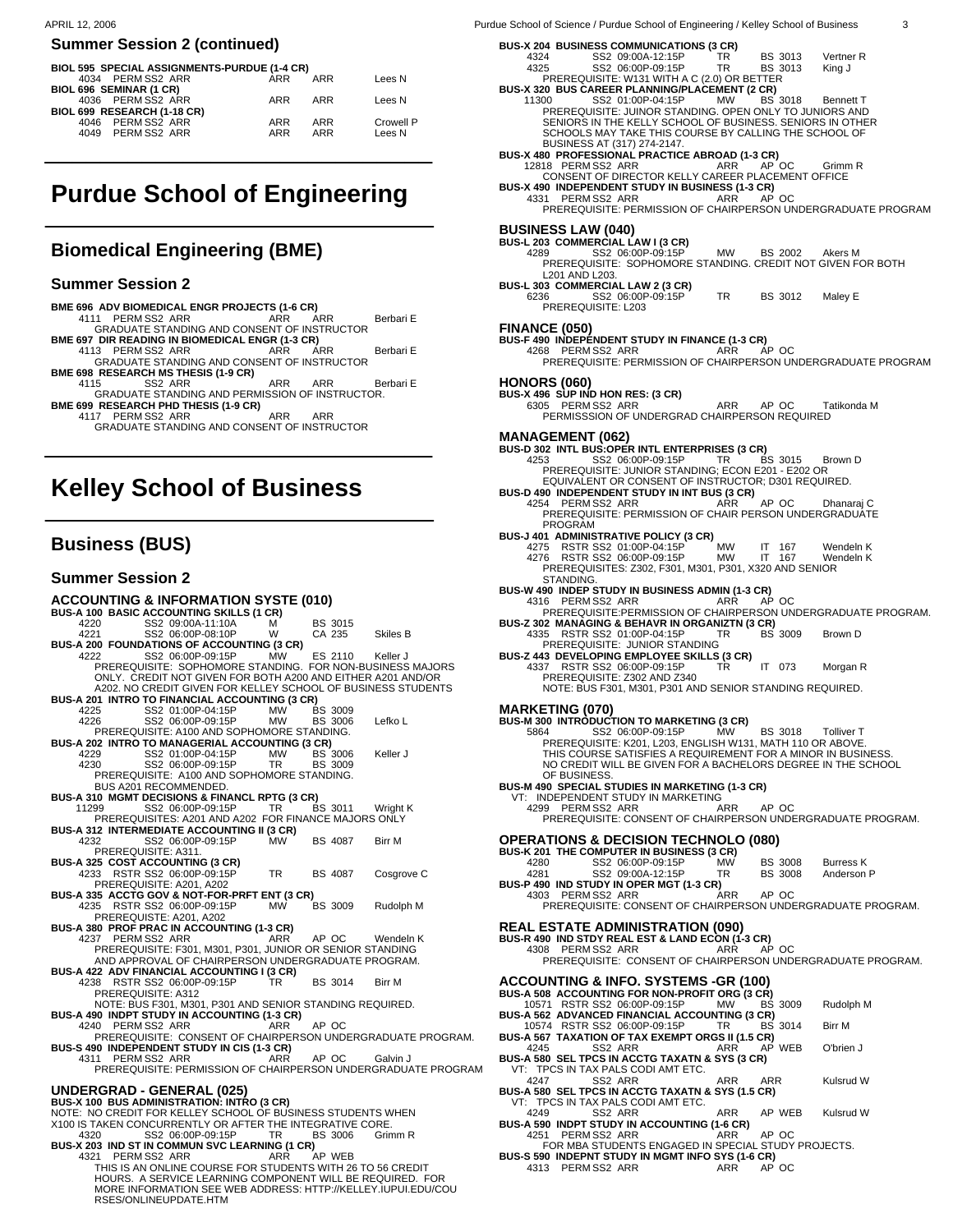## Summer Session 2 (continued)

**BIOL 595 SPECIAL ASSIGNMENTS-PURDUE (1-4 CR)**

| | | | | |
|---|---|---|---|---|
| 4034 | PERM SS2 ARR | ARR | ARR | Lees N |

**BIOL 696 SEMINAR (1 CR)**

| | | | | |
|---|---|---|---|---|
| 4036 | PERM SS2 ARR | ARR | ARR | Lees N |

**BIOL 699 RESEARCH (1-18 CR)**

| | | | | |
|---|---|---|---|---|
| 4046 | PERM SS2 ARR | ARR | ARR | Crowell P |
| 4049 | PERM SS2 ARR | ARR | ARR | Lees N |

# Purdue School of Engineering

## Biomedical Engineering (BME)

### Summer Session 2

**BME 696 ADV BIOMEDICAL ENGR PROJECTS (1-6 CR)**
4111 PERM SS2 ARR ARR ARR Berbari E
GRADUATE STANDING AND CONSENT OF INSTRUCTOR

**BME 697 DIR READING IN BIOMEDICAL ENGR (1-3 CR)**
4113 PERM SS2 ARR ARR ARR Berbari E
GRADUATE STANDING AND CONSENT OF INSTRUCTOR

**BME 698 RESEARCH MS THESIS (1-9 CR)**
4115 SS2 ARR ARR ARR Berbari E
GRADUATE STANDING AND PERMISSION OF INSTRUCTOR.

**BME 699 RESEARCH PHD THESIS (1-9 CR)**
4117 PERM SS2 ARR ARR ARR
GRADUATE STANDING AND CONSENT OF INSTRUCTOR

# Kelley School of Business

## Business (BUS)

### Summer Session 2

### ACCOUNTING & INFORMATION SYSTE (010)

**BUS-A 100 BASIC ACCOUNTING SKILLS (1 CR)**
4220 SS2 09:00A-11:10A M BS 3015
4221 SS2 06:00P-08:10P W CA 235 Skiles B

**BUS-A 200 FOUNDATIONS OF ACCOUNTING (3 CR)**
4222 SS2 06:00P-09:15P MW ES 2110 Keller J
PREREQUISITE: SOPHOMORE STANDING. FOR NON-BUSINESS MAJORS ONLY. CREDIT NOT GIVEN FOR BOTH A200 AND EITHER A201 AND/OR A202. NO CREDIT GIVEN FOR KELLEY SCHOOL OF BUSINESS STUDENTS

**BUS-A 201 INTRO TO FINANCIAL ACCOUNTING (3 CR)**
4225 SS2 01:00P-04:15P MW BS 3009
4226 SS2 06:00P-09:15P MW BS 3006 Lefko L
PREREQUISITE: A100 AND SOPHOMORE STANDING.

**BUS-A 202 INTRO TO MANAGERIAL ACCOUNTING (3 CR)**
4229 SS2 01:00P-04:15P MW BS 3006 Keller J
4230 SS2 06:00P-09:15P TR BS 3009
PREREQUISITE: A100 AND SOPHOMORE STANDING.
BUS A201 RECOMMENDED.

**BUS-A 310 MGMT DECISIONS & FINANCL RPTG (3 CR)**
11299 SS2 06:00P-09:15P TR BS 3011 Wright K
PREREQUISITES: A201 AND A202 FOR FINANCE MAJORS ONLY

**BUS-A 312 INTERMEDIATE ACCOUNTING II (3 CR)**
4232 SS2 06:00P-09:15P MW BS 4087 Birr M
PREREQUISITE: A311.

**BUS-A 325 COST ACCOUNTING (3 CR)**
4233 RSTR SS2 06:00P-09:15P TR BS 4087 Cosgrove C
PREREQUISITE: A201, A202

**BUS-A 335 ACCTG GOV & NOT-FOR-PRFT ENT (3 CR)**
4235 RSTR SS2 06:00P-09:15P MW BS 3009 Rudolph M
PREREQUISTE: A201, A202

**BUS-A 380 PROF PRAC IN ACCOUNTING (1-3 CR)**
4237 PERM SS2 ARR ARR AP OC Wendeln K
PREREQUISITE: F301, M301, P301, JUNIOR OR SENIOR STANDING AND APPROVAL OF CHAIRPERSON UNDERGRADUATE PROGRAM.

**BUS-A 422 ADV FINANCIAL ACCOUNTING I (3 CR)**
4238 RSTR SS2 06:00P-09:15P TR BS 3014 Birr M
PREREQUISITE: A312
NOTE: BUS F301, M301, P301 AND SENIOR STANDING REQUIRED.

**BUS-A 490 INDPT STUDY IN ACCOUNTING (1-3 CR)**
4240 PERM SS2 ARR ARR AP OC
PREREQUISITE: CONSENT OF CHAIRPERSON UNDERGRADUATE PROGRAM.

**BUS-S 490 INDEPENDENT STUDY IN CIS (1-3 CR)**
4311 PERM SS2 ARR ARR AP OC Galvin J
PREREQUISITE: PERMISSION OF CHAIRPERSON UNDERGRADUATE PROGRAM

### UNDERGRAD - GENERAL (025)

**BUS-X 100 BUS ADMINISTRATION: INTRO (3 CR)**
NOTE: NO CREDIT FOR KELLEY SCHOOL OF BUSINESS STUDENTS WHEN X100 IS TAKEN CONCURRENTLY OR AFTER THE INTEGRATIVE CORE.
4320 SS2 06:00P-09:15P TR BS 3006 Grimm R

**BUS-X 203 IND ST IN COMMUN SVC LEARNING (1 CR)**
4321 PERM SS2 ARR ARR AP WEB
THIS IS AN ONLINE COURSE FOR STUDENTS WITH 26 TO 56 CREDIT HOURS. A SERVICE LEARNING COMPONENT WILL BE REQUIRED. FOR MORE INFORMATION SEE WEB ADDRESS: HTTP://KELLEY.IUPUI.EDU/COURSES/ONLINEUPDATE.HTM

**BUS-X 204 BUSINESS COMMUNICATIONS (3 CR)**
4324 SS2 09:00A-12:15P TR BS 3013 Vertner R
4325 SS2 06:00P-09:15P TR BS 3013 King J
PREREQUISITE: W131 WITH A C (2.0) OR BETTER

**BUS-X 320 BUS CAREER PLANNING/PLACEMENT (2 CR)**
11300 SS2 01:00P-04:15P MW BS 3018 Bennett T
PREREQUISITE: JUINOR STANDING. OPEN ONLY TO JUNIORS AND SENIORS IN THE KELLY SCHOOL OF BUSINESS. SENIORS IN OTHER SCHOOLS MAY TAKE THIS COURSE BY CALLING THE SCHOOL OF BUSINESS AT (317) 274-2147.

**BUS-X 480 PROFESSIONAL PRACTICE ABROAD (1-3 CR)**
12818 PERM SS2 ARR ARR AP OC Grimm R
CONSENT OF DIRECTOR KELLY CAREER PLACEMENT OFFICE

**BUS-X 490 INDEPENDENT STUDY IN BUSINESS (1-3 CR)**
4331 PERM SS2 ARR ARR AP OC
PREREQUISITE: PERMISSION OF CHAIRPERSON UNDERGRADUATE PROGRAM

### BUSINESS LAW (040)

**BUS-L 203 COMMERCIAL LAW I (3 CR)**
4289 SS2 06:00P-09:15P MW BS 2002 Akers M
PREREQUISITE: SOPHOMORE STANDING. CREDIT NOT GIVEN FOR BOTH L201 AND L203.

**BUS-L 303 COMMERCIAL LAW 2 (3 CR)**
6236 SS2 06:00P-09:15P TR BS 3012 Maley E
PREREQUISITE: L203

### FINANCE (050)

**BUS-F 490 INDEPENDENT STUDY IN FINANCE (1-3 CR)**
4268 PERM SS2 ARR ARR AP OC
PREREQUISITE: PERMISSION OF CHAIRPERSON UNDERGRADUATE PROGRAM

### HONORS (060)

**BUS-X 496 SUP IND HON RES: (3 CR)**
6305 PERM SS2 ARR ARR AP OC Tatikonda M
PERMISSSION OF UNDERGRAD CHAIRPERSON REQUIRED

### MANAGEMENT (062)

**BUS-D 302 INTL BUS:OPER INTL ENTERPRISES (3 CR)**
4253 SS2 06:00P-09:15P TR BS 3015 Brown D
PREREQUISITE: JUNIOR STANDING; ECON E201 - E202 OR EQUIVALENT OR CONSENT OF INSTRUCTOR; D301 REQUIRED.

**BUS-D 490 INDEPENDENT STUDY IN INT BUS (3 CR)**
4254 PERM SS2 ARR ARR AP OC Dhanaraj C
PREREQUISITE: PERMISSION OF CHAIR PERSON UNDERGRADUATE PROGRAM

**BUS-J 401 ADMINISTRATIVE POLICY (3 CR)**
4275 RSTR SS2 01:00P-04:15P MW IT 167 Wendeln K
4276 RSTR SS2 06:00P-09:15P MW IT 167 Wendeln K
PREREQUISITES: Z302, F301, M301, P301, X320 AND SENIOR STANDING.

**BUS-W 490 INDEP STUDY IN BUSINESS ADMIN (1-3 CR)**
4316 PERM SS2 ARR ARR AP OC
PREREQUISITE:PERMISSION OF CHAIRPERSON UNDERGRADUATE PROGRAM.

**BUS-Z 302 MANAGING & BEHAVR IN ORGANIZTN (3 CR)**
4335 RSTR SS2 01:00P-04:15P TR BS 3009 Brown D
PREREQUISITE: JUNIOR STANDING

**BUS-Z 443 DEVELOPING EMPLOYEE SKILLS (3 CR)**
4337 RSTR SS2 06:00P-09:15P TR IT 073 Morgan R
PREREQUISITE: Z302 AND Z340
NOTE: BUS F301, M301, P301 AND SENIOR STANDING REQUIRED.

### MARKETING (070)

**BUS-M 300 INTRODUCTION TO MARKETING (3 CR)**
5864 SS2 06:00P-09:15P MW BS 3018 Tolliver T
PREREQUISITE: K201, L203, ENGLISH W131, MATH 110 OR ABOVE. THIS COURSE SATISFIES A REQUIREMENT FOR A MINOR IN BUSINESS. NO CREDIT WILL BE GIVEN FOR A BACHELORS DEGREE IN THE SCHOOL OF BUSINESS.

**BUS-M 490 SPECIAL STUDIES IN MARKETING (1-3 CR)**
VT: INDEPENDENT STUDY IN MARKETING
4299 PERM SS2 ARR ARR AP OC
PREREQUISITE: CONSENT OF CHAIRPERSON UNDERGRADUATE PROGRAM.

### OPERATIONS & DECISION TECHNOLO (080)

**BUS-K 201 THE COMPUTER IN BUSINESS (3 CR)**
4280 SS2 06:00P-09:15P MW BS 3008 Burress K
4281 SS2 09:00A-12:15P TR BS 3008 Anderson P

**BUS-P 490 IND STUDY IN OPER MGT (1-3 CR)**
4303 PERM SS2 ARR ARR AP OC
PREREQUISITE: CONSENT OF CHAIRPERSON UNDERGRADUATE PROGRAM.

### REAL ESTATE ADMINISTRATION (090)

**BUS-R 490 IND STDY REAL EST & LAND ECON (1-3 CR)**
4308 PERM SS2 ARR ARR AP OC
PREREQUISITE: CONSENT OF CHAIRPERSON UNDERGRADUATE PROGRAM.

### ACCOUNTING & INFO. SYSTEMS -GR (100)

**BUS-A 508 ACCOUNTING FOR NON-PROFIT ORG (3 CR)**
10571 RSTR SS2 06:00P-09:15P MW BS 3009 Rudolph M

**BUS-A 562 ADVANCED FINANCIAL ACCOUNTING (3 CR)**
10574 RSTR SS2 06:00P-09:15P TR BS 3014 Birr M

**BUS-A 567 TAXATION OF TAX EXEMPT ORGS II (1.5 CR)**
4245 SS2 ARR ARR AP WEB O'brien J

**BUS-A 580 SEL TPCS IN ACCTG TAXATN & SYS (3 CR)**
VT: TPCS IN TAX PALS CODI AMT ETC.
4247 SS2 ARR ARR ARR Kulsrud W

**BUS-A 580 SEL TPCS IN ACCTG TAXATN & SYS (1.5 CR)**
VT: TPCS IN TAX PALS CODI AMT ETC.
4249 SS2 ARR ARR AP WEB Kulsrud W

**BUS-A 590 INDPT STUDY IN ACCOUNTING (1-6 CR)**
4251 PERM SS2 ARR ARR AP OC
FOR MBA STUDENTS ENGAGED IN SPECIAL STUDY PROJECTS.

**BUS-S 590 INDEPNT STUDY IN MGMT INFO SYS (1-6 CR)**
4313 PERM SS2 ARR ARR AP OC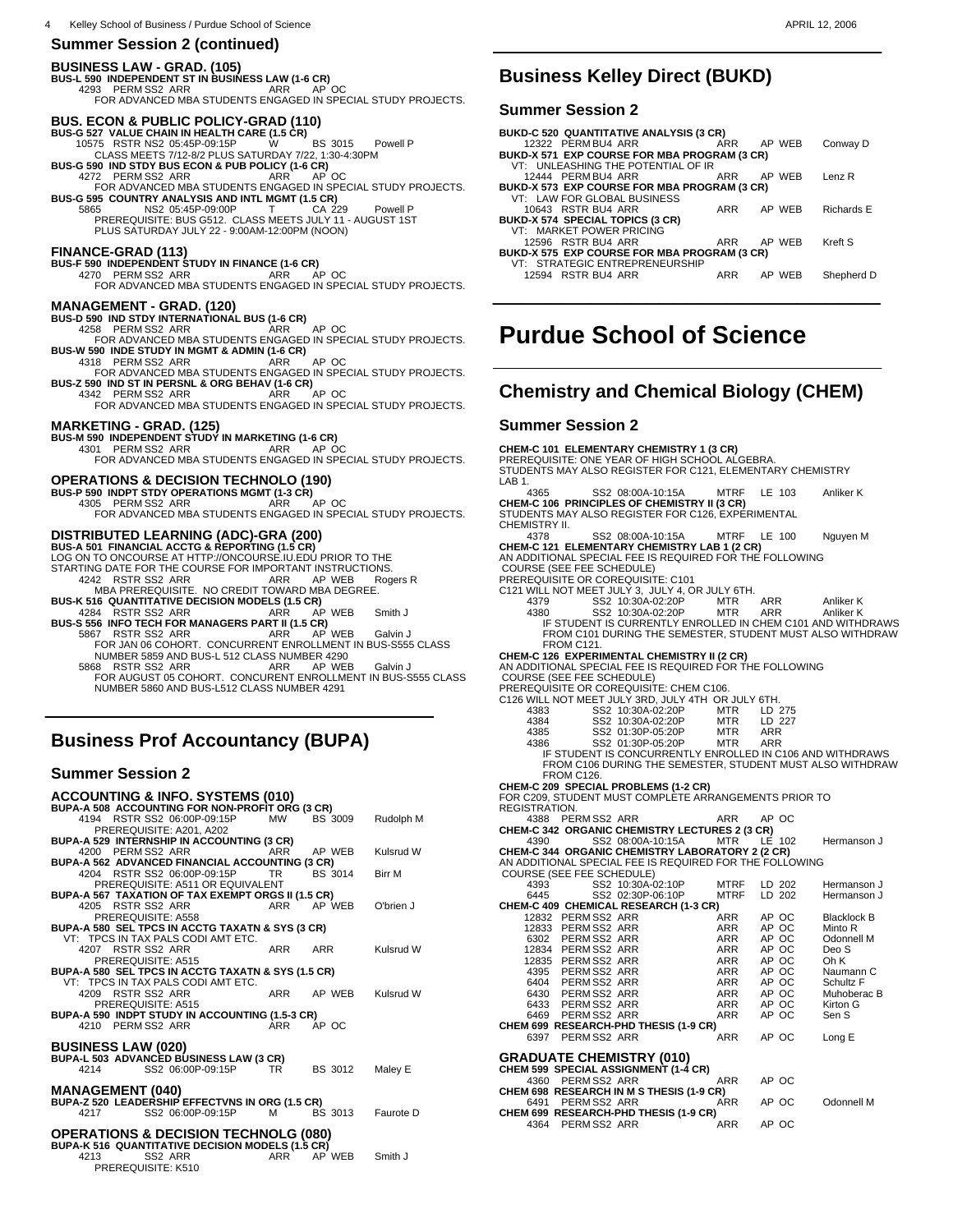## Summer Session 2 (continued)

### BUSINESS LAW - GRAD. (105)

**BUS-L 590 INDEPENDENT ST IN BUSINESS LAW (1-6 CR)**
4293 PERM SS2 ARR ARR AP OC
FOR ADVANCED MBA STUDENTS ENGAGED IN SPECIAL STUDY PROJECTS.

### BUS. ECON & PUBLIC POLICY-GRAD (110)

**BUS-G 527 VALUE CHAIN IN HEALTH CARE (1.5 CR)**
10575 RSTR NS2 05:45P-09:15P W BS 3015 Powell P
CLASS MEETS 7/12-8/2 PLUS SATURDAY 7/22, 1:30-4:30PM

**BUS-G 590 IND STDY BUS ECON & PUB POLICY (1-6 CR)**
4272 PERM SS2 ARR ARR AP OC
FOR ADVANCED MBA STUDENTS ENGAGED IN SPECIAL STUDY PROJECTS.

**BUS-G 595 COUNTRY ANALYSIS AND INTL MGMT (1.5 CR)**
5865 NS2 05:45P-09:00P T CA 229 Powell P
PREREQUISITE: BUS G512. CLASS MEETS JULY 11 - AUGUST 1ST PLUS SATURDAY JULY 22 - 9:00AM-12:00PM (NOON)

### FINANCE-GRAD (113)

**BUS-F 590 INDEPENDENT STUDY IN FINANCE (1-6 CR)**
4270 PERM SS2 ARR ARR AP OC
FOR ADVANCED MBA STUDENTS ENGAGED IN SPECIAL STUDY PROJECTS.

### MANAGEMENT - GRAD. (120)

**BUS-D 590 IND STDY INTERNATIONAL BUS (1-6 CR)**
4258 PERM SS2 ARR ARR AP OC
FOR ADVANCED MBA STUDENTS ENGAGED IN SPECIAL STUDY PROJECTS.

**BUS-W 590 INDE STUDY IN MGMT & ADMIN (1-6 CR)**
4318 PERM SS2 ARR ARR AP OC
FOR ADVANCED MBA STUDENTS ENGAGED IN SPECIAL STUDY PROJECTS.

**BUS-Z 590 IND ST IN PERSNL & ORG BEHAV (1-6 CR)**
4342 PERM SS2 ARR ARR AP OC
FOR ADVANCED MBA STUDENTS ENGAGED IN SPECIAL STUDY PROJECTS.

### MARKETING - GRAD. (125)

**BUS-M 590 INDEPENDENT STUDY IN MARKETING (1-6 CR)**
4301 PERM SS2 ARR ARR AP OC
FOR ADVANCED MBA STUDENTS ENGAGED IN SPECIAL STUDY PROJECTS.

### OPERATIONS & DECISION TECHNOLO (190)

**BUS-P 590 INDPT STDY OPERATIONS MGMT (1-3 CR)**
4305 PERM SS2 ARR ARR AP OC
FOR ADVANCED MBA STUDENTS ENGAGED IN SPECIAL STUDY PROJECTS.

### DISTRIBUTED LEARNING (ADC)-GRA (200)

**BUS-A 501 FINANCIAL ACCTG & REPORTING (1.5 CR)**
LOG ON TO ONCOURSE AT HTTP://ONCOURSE.IU.EDU PRIOR TO THE STARTING DATE FOR THE COURSE FOR IMPORTANT INSTRUCTIONS.
4242 RSTR SS2 ARR ARR AP WEB Rogers R
MBA PREREQUISITE. NO CREDIT TOWARD MBA DEGREE.

**BUS-K 516 QUANTITATIVE DECISION MODELS (1.5 CR)**
4284 RSTR SS2 ARR ARR AP WEB Smith J

**BUS-S 556 INFO TECH FOR MANAGERS PART II (1.5 CR)**
5867 RSTR SS2 ARR ARR AP WEB Galvin J
FOR JAN 06 COHORT. CONCURRENT ENROLLMENT IN BUS-S555 CLASS NUMBER 5859 AND BUS-L 512 CLASS NUMBER 4290
5868 RSTR SS2 ARR ARR AP WEB Galvin J
FOR AUGUST 05 COHORT. CONCURRENT ENROLLMENT IN BUS-S555 CLASS NUMBER 5860 AND BUS-L512 CLASS NUMBER 4291

## Business Prof Accountancy (BUPA)

## Summer Session 2

### ACCOUNTING & INFO. SYSTEMS (010)

**BUPA-A 508 ACCOUNTING FOR NON-PROFIT ORG (3 CR)**
4194 RSTR SS2 06:00P-09:15P MW BS 3009 Rudolph M
PREREQUISITE: A201, A202

**BUPA-A 529 INTERNSHIP IN ACCOUNTING (3 CR)**
4200 PERM SS2 ARR ARR AP WEB Kulsrud W

**BUPA-A 562 ADVANCED FINANCIAL ACCOUNTING (3 CR)**
4204 RSTR SS2 06:00P-09:15P TR BS 3014 Birr M
PREREQUISITE: A511 OR EQUIVALENT

**BUPA-A 567 TAXATION OF TAX EXEMPT ORGS II (1.5 CR)**
4205 RSTR SS2 ARR ARR AP WEB O'brien J
PREREQUISITE: A558

**BUPA-A 580 SEL TPCS IN ACCTG TAXATN & SYS (3 CR)**
VT: TPCS IN TAX PALS CODI AMT ETC.
4207 RSTR SS2 ARR ARR ARR Kulsrud W
PREREQUISITE: A515

**BUPA-A 580 SEL TPCS IN ACCTG TAXATN & SYS (1.5 CR)**
VT: TPCS IN TAX PALS CODI AMT ETC.
4209 RSTR SS2 ARR ARR AP WEB Kulsrud W
PREREQUISITE: A515

**BUPA-A 590 INDPT STUDY IN ACCOUNTING (1.5-3 CR)**
4210 PERM SS2 ARR ARR AP OC

### BUSINESS LAW (020)

**BUPA-L 503 ADVANCED BUSINESS LAW (3 CR)**
4214 SS2 06:00P-09:15P TR BS 3012 Maley E

### MANAGEMENT (040)

**BUPA-Z 520 LEADERSHIP EFFECTVNS IN ORG (1.5 CR)**
4217 SS2 06:00P-09:15P M BS 3013 Faurote D

### OPERATIONS & DECISION TECHNOLG (080)

**BUPA-K 516 QUANTITATIVE DECISION MODELS (1.5 CR)**
4213 SS2 ARR ARR AP WEB Smith J
PREREQUISITE: K510

## Business Kelley Direct (BUKD)

## Summer Session 2

**BUKD-C 520 QUANTITATIVE ANALYSIS (3 CR)**
12322 PERM BU4 ARR ARR AP WEB Conway D

**BUKD-X 571 EXP COURSE FOR MBA PROGRAM (3 CR)**
VT: UNLEASHING THE POTENTIAL OF IR
12444 PERM BU4 ARR ARR AP WEB Lenz R

**BUKD-X 573 EXP COURSE FOR MBA PROGRAM (3 CR)**
VT: LAW FOR GLOBAL BUSINESS
10643 RSTR BU4 ARR ARR AP WEB Richards E

**BUKD-X 574 SPECIAL TOPICS (3 CR)**
VT: MARKET POWER PRICING
12596 RSTR BU4 ARR ARR AP WEB Kreft S

**BUKD-X 575 EXP COURSE FOR MBA PROGRAM (3 CR)**
VT: STRATEGIC ENTREPRENEURSHIP
12594 RSTR BU4 ARR ARR AP WEB Shepherd D

# Purdue School of Science

## Chemistry and Chemical Biology (CHEM)

## Summer Session 2

**CHEM-C 101 ELEMENTARY CHEMISTRY 1 (3 CR)**
PREREQUISITE: ONE YEAR OF HIGH SCHOOL ALGEBRA.
STUDENTS MAY ALSO REGISTER FOR C121, ELEMENTARY CHEMISTRY LAB 1.
4365 SS2 08:00A-10:15A MTRF LE 103 Anliker K

**CHEM-C 106 PRINCIPLES OF CHEMISTRY II (3 CR)**
STUDENTS MAY ALSO REGISTER FOR C126, EXPERIMENTAL CHEMISTRY II.
4378 SS2 08:00A-10:15A MTRF LE 100 Nguyen M

**CHEM-C 121 ELEMENTARY CHEMISTRY LAB 1 (2 CR)**
AN ADDITIONAL SPECIAL FEE IS REQUIRED FOR THE FOLLOWING COURSE (SEE FEE SCHEDULE)
PREREQUISITE OR COREQUISITE: C101
C121 WILL NOT MEET JULY 3, JULY 4, OR JULY 6TH.
4379 SS2 10:30A-02:20P MTR ARR Anliker K
4380 SS2 10:30A-02:20P MTR ARR Anliker K
IF STUDENT IS CURRENTLY ENROLLED IN CHEM C101 AND WITHDRAWS FROM C101 DURING THE SEMESTER, STUDENT MUST ALSO WITHDRAW FROM C121.

**CHEM-C 126 EXPERIMENTAL CHEMISTRY II (2 CR)**
AN ADDITIONAL SPECIAL FEE IS REQUIRED FOR THE FOLLOWING COURSE (SEE FEE SCHEDULE)
PREREQUISITE OR COREQUISITE: CHEM C106.
C126 WILL NOT MEET JULY 3RD, JULY 4TH OR JULY 6TH.
4383 SS2 10:30A-02:20P MTR LD 275
4384 SS2 10:30A-02:20P MTR LD 227
4385 SS2 01:30P-05:20P MTR ARR
4386 SS2 01:30P-05:20P MTR ARR
IF STUDENT IS CONCURRENTLY ENROLLED IN C106 AND WITHDRAWS FROM C106 DURING THE SEMESTER, STUDENT MUST ALSO WITHDRAW FROM C126.

**CHEM-C 209 SPECIAL PROBLEMS (1-2 CR)**
FOR C209, STUDENT MUST COMPLETE ARRANGEMENTS PRIOR TO REGISTRATION.
4388 PERM SS2 ARR ARR AP OC

**CHEM-C 342 ORGANIC CHEMISTRY LECTURES 2 (3 CR)**
4390 SS2 08:00A-10:15A MTR LE 102 Hermanson J

**CHEM-C 344 ORGANIC CHEMISTRY LABORATORY 2 (2 CR)**
AN ADDITIONAL SPECIAL FEE IS REQUIRED FOR THE FOLLOWING COURSE (SEE FEE SCHEDULE)
4393 SS2 10:30A-02:10P MTRF LD 202 Hermanson J
6445 SS2 02:30P-06:10P MTRF LD 202 Hermanson J

**CHEM-C 409 CHEMICAL RESEARCH (1-3 CR)**
12832 PERM SS2 ARR ARR AP OC Blacklock B
12833 PERM SS2 ARR ARR AP OC Minto R
6302 PERM SS2 ARR ARR AP OC Odonnell M
12834 PERM SS2 ARR ARR AP OC Deo S
12835 PERM SS2 ARR ARR AP OC Oh K
4395 PERM SS2 ARR ARR AP OC Naumann C
6404 PERM SS2 ARR ARR AP OC Schultz F
6430 PERM SS2 ARR ARR AP OC Muhoberac B
6433 PERM SS2 ARR ARR AP OC Kirton G
6469 PERM SS2 ARR ARR AP OC Sen S

**CHEM 699 RESEARCH-PHD THESIS (1-9 CR)**
6397 PERM SS2 ARR ARR AP OC Long E

### GRADUATE CHEMISTRY (010)

**CHEM 599 SPECIAL ASSIGNMENT (1-4 CR)**
4360 PERM SS2 ARR ARR AP OC

**CHEM 698 RESEARCH IN M S THESIS (1-9 CR)**
6491 PERM SS2 ARR ARR AP OC Odonnell M

**CHEM 699 RESEARCH-PHD THESIS (1-9 CR)**
4364 PERM SS2 ARR ARR AP OC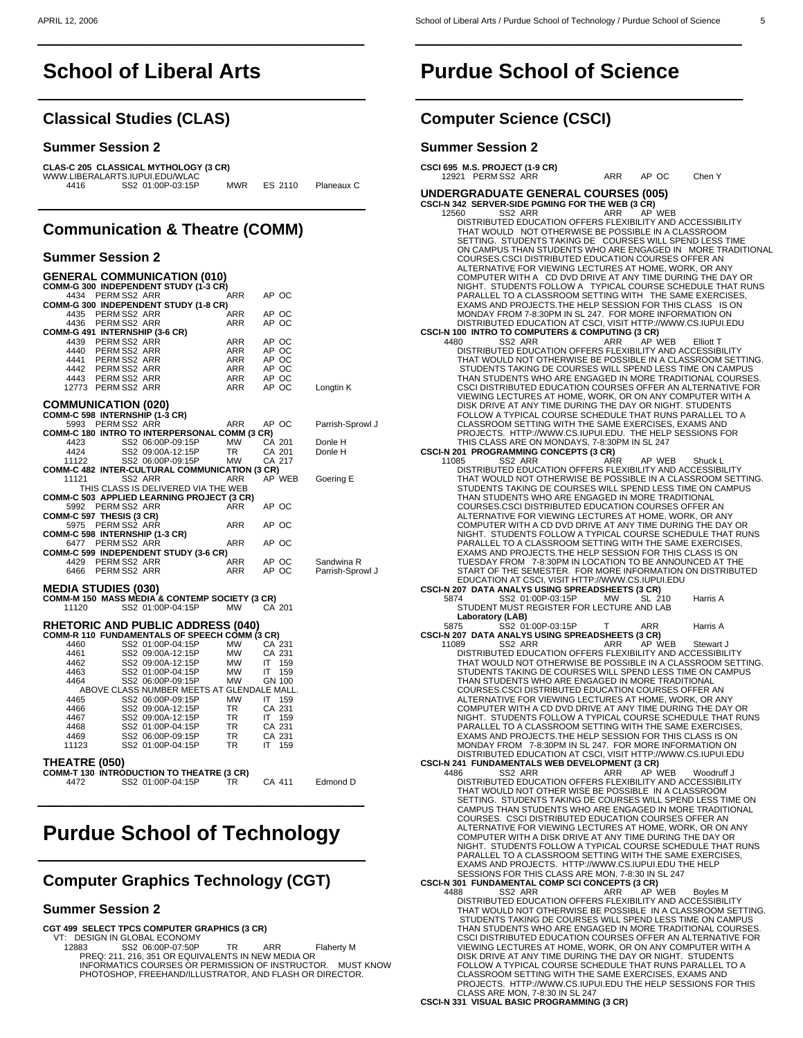# School of Liberal Arts

## Classical Studies (CLAS)

### Summer Session 2

**CLAS-C 205 CLASSICAL MYTHOLOGY (3 CR)**
WWW.LIBERALARTS.IUPUI.EDU/WLAC

| | | | | |
|---|---|---|---|---|
| 4416 | SS2 01:00P-03:15P | MWR | ES 2110 | Planeaux C |

## Communication & Theatre (COMM)

### Summer Session 2

**GENERAL COMMUNICATION (010)**

**COMM-G 300 INDEPENDENT STUDY (1-3 CR)**

| | | | | |
|---|---|---|---|---|
| 4434 | PERM SS2 ARR | ARR | AP OC | |

**COMM-G 300 INDEPENDENT STUDY (1-8 CR)**

| | | | | |
|---|---|---|---|---|
| 4435 | PERM SS2 ARR | ARR | AP OC | |
| 4436 | PERM SS2 ARR | ARR | AP OC | |

**COMM-G 491 INTERNSHIP (3-6 CR)**

| | | | | |
|---|---|---|---|---|
| 4439 | PERM SS2 ARR | ARR | AP OC | |
| 4440 | PERM SS2 ARR | ARR | AP OC | |
| 4441 | PERM SS2 ARR | ARR | AP OC | |
| 4442 | PERM SS2 ARR | ARR | AP OC | |
| 4443 | PERM SS2 ARR | ARR | AP OC | |
| 12773 | PERM SS2 ARR | ARR | AP OC | Longtin K |

**COMMUNICATION (020)**

**COMM-C 598 INTERNSHIP (1-3 CR)**

| | | | | |
|---|---|---|---|---|
| 5993 | PERM SS2 ARR | ARR | AP OC | Parrish-Sprowl J |

**COMM-C 180 INTRO TO INTERPERSONAL COMM (3 CR)**

| | | | | |
|---|---|---|---|---|
| 4423 | SS2 06:00P-09:15P | MW | CA 201 | Donle H |
| 4424 | SS2 09:00A-12:15P | TR | CA 201 | Donle H |
| 11122 | SS2 06:00P-09:15P | MW | CA 217 | |

**COMM-C 482 INTER-CULTURAL COMMUNICATION (3 CR)**

| | | | | |
|---|---|---|---|---|
| 11121 | SS2 ARR | ARR | AP WEB | Goering E |

THIS CLASS IS DELIVERED VIA THE WEB

**COMM-C 503 APPLIED LEARNING PROJECT (3 CR)**

| | | | | |
|---|---|---|---|---|
| 5992 | PERM SS2 ARR | ARR | AP OC | |

**COMM-C 597 THESIS (3 CR)**

| | | | | |
|---|---|---|---|---|
| 5975 | PERM SS2 ARR | ARR | AP OC | |

**COMM-C 598 INTERNSHIP (1-3 CR)**

| | | | | |
|---|---|---|---|---|
| 6477 | PERM SS2 ARR | ARR | AP OC | |

**COMM-C 599 INDEPENDENT STUDY (3-6 CR)**

| | | | | |
|---|---|---|---|---|
| 4429 | PERM SS2 ARR | ARR | AP OC | Sandwina R |
| 6466 | PERM SS2 ARR | ARR | AP OC | Parrish-Sprowl J |

**MEDIA STUDIES (030)**

**COMM-M 150 MASS MEDIA & CONTEMP SOCIETY (3 CR)**

| | | | | |
|---|---|---|---|---|
| 11120 | SS2 01:00P-04:15P | MW | CA 201 | |

**RHETORIC AND PUBLIC ADDRESS (040)**

**COMM-R 110 FUNDAMENTALS OF SPEECH COMM (3 CR)**

| | | | | |
|---|---|---|---|---|
| 4460 | SS2 01:00P-04:15P | MW | CA 231 | |
| 4461 | SS2 09:00A-12:15P | MW | CA 231 | |
| 4462 | SS2 09:00A-12:15P | MW | IT 159 | |
| 4463 | SS2 01:00P-04:15P | MW | IT 159 | |
| 4464 | SS2 06:00P-09:15P | MW | GN 100 | |

ABOVE CLASS NUMBER MEETS AT GLENDALE MALL.

| | | | | |
|---|---|---|---|---|
| 4465 | SS2 06:00P-09:15P | MW | IT 159 | |
| 4466 | SS2 09:00A-12:15P | TR | CA 231 | |
| 4467 | SS2 09:00A-12:15P | TR | IT 159 | |
| 4468 | SS2 01:00P-04:15P | TR | CA 231 | |
| 4469 | SS2 06:00P-09:15P | TR | CA 231 | |
| 11123 | SS2 01:00P-04:15P | TR | IT 159 | |

**THEATRE (050)**

**COMM-T 130 INTRODUCTION TO THEATRE (3 CR)**

| | | | | |
|---|---|---|---|---|
| 4472 | SS2 01:00P-04:15P | TR | CA 411 | Edmond D |

# Purdue School of Technology

## Computer Graphics Technology (CGT)

### Summer Session 2

**CGT 499 SELECT TPCS COMPUTER GRAPHICS (3 CR)**
VT: DESIGN IN GLOBAL ECONOMY

| | | | | |
|---|---|---|---|---|
| 12883 | SS2 06:00P-07:50P | TR | ARR | Flaherty M |

PREQ: 211, 216, 351 OR EQUIVALENTS IN NEW MEDIA OR INFORMATICS COURSES OR PERMISSION OF INSTRUCTOR. MUST KNOW PHOTOSHOP, FREEHAND/ILLUSTRATOR, AND FLASH OR DIRECTOR.

# Purdue School of Science

## Computer Science (CSCI)

### Summer Session 2

**CSCI 695 M.S. PROJECT (1-9 CR)**

| | | | | |
|---|---|---|---|---|
| 12921 | PERM SS2 ARR | ARR | AP OC | Chen Y |

**UNDERGRADUATE GENERAL COURSES (005)**

**CSCI-N 342 SERVER-SIDE PGMING FOR THE WEB (3 CR)**

| | | | | |
|---|---|---|---|---|
| 12560 | SS2 ARR | ARR | AP WEB | |

DISTRIBUTED EDUCATION OFFERS FLEXIBILITY AND ACCESSIBILITY THAT WOULD NOT OTHERWISE BE POSSIBLE IN A CLASSROOM SETTING. STUDENTS TAKING DE COURSES WILL SPEND LESS TIME ON CAMPUS THAN STUDENTS WHO ARE ENGAGED IN MORE TRADITIONAL COURSES.CSCI DISTRIBUTED EDUCATION COURSES OFFER AN ALTERNATIVE FOR VIEWING LECTURES AT HOME, WORK, OR ANY COMPUTER WITH A CD DVD DRIVE AT ANY TIME DURING THE DAY OR NIGHT. STUDENTS FOLLOW A TYPICAL COURSE SCHEDULE THAT RUNS PARALLEL TO A CLASSROOM SETTING WITH THE SAME EXERCISES, EXAMS AND PROJECTS.THE HELP SESSION FOR THIS CLASS IS ON MONDAY FROM 7-8:30PM IN SL 247. FOR MORE INFORMATION ON DISTRIBUTED EDUCATION AT CSCI, VISIT HTTP://WWW.CS.IUPUI.EDU

**CSCI-N 100 INTRO TO COMPUTERS & COMPUTING (3 CR)**

| | | | | |
|---|---|---|---|---|
| 4480 | SS2 ARR | ARR | AP WEB | Elliott T |

DISTRIBUTED EDUCATION OFFERS FLEXIBILITY AND ACCESSIBILITY THAT WOULD NOT OTHERWISE BE POSSIBLE IN A CLASSROOM SETTING. STUDENTS TAKING DE COURSES WILL SPEND LESS TIME ON CAMPUS THAN STUDENTS WHO ARE ENGAGED IN MORE TRADITIONAL COURSES. CSCI DISTRIBUTED EDUCATION COURSES OFFER AN ALTERNATIVE FOR VIEWING LECTURES AT HOME, WORK, OR ON ANY COMPUTER WITH A DISK DRIVE AT ANY TIME DURING THE DAY OR NIGHT. STUDENTS FOLLOW A TYPICAL COURSE SCHEDULE THAT RUNS PARALLEL TO A CLASSROOM SETTING WITH THE SAME EXERCISES, EXAMS AND PROJECTS. HTTP://WWW.CS.IUPUI.EDU. THE HELP SESSIONS FOR THIS CLASS ARE ON MONDAYS, 7-8:30PM IN SL 247

**CSCI-N 201 PROGRAMMING CONCEPTS (3 CR)**

| | | | | |
|---|---|---|---|---|
| 11085 | SS2 ARR | ARR | AP WEB | Shuck L |

DISTRIBUTED EDUCATION OFFERS FLEXIBILITY AND ACCESSIBILITY THAT WOULD NOT OTHERWISE BE POSSIBLE IN A CLASSROOM SETTING. STUDENTS TAKING DE COURSES WILL SPEND LESS TIME ON CAMPUS THAN STUDENTS WHO ARE ENGAGED IN MORE TRADITIONAL COURSES.CSCI DISTRIBUTED EDUCATION COURSES OFFER AN ALTERNATIVE FOR VIEWING LECTURES AT HOME, WORK, OR ANY COMPUTER WITH A CD DVD DRIVE AT ANY TIME DURING THE DAY OR NIGHT. STUDENTS FOLLOW A TYPICAL COURSE SCHEDULE THAT RUNS PARALLEL TO A CLASSROOM SETTING WITH THE SAME EXERCISES, EXAMS AND PROJECTS.THE HELP SESSION FOR THIS CLASS IS ON TUESDAY FROM 7-8:30PM IN LOCATION TO BE ANNOUNCED AT THE START OF THE SEMESTER. FOR MORE INFORMATION ON DISTRIBUTED EDUCATION AT CSCI, VISIT HTTP://WWW.CS.IUPUI.EDU

**CSCI-N 207 DATA ANALYS USING SPREADSHEETS (3 CR)**

| | | | | |
|---|---|---|---|---|
| 5874 | SS2 01:00P-03:15P | MW | SL 210 | Harris A |

STUDENT MUST REGISTER FOR LECTURE AND LAB

**Laboratory (LAB)**

| | | | | |
|---|---|---|---|---|
| 5875 | SS2 01:00P-03:15P | T | ARR | Harris A |

**CSCI-N 207 DATA ANALYS USING SPREADSHEETS (3 CR)**

| | | | | |
|---|---|---|---|---|
| 11089 | SS2 ARR | ARR | AP WEB | Stewart J |

DISTRIBUTED EDUCATION OFFERS FLEXIBILITY AND ACCESSIBILITY THAT WOULD NOT OTHERWISE BE POSSIBLE IN A CLASSROOM SETTING. STUDENTS TAKING DE COURSES WILL SPEND LESS TIME ON CAMPUS THAN STUDENTS WHO ARE ENGAGED IN MORE TRADITIONAL COURSES.CSCI DISTRIBUTED EDUCATION COURSES OFFER AN ALTERNATIVE FOR VIEWING LECTURES AT HOME, WORK, OR ANY COMPUTER WITH A CD DVD DRIVE AT ANY TIME DURING THE DAY OR NIGHT. STUDENTS FOLLOW A TYPICAL COURSE SCHEDULE THAT RUNS PARALLEL TO A CLASSROOM SETTING WITH THE SAME EXERCISES, EXAMS AND PROJECTS.THE HELP SESSION FOR THIS CLASS IS ON MONDAY FROM 7-8:30PM IN SL 247. FOR MORE INFORMATION ON DISTRIBUTED EDUCATION AT CSCI, VISIT HTTP://WWW.CS.IUPUI.EDU

**CSCI-N 241 FUNDAMENTALS WEB DEVELOPMENT (3 CR)**

| | | | | |
|---|---|---|---|---|
| 4486 | SS2 ARR | ARR | AP WEB | Woodruff J |

DISTRIBUTED EDUCATION OFFERS FLEXIBILITY AND ACCESSIBILITY THAT WOULD NOT OTHER WISE BE POSSIBLE IN A CLASSROOM SETTING. STUDENTS TAKING DE COURSES WILL SPEND LESS TIME ON CAMPUS THAN STUDENTS WHO ARE ENGAGED IN MORE TRADITIONAL COURSES. CSCI DISTRIBUTED EDUCATION COURSES OFFER AN ALTERNATIVE FOR VIEWING LECTURES AT HOME, WORK, OR ON ANY COMPUTER WITH A DISK DRIVE AT ANY TIME DURING THE DAY OR NIGHT. STUDENTS FOLLOW A TYPICAL COURSE SCHEDULE THAT RUNS PARALLEL TO A CLASSROOM SETTING WITH THE SAME EXERCISES, EXAMS AND PROJECTS. HTTP://WWW.CS.IUPUI.EDU THE HELP SESSIONS FOR THIS CLASS ARE MON, 7-8:30 IN SL 247

**CSCI-N 301 FUNDAMENTAL COMP SCI CONCEPTS (3 CR)**

| | | | | |
|---|---|---|---|---|
| 4488 | SS2 ARR | ARR | AP WEB | Boyles M |

DISTRIBUTED EDUCATION OFFERS FLEXIBILITY AND ACCESSIBILITY THAT WOULD NOT OTHERWISE BE POSSIBLE IN A CLASSROOM SETTING. STUDENTS TAKING DE COURSES WILL SPEND LESS TIME ON CAMPUS THAN STUDENTS WHO ARE ENGAGED IN MORE TRADITIONAL COURSES. CSCI DISTRIBUTED EDUCATION COURSES OFFER AN ALTERNATIVE FOR VIEWING LECTURES AT HOME, WORK, OR ON ANY COMPUTER WITH A DISK DRIVE AT ANY TIME DURING THE DAY OR NIGHT. STUDENTS FOLLOW A TYPICAL COURSE SCHEDULE THAT RUNS PARALLEL TO A CLASSROOM SETTING WITH THE SAME EXERCISES, EXAMS AND PROJECTS. HTTP://WWW.CS.IUPUI.EDU THE HELP SESSIONS FOR THIS CLASS ARE MON, 7-8:30 IN SL 247

**CSCI-N 331 VISUAL BASIC PROGRAMMING (3 CR)**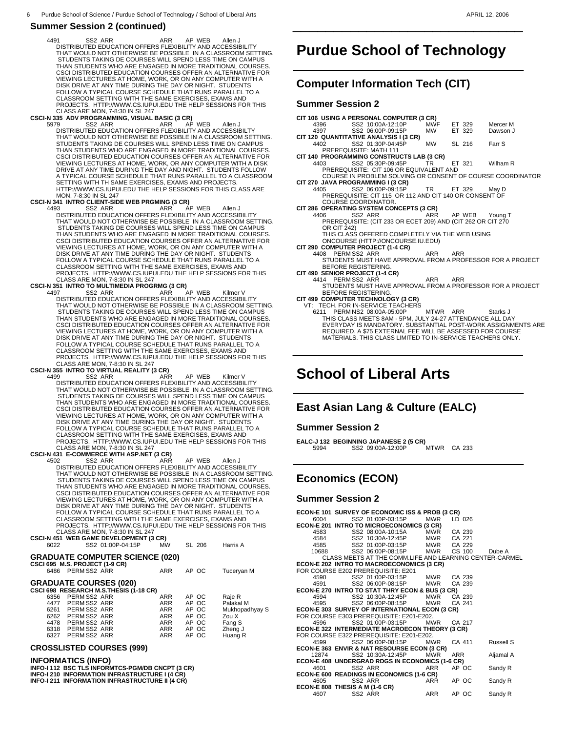## Summer Session 2 (continued)

4491 SS2 ARR ARR AP WEB Allen J
DISTRIBUTED EDUCATION OFFERS FLEXIBILITY AND ACCESSIBILITY THAT WOULD NOT OTHERWISE BE POSSIBLE IN A CLASSROOM SETTING. STUDENTS TAKING DE COURSES WILL SPEND LESS TIME ON CAMPUS THAN STUDENTS WHO ARE ENGAGED IN MORE TRADITIONAL COURSES. CSCI DISTRIBUTED EDUCATION COURSES OFFER AN ALTERNATIVE FOR VIEWING LECTURES AT HOME, WORK, OR ON ANY COMPUTER WITH A DISK DRIVE AT ANY TIME DURING THE DAY OR NIGHT. STUDENTS FOLLOW A TYPICAL COURSE SCHEDULE THAT RUNS PARALLEL TO A CLASSROOM SETTING WITH THE SAME EXERCISES, EXAMS AND PROJECTS. HTTP://WWW.CS.IUPUI.EDU THE HELP SESSIONS FOR THIS CLASS ARE MON, 7-8:30 IN SL 247

**CSCI-N 335 ADV PROGRAMMING, VISUAL BASIC (3 CR)**
5979 SS2 ARR ARR AP WEB Allen J
DISTRIBUTED EDUCATION OFFERS FLEXIBILITY AND ACCESSIBILTY THAT WOULD NOT OTHERWISE BE POSSIBLE IN A CLASSROOM SETTING. STUDENTS TAKING DE COURSES WILL SPEND LESS TIME ON CAMPUS THAN STUDENTS WHO ARE ENGAGED IN MORE TRADITIONAL COURSES. CSCI DISTRIBUTED EDUCATION COURSES OFFER AN ALTERNATIVE FOR VIEWING LECTURES AT HOME, WORK, OR ANY COMPUTER WITH A DISK DRIVE AT ANY TIME DURING THE DAY AND NIGHT. STUDENTS FOLLOW A TYPICAL COURSE SCHEDULE THAT RUNS PARALLEL TO A CLASSROOM SETTING WITH TH SAME EXERCISES, EXAMS AND PROJECTS. HTTP://WWW.CS.IUPUI.EDU THE HELP SESSIONS FOR THIS CLASS ARE MON, 7-8:30 IN SL 247

**CSCI-N 341 INTRO CLIENT-SIDE WEB PRGMING (3 CR)**
4493 SS2 ARR ARR AP WEB Allen J
DISTRIBUTED EDUCATION OFFERS FLEXIBILITY AND ACCESSIBILITY THAT WOULD NOT OTHERWISE BE POSSIBLE IN A CLASSROOM SETTING. STUDENTS TAKING DE COURSES WILL SPEND LESS TIME ON CAMPUS THAN STUDENTS WHO ARE ENGAGED IN MORE TRADITIONAL COURSES. CSCI DISTRIBUTED EDUCATION COURSES OFFER AN ALTERNATIVE FOR VIEWING LECTURES AT HOME, WORK, OR ON ANY COMPUTER WITH A DISK DRIVE AT ANY TIME DURING THE DAY OR NIGHT. STUDENTS FOLLOW A TYPICAL COURSE SCHEDULE THAT RUNS PARALLEL TO A CLASSROOM SETTING WITH THE SAME EXERCISES, EXAMS AND PROJECTS. HTTP://WWW.CS.IUPUI.EDU THE HELP SESSIONS FOR THIS CLASS ARE MON, 7-8:30 IN SL 247

**CSCI-N 351 INTRO TO MULTIMEDIA PROGRMG (3 CR)**
4497 SS2 ARR ARR AP WEB Kilmer V
DISTRIBUTED EDUCATION OFFERS FLEXIBILITY AND ACCESSIBILITY THAT WOULD NOT OTHERWISE BE POSSIBLE IN A CLASSROOM SETTING. STUDENTS TAKING DE COURSES WILL SPEND LESS TIME ON CAMPUS THAN STUDENTS WHO ARE ENGAGED IN MORE TRADITIONAL COURSES. CSCI DISTRIBUTED EDUCATION COURSES OFFER AN ALTERNATIVE FOR VIEWING LECTURES AT HOME, WORK, OR ON ANY COMPUTER WITH A DISK DRIVE AT ANY TIME DURING THE DAY OR NIGHT. STUDENTS FOLLOW A TYPICAL COURSE SCHEDULE THAT RUNS PARALLEL TO A CLASSROOM SETTING WITH THE SAME EXERCISES, EXAMS AND PROJECTS. HTTP://WWW.CS.IUPUI.EDU THE HELP SESSIONS FOR THIS CLASS ARE MON, 7-8:30 IN SL 247

**CSCI-N 355 INTRO TO VIRTUAL REALITY (3 CR)**
4499 SS2 ARR ARR AP WEB Kilmer V
DISTRIBUTED EDUCATION OFFERS FLEXIBILITY AND ACCESSIBILITY THAT WOULD NOT OTHERWISE BE POSSIBLE IN A CLASSROOM SETTING. STUDENTS TAKING DE COURSES WILL SPEND LESS TIME ON CAMPUS THAN STUDENTS WHO ARE ENGAGED IN MORE TRADITIONAL COURSES. CSCI DISTRIBUTED EDUCATION COURSES OFFER AN ALTERNATIVE FOR VIEWING LECTURES AT HOME, WORK, OR ON ANY COMPUTER WITH A DISK DRIVE AT ANY TIME DURING THE DAY OR NIGHT. STUDENTS FOLLOW A TYPICAL COURSE SCHEDULE THAT RUNS PARALLEL TO A CLASSROOM SETTING WITH THE SAME EXERCISES, EXAMS AND PROJECTS. HTTP://WWW.CS.IUPUI.EDU THE HELP SESSIONS FOR THIS CLASS ARE MON, 7-8:30 IN SL 247

**CSCI-N 431 E-COMMERCE WITH ASP.NET (3 CR)**
4502 SS2 ARR ARR AP WEB Allen J
DISTRIBUTED EDUCATION OFFERS FLEXIBILITY AND ACCESSIBILITY THAT WOULD NOT OTHERWISE BE POSSIBLE IN A CLASSROOM SETTING. STUDENTS TAKING DE COURSES WILL SPEND LESS TIME ON CAMPUS THAN STUDENTS WHO ARE ENGAGED IN MORE TRADITIONAL COURSES. CSCI DISTRIBUTED EDUCATION COURSES OFFER AN ALTERNATIVE FOR VIEWING LECTURES AT HOME, WORK, OR ON ANY COMPUTER WITH A DISK DRIVE AT ANY TIME DURING THE DAY OR NIGHT. STUDENTS FOLLOW A TYPICAL COURSE SCHEDULE THAT RUNS PARALLEL TO A CLASSROOM SETTING WITH THE SAME EXERCISES, EXAMS AND PROJECTS. HTTP://WWW.CS.IUPUI.EDU THE HELP SESSIONS FOR THIS CLASS ARE MON, 7-8:30 IN SL 247

**CSCI-N 451 WEB GAME DEVELOPMENT (3 CR)**
6022 SS2 01:00P-04:15P MW SL 206 Harris A

### GRADUATE COMPUTER SCIENCE (020)

**CSCI 695 M.S. PROJECT (1-9 CR)**
6486 PERM SS2 ARR ARR AP OC Tuceryan M

### GRADUATE COURSES (020)

**CSCI 698 RESEARCH M.S.THESIS (1-18 CR)**

| | | | | | |
|---|---|---|---|---|---|
| 6356 | PERM SS2 ARR | ARR | AP OC | | Raje R |
| 4477 | PERM SS2 ARR | ARR | AP OC | | Palakal M |
| 6261 | PERM SS2 ARR | ARR | AP OC | | Mukhopadhyay S |
| 6262 | PERM SS2 ARR | ARR | AP OC | | Zou X |
| 4478 | PERM SS2 ARR | ARR | AP OC | | Fang S |
| 6318 | PERM SS2 ARR | ARR | AP OC | | Zheng J |
| 6327 | PERM SS2 ARR | ARR | AP OC | | Huang R |

### CROSSLISTED COURSES (999)

### INFORMATICS (INFO)

**INFO-I 112 BSC TLS INFORMTCS-PGM/DB CNCPT (3 CR)**
**INFO-I 210 INFORMATION INFRASTRUCTURE I (4 CR)**
**INFO-I 211 INFORMATION INFRASTRUCTURE II (4 CR)**

# Purdue School of Technology

## Computer Information Tech (CIT)

### Summer Session 2

**CIT 106 USING A PERSONAL COMPUTER (3 CR)**
4396 SS2 10:00A-12:10P MWF ET 329 Mercer M
4397 SS2 06:00P-09:15P MW ET 329 Dawson J

**CIT 120 QUANTITATIVE ANALYSIS I (3 CR)**
4402 SS2 01:30P-04:45P MW SL 216 Farr S
PREREQUISITE: MATH 111

**CIT 140 PROGRAMMING CONSTRUCTS LAB (3 CR)**
4403 SS2 05:30P-09:45P TR ET 321 Wilham R
PREREQUISITE: CIT 106 OR EQUIVALENT AND COURSE IN PROBLEM SOLVING OR CONSENT OF COURSE COORDINATOR

**CIT 270 JAVA PROGRAMMING I (3 CR)**
4405 SS2 06:00P-09:15P TR ET 329 May D
PREREQUISITE: CIT 115 OR 112 AND CIT 140 OR CONSENT OF COURSE COORDINATOR.

**CIT 286 OPERATING SYSTEM CONCEPTS (3 CR)**
4406 SS2 ARR ARR AP WEB Young T
PREREQUISITE: (CIT 233 OR ECET 209) AND (CIT 262 OR CIT 270 OR CIT 242)
THIS CLASS OFFERED COMPLETELY VIA THE WEB USING ONCOURSE (HTTP://ONCOURSE.IU.EDU)

**CIT 290 COMPUTER PROJECT (1-4 CR)**
4408 PERM SS2 ARR ARR ARR
STUDENTS MUST HAVE APPROVAL FROM A PROFESSOR FOR A PROJECT BEFORE REGISTERING.

**CIT 490 SENIOR PROJECT (1-4 CR)**
4414 PERM SS2 ARR ARR ARR
STUDENTS MUST HAVE APPROVAL FROM A PROFESSOR FOR A PROJECT BEFORE REGISTERING.

**CIT 499 COMPUTER TECHNOLOGY (3 CR)**
VT: TECH. FOR IN-SERVICE TEACHERS
6211 PERM NS2 08:00A-05:00P MTWR ARR Starks J
THIS CLASS MEETS 8AM - 5PM, JULY 24-27 ATTENDANCE ALL DAY EVERYDAY IS MANDATORY. SUBSTANTIAL POST-WORK ASSIGNMENTS ARE REQUIRED. A $75 EXTERNAL FEE WILL BE ASSESSED FOR COURSE MATERIALS. THIS CLASS LIMITED TO IN-SERVICE TEACHERS ONLY.

# School of Liberal Arts

## East Asian Lang & Culture (EALC)

### Summer Session 2

**EALC-J 132 BEGINNING JAPANESE 2 (5 CR)**
5994 SS2 09:00A-12:00P MTWR CA 233

## Economics (ECON)

### Summer Session 2

**ECON-E 101 SURVEY OF ECONOMIC ISS & PROB (3 CR)**
6004 SS2 01:00P-03:15P MWR LD 026

**ECON-E 201 INTRO TO MICROECONOMICS (3 CR)**
4583 SS2 08:00A-10:15A MWR CA 239
4584 SS2 10:30A-12:45P MWR CA 221
4585 SS2 01:00P-03:15P MWR CA 229
10688 SS2 06:00P-08:15P MWR CS 100 Dube A
CLASS MEETS AT THE COMM.LIFE AND LEARNING CENTER-CARMEL

**ECON-E 202 INTRO TO MACROECONOMICS (3 CR)**
FOR COURSE E202 PREREQUISITE: E201
4590 SS2 01:00P-03:15P MWR CA 239
4591 SS2 06:00P-08:15P MWR CA 239

**ECON-E 270 INTRO TO STAT THRY ECON & BUS (3 CR)**
4594 SS2 10:30A-12:45P MWR CA 239
4595 SS2 06:00P-08:15P MWR CA 241

**ECON-E 303 SURVEY OF INTERNATIONAL ECON (3 CR)**
FOR COURSE E303 PREREQUISITE: E201-E202.
4596 SS2 01:00P-03:15P MWR CA 217

**ECON-E 322 INTERMEDIATE MACROECON THEORY (3 CR)**
FOR COURSE E322 PREREQUISITE: E201-E202.
4599 SS2 06:00P-08:15P MWR CA 411 Russell S

**ECON-E 363 ENVIR & NAT RESOURSE ECON (3 CR)**
12874 SS2 10:30A-12:45P MWR ARR Aljamal A

**ECON-E 408 UNDERGRAD RDGS IN ECONOMICS (1-6 CR)**
4601 SS2 ARR ARR AP OC Sandy R

**ECON-E 600 READINGS IN ECONOMICS (1-6 CR)**
4605 SS2 ARR ARR AP OC Sandy R

**ECON-E 808 THESIS A M (1-6 CR)**
4607 SS2 ARR ARR AP OC Sandy R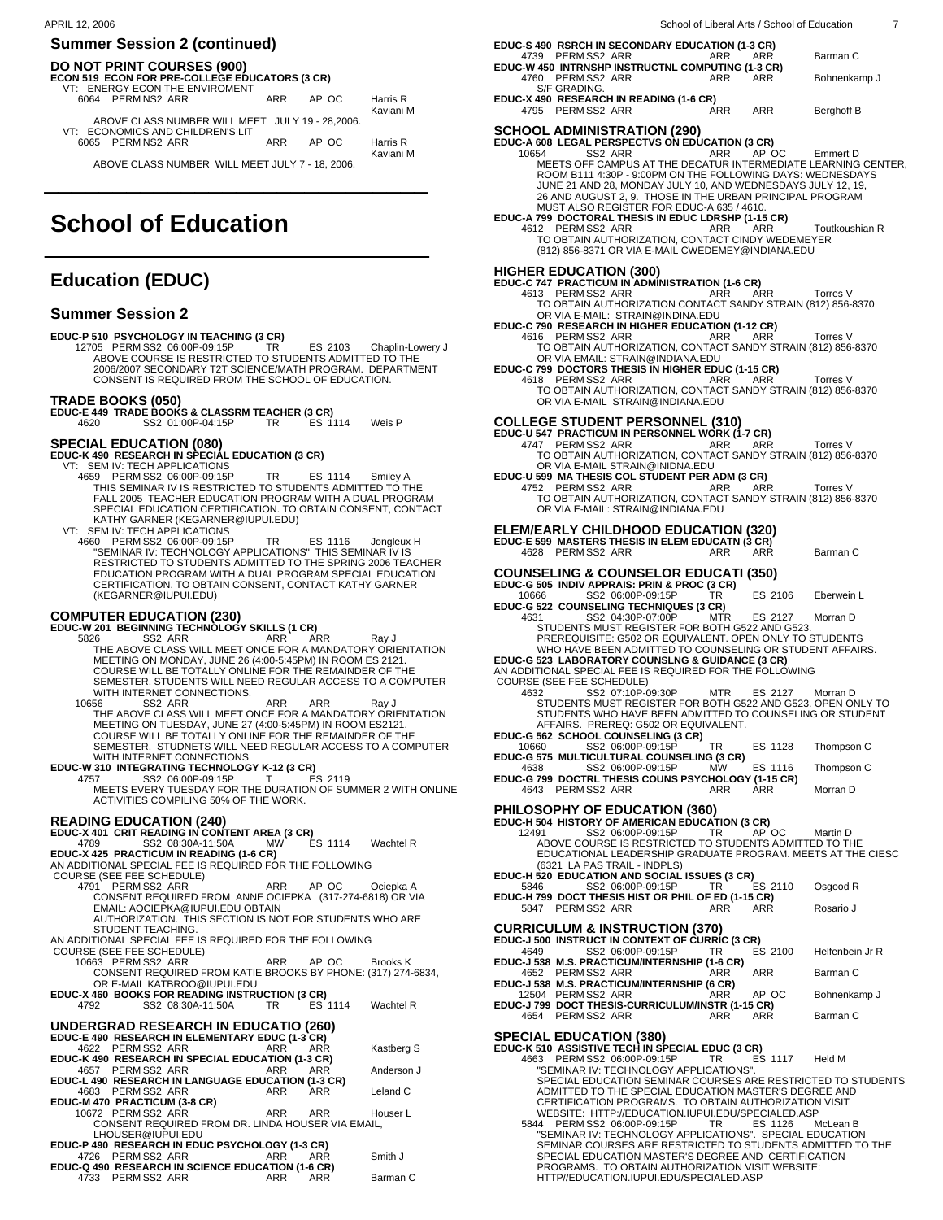## Summer Session 2 (continued)

### DO NOT PRINT COURSES (900)

**ECON 519 ECON FOR PRE-COLLEGE EDUCATORS (3 CR)**

VT: ENERGY ECON THE ENVIROMENT

6064 PERM NS2 ARR ARR AP OC Harris R, Kaviani M

ABOVE CLASS NUMBER WILL MEET JULY 19 - 28,2006.

VT: ECONOMICS AND CHILDREN'S LIT

6065 PERM NS2 ARR ARR AP OC Harris R, Kaviani M

ABOVE CLASS NUMBER WILL MEET JULY 7 - 18, 2006.

# School of Education

## Education (EDUC)

### Summer Session 2

**EDUC-P 510 PSYCHOLOGY IN TEACHING (3 CR)**

12705 PERM SS2 06:00P-09:15P TR ES 2103 Chaplin-Lowery J

ABOVE COURSE IS RESTRICTED TO STUDENTS ADMITTED TO THE 2006/2007 SECONDARY T2T SCIENCE/MATH PROGRAM. DEPARTMENT CONSENT IS REQUIRED FROM THE SCHOOL OF EDUCATION.

### TRADE BOOKS (050)

**EDUC-E 449 TRADE BOOKS & CLASSRM TEACHER (3 CR)**

4620 SS2 01:00P-04:15P TR ES 1114 Weis P

### SPECIAL EDUCATION (080)

**EDUC-K 490 RESEARCH IN SPECIAL EDUCATION (3 CR)**

VT: SEM IV: TECH APPLICATIONS

4659 PERM SS2 06:00P-09:15P TR ES 1114 Smiley A

THIS SEMINAR IV IS RESTRICTED TO STUDENTS ADMITTED TO THE FALL 2005 TEACHER EDUCATION PROGRAM WITH A DUAL PROGRAM SPECIAL EDUCATION CERTIFICATION. TO OBTAIN CONSENT, CONTACT KATHY GARNER (KEGARNER@IUPUI.EDU)

VT: SEM IV: TECH APPLICATIONS

4660 PERM SS2 06:00P-09:15P TR ES 1116 Jongleux H

"SEMINAR IV: TECHNOLOGY APPLICATIONS" THIS SEMINAR IV IS RESTRICTED TO STUDENTS ADMITTED TO THE SPRING 2006 TEACHER EDUCATION PROGRAM WITH A DUAL PROGRAM SPECIAL EDUCATION CERTIFICATION. TO OBTAIN CONSENT, CONTACT KATHY GARNER (KEGARNER@IUPUI.EDU)

### COMPUTER EDUCATION (230)

**EDUC-W 201 BEGINNING TECHNOLOGY SKILLS (1 CR)**

5826 SS2 ARR ARR ARR Ray J

THE ABOVE CLASS WILL MEET ONCE FOR A MANDATORY ORIENTATION MEETING ON MONDAY, JUNE 26 (4:00-5:45PM) IN ROOM ES 2121. COURSE WILL BE TOTALLY ONLINE FOR THE REMAINDER OF THE SEMESTER. STUDENTS WILL NEED REGULAR ACCESS TO A COMPUTER WITH INTERNET CONNECTIONS.

10656 SS2 ARR ARR ARR Ray J

THE ABOVE CLASS WILL MEET ONCE FOR A MANDATORY ORIENTATION MEETING ON TUESDAY, JUNE 27 (4:00-5:45PM) IN ROOM ES2121. COURSE WILL BE TOTALLY ONLINE FOR THE REMAINDER OF THE SEMESTER. STUDNETS WILL NEED REGULAR ACCESS TO A COMPUTER WITH INTERNET CONNECTIONS

**EDUC-W 310 INTEGRATING TECHNOLOGY K-12 (3 CR)**

4757 SS2 06:00P-09:15P T ES 2119

MEETS EVERY TUESDAY FOR THE DURATION OF SUMMER 2 WITH ONLINE ACTIVITIES COMPILING 50% OF THE WORK.

### READING EDUCATION (240)

**EDUC-X 401 CRIT READING IN CONTENT AREA (3 CR)**

4789 SS2 08:30A-11:50A MW ES 1114 Wachtel R

**EDUC-X 425 PRACTICUM IN READING (1-6 CR)**

AN ADDITIONAL SPECIAL FEE IS REQUIRED FOR THE FOLLOWING COURSE (SEE FEE SCHEDULE)

4791 PERM SS2 ARR ARR AP OC Ociepka A

CONSENT REQUIRED FROM ANNE OCIEPKA (317-274-6818) OR VIA EMAIL: AOCIEPKA@IUPUI.EDU OBTAIN AUTHORIZATION. THIS SECTION IS NOT FOR STUDENTS WHO ARE STUDENT TEACHING.

AN ADDITIONAL SPECIAL FEE IS REQUIRED FOR THE FOLLOWING COURSE (SEE FEE SCHEDULE)

10663 PERM SS2 ARR ARR AP OC Brooks K

CONSENT REQUIRED FROM KATIE BROOKS BY PHONE: (317) 274-6834, OR E-MAIL KATBROO@IUPUI.EDU

**EDUC-X 460 BOOKS FOR READING INSTRUCTION (3 CR)**

4792 SS2 08:30A-11:50A TR ES 1114 Wachtel R

### UNDERGRAD RESEARCH IN EDUCATIO (260)

**EDUC-E 490 RESEARCH IN ELEMENTARY EDUC (1-3 CR)**

4622 PERM SS2 ARR ARR ARR Kastberg S

**EDUC-K 490 RESEARCH IN SPECIAL EDUCATION (1-3 CR)**

4657 PERM SS2 ARR ARR ARR Anderson J

**EDUC-L 490 RESEARCH IN LANGUAGE EDUCATION (1-3 CR)**

4683 PERM SS2 ARR ARR ARR Leland C

**EDUC-M 470 PRACTICUM (3-8 CR)**

10672 PERM SS2 ARR ARR ARR Houser L

CONSENT REQUIRED FROM DR. LINDA HOUSER VIA EMAIL, LHOUSER@IUPUI.EDU

**EDUC-P 490 RESEARCH IN EDUC PSYCHOLOGY (1-3 CR)**

4726 PERM SS2 ARR ARR ARR Smith J

**EDUC-Q 490 RESEARCH IN SCIENCE EDUCATION (1-6 CR)**

4733 PERM SS2 ARR ARR ARR Barman C

**EDUC-S 490 RSRCH IN SECONDARY EDUCATION (1-3 CR)**

4739 PERM SS2 ARR ARR ARR Barman C

**EDUC-W 450 INTRNSHP INSTRUCTNL COMPUTING (1-3 CR)**

4760 PERM SS2 ARR ARR ARR Bohnenkamp J

S/F GRADING.

**EDUC-X 490 RESEARCH IN READING (1-6 CR)**

4795 PERM SS2 ARR ARR ARR Berghoff B

### SCHOOL ADMINISTRATION (290)

**EDUC-A 608 LEGAL PERSPECTVS ON EDUCATION (3 CR)**

10654 SS2 ARR ARR AP OC Emmert D

MEETS OFF CAMPUS AT THE DECATUR INTERMEDIATE LEARNING CENTER, ROOM B111 4:30P - 9:00PM ON THE FOLLOWING DAYS: WEDNESDAYS JUNE 21 AND 28, MONDAY JULY 10, AND WEDNESDAYS JULY 12, 19, 26 AND AUGUST 2, 9. THOSE IN THE URBAN PRINCIPAL PROGRAM MUST ALSO REGISTER FOR EDUC-A 635 / 4610.

**EDUC-A 799 DOCTORAL THESIS IN EDUC LDRSHP (1-15 CR)**

4612 PERM SS2 ARR ARR ARR Toutkoushian R

TO OBTAIN AUTHORIZATION, CONTACT CINDY WEDEMEYER (812) 856-8371 OR VIA E-MAIL CWEDEMEY@INDIANA.EDU

### HIGHER EDUCATION (300)

**EDUC-C 747 PRACTICUM IN ADMINISTRATION (1-6 CR)**

4613 PERM SS2 ARR ARR ARR Torres V

TO OBTAIN AUTHORIZATION CONTACT SANDY STRAIN (812) 856-8370 OR VIA E-MAIL: STRAIN@INDINA.EDU

**EDUC-C 790 RESEARCH IN HIGHER EDUCATION (1-12 CR)**

4616 PERM SS2 ARR ARR ARR Torres V

TO OBTAIN AUTHORIZATION, CONTACT SANDY STRAIN (812) 856-8370 OR VIA EMAIL: STRAIN@INDIANA.EDU

**EDUC-C 799 DOCTORS THESIS IN HIGHER EDUC (1-15 CR)**

4618 PERM SS2 ARR ARR ARR Torres V

TO OBTAIN AUTHORIZATION, CONTACT SANDY STRAIN (812) 856-8370 OR VIA E-MAIL STRAIN@INDIANA.EDU

### COLLEGE STUDENT PERSONNEL (310)

**EDUC-U 547 PRACTICUM IN PERSONNEL WORK (1-7 CR)**

4747 PERM SS2 ARR ARR ARR Torres V

TO OBTAIN AUTHORIZATION, CONTACT SANDY STRAIN (812) 856-8370 OR VIA E-MAIL STRAIN@INIDNA.EDU

**EDUC-U 599 MA THESIS COL STUDENT PER ADM (3 CR)**

4752 PERM SS2 ARR ARR ARR Torres V

TO OBTAIN AUTHORIZATION, CONTACT SANDY STRAIN (812) 856-8370 OR VIA E-MAIL: STRAIN@INDIANA.EDU

### ELEM/EARLY CHILDHOOD EDUCATION (320)

**EDUC-E 599 MASTERS THESIS IN ELEM EDUCATN (3 CR)**

4628 PERM SS2 ARR ARR ARR Barman C

### COUNSELING & COUNSELOR EDUCATI (350)

**EDUC-G 505 INDIV APPRAIS: PRIN & PROC (3 CR)**

10666 SS2 06:00P-09:15P TR ES 2106 Eberwein L

**EDUC-G 522 COUNSELING TECHNIQUES (3 CR)**

4631 SS2 04:30P-07:00P MTR ES 2127 Morran D

STUDENTS MUST REGISTER FOR BOTH G522 AND G523. PREREQUISITE: G502 OR EQUIVALENT. OPEN ONLY TO STUDENTS WHO HAVE BEEN ADMITTED TO COUNSELING OR STUDENT AFFAIRS.

**EDUC-G 523 LABORATORY COUNSLNG & GUIDANCE (3 CR)**

AN ADDITIONAL SPECIAL FEE IS REQUIRED FOR THE FOLLOWING COURSE (SEE FEE SCHEDULE)

4632 SS2 07:10P-09:30P MTR ES 2127 Morran D

STUDENTS MUST REGISTER FOR BOTH G522 AND G523. OPEN ONLY TO STUDENTS WHO HAVE BEEN ADMITTED TO COUNSELING OR STUDENT AFFAIRS. PREREQ: G502 OR EQUIVALENT.

**EDUC-G 562 SCHOOL COUNSELING (3 CR)**

10660 SS2 06:00P-09:15P TR ES 1128 Thompson C

**EDUC-G 575 MULTICULTURAL COUNSELING (3 CR)**

4638 SS2 06:00P-09:15P MW ES 1116 Thompson C

**EDUC-G 799 DOCTRL THESIS COUNS PSYCHOLOGY (1-15 CR)**

4643 PERM SS2 ARR ARR ARR Morran D

### PHILOSOPHY OF EDUCATION (360)

**EDUC-H 504 HISTORY OF AMERICAN EDUCATION (3 CR)**

12491 SS2 06:00P-09:15P TR AP OC Martin D

ABOVE COURSE IS RESTRICTED TO STUDENTS ADMITTED TO THE EDUCATIONAL LEADERSHIP GRADUATE PROGRAM. MEETS AT THE CIESC (6321 LA PAS TRAIL - INDPLS)

**EDUC-H 520 EDUCATION AND SOCIAL ISSUES (3 CR)**

5846 SS2 06:00P-09:15P TR ES 2110 Osgood R

**EDUC-H 799 DOCT THESIS HIST OR PHIL OF ED (1-15 CR)**

5847 PERM SS2 ARR ARR ARR Rosario J

### CURRICULUM & INSTRUCTION (370)

**EDUC-J 500 INSTRUCT IN CONTEXT OF CURRIC (3 CR)**

4649 SS2 06:00P-09:15P TR ES 2100 Helfenbein Jr R

**EDUC-J 538 M.S. PRACTICUM/INTERNSHIP (1-6 CR)**

4652 PERM SS2 ARR ARR ARR Barman C

**EDUC-J 538 M.S. PRACTICUM/INTERNSHIP (6 CR)**

12504 PERM SS2 ARR ARR AP OC Bohnenkamp J

**EDUC-J 799 DOCT THESIS-CURRICULUM/INSTR (1-15 CR)**

4654 PERM SS2 ARR ARR ARR Barman C

### SPECIAL EDUCATION (380)

**EDUC-K 510 ASSISTIVE TECH IN SPECIAL EDUC (3 CR)**

4663 PERM SS2 06:00P-09:15P TR ES 1117 Held M

"SEMINAR IV: TECHNOLOGY APPLICATIONS". SPECIAL EDUCATION SEMINAR COURSES ARE RESTRICTED TO STUDENTS ADMITTED TO THE SPECIAL EDUCATION MASTER'S DEGREE AND CERTIFICATION PROGRAMS. TO OBTAIN AUTHORIZATION VISIT WEBSITE: HTTP://EDUCATION.IUPUI.EDU/SPECIALED.ASP

5844 PERM SS2 06:00P-09:15P TR ES 1126 McLean B

"SEMINAR IV: TECHNOLOGY APPLICATIONS". SPECIAL EDUCATION SEMINAR COURSES ARE RESTRICTED TO STUDENTS ADMITTED TO THE SPECIAL EDUCATION MASTER'S DEGREE AND CERTIFICATION PROGRAMS. TO OBTAIN AUTHORIZATION VISIT WEBSITE: HTTP//EDUCATION.IUPUI.EDU/SPECIALED.ASP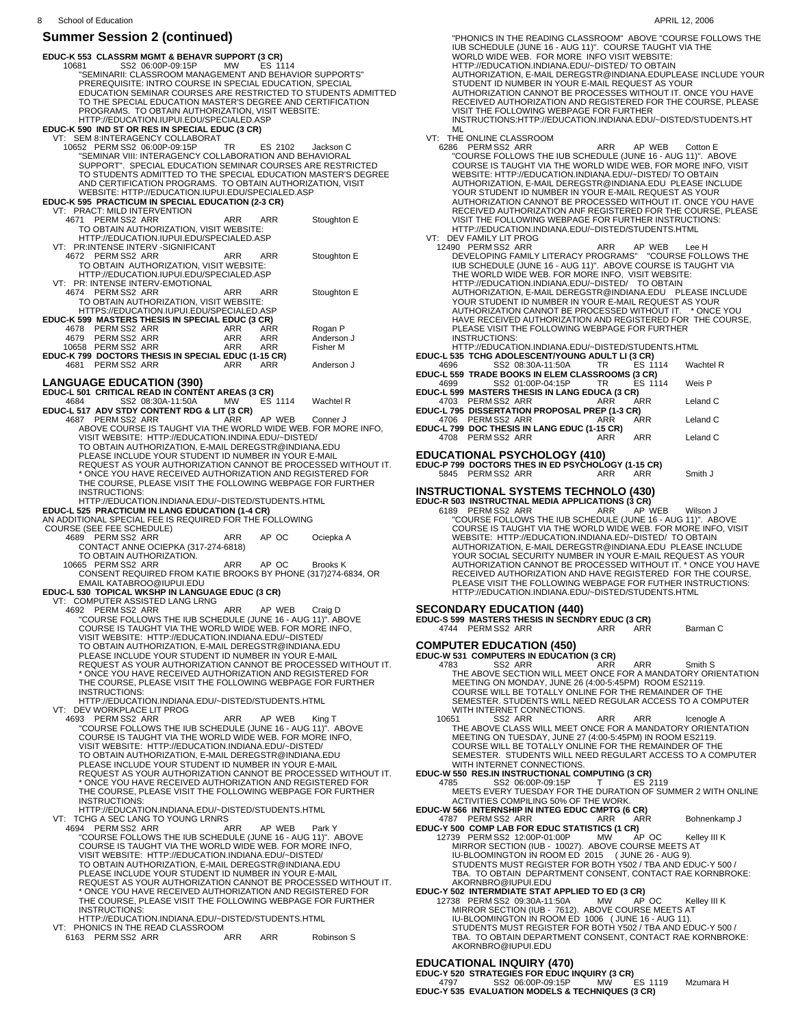## Summer Session 2 (continued)

**EDUC-K 553 CLASSRM MGMT & BEHAVR SUPPORT (3 CR)**
10681 SS2 06:00P-09:15P MW ES 1114
"SEMINARII: CLASSROOM MANAGEMENT AND BEHAVIOR SUPPORTS" PREREQUISITE: INTRO COURSE IN SPECIAL EDUCATION, SPECIAL EDUCATION SEMINAR COURSES ARE RESTRICTED TO STUDENTS ADMITTED TO THE SPECIAL EDUCATION MASTER'S DEGREE AND CERTIFICATION PROGRAMS. TO OBTAIN AUTHORIZATION, VISIT WEBSITE: HTTP://EDUCATION.IUPUI.EDU/SPECIALED.ASP

**EDUC-K 590 IND ST OR RES IN SPECIAL EDUC (3 CR)**
VT: SEM 8:INTERAGENCY COLLABORAT
10652 PERM SS2 06:00P-09:15P TR ES 2102 Jackson C
"SEMINAR VIII: INTERAGENCY COLLABORATION AND BEHAVIORAL SUPPORT". SPECIAL EDUCATION SEMINAR COURSES ARE RESTRICTED TO STUDENTS ADMITTED TO THE SPECIAL EDUCATION MASTER'S DEGREE AND CERTIFICATION PROGRAMS. TO OBTAIN AUTHORIZATION, VISIT WEBSITE: HTTP://EDUCATION.IUPUI.EDU/SPECIALED.ASP

**EDUC-K 595 PRACTICUM IN SPECIAL EDUCATION (2-3 CR)**
VT: PRACT: MILD INTERVENTION
4671 PERM SS2 ARR ARR ARR Stoughton E
TO OBTAIN AUTHORIZATION, VISIT WEBSITE: HTTP://EDUCATION.IUPUI.EDU/SPECIALED.ASP
VT: PR:INTENSE INTERV -SIGNIFICANT
4672 PERM SS2 ARR ARR ARR Stoughton E
TO OBTAIN AUTHORIZATION, VISIT WEBSITE: HTTP://EDUCATION.IUPUI.EDU/SPECIALED.ASP
VT: PR: INTENSE INTERV-EMOTIONAL
4674 PERM SS2 ARR ARR ARR Stoughton E
TO OBTAIN AUTHORIZATION, VISIT WEBSITE: HTTPS://EDUCATION.IUPUI.EDU/SPECIALED.ASP

**EDUC-K 599 MASTERS THESIS IN SPECIAL EDUC (3 CR)**
4678 PERM SS2 ARR ARR ARR Rogan P
4679 PERM SS2 ARR ARR ARR Anderson J
10658 PERM SS2 ARR ARR ARR Fisher M

**EDUC-K 799 DOCTORS THESIS IN SPECIAL EDUC (1-15 CR)**
4681 PERM SS2 ARR ARR ARR Anderson J

## LANGUAGE EDUCATION (390)

**EDUC-L 501 CRITICAL READ IN CONTENT AREAS (3 CR)**
4684 SS2 08:30A-11:50A MW ES 1114 Wachtel R

**EDUC-L 517 ADV STDY CONTENT RDG & LIT (3 CR)**
4687 PERM SS2 ARR ARR AP WEB Conner J
ABOVE COURSE IS TAUGHT VIA THE WORLD WIDE WEB. FOR MORE INFO, VISIT WEBSITE: HTTP://EDUCATION.INDINA.EDU/~DISTED/ TO OBTAIN AUTHORIZATION, E-MAIL DEREGSTR@INDIANA.EDU PLEASE INCLUDE YOUR STUDENT ID NUMBER IN YOUR E-MAIL REQUEST AS YOUR AUTHORIZATION CANNOT BE PROCESSED WITHOUT IT. * ONCE YOU HAVE RECEIVED AUTHORIZATION AND REGISTERED FOR THE COURSE, PLEASE VISIT THE FOLLOWING WEBPAGE FOR FURTHER INSTRUCTIONS: HTTP://EDUCATION.INDIANA.EDU/~DISTED/STUDENTS.HTML

**EDUC-L 525 PRACTICUM IN LANG EDUCATION (1-4 CR)**
AN ADDITIONAL SPECIAL FEE IS REQUIRED FOR THE FOLLOWING COURSE (SEE FEE SCHEDULE)
4689 PERM SS2 ARR ARR AP OC Ociepka A
CONTACT ANNE OCIEPKA (317-274-6818) TO OBTAIN AUTHORIZATION.
10665 PERM SS2 ARR ARR AP OC Brooks K
CONSENT REQUIRED FROM KATIE BROOKS BY PHONE (317)274-6834, OR EMAIL KATABROO@IUPUI.EDU

**EDUC-L 530 TOPICAL WKSHP IN LANGUAGE EDUC (3 CR)**
VT: COMPUTER ASSISTED LANG LRNG
4692 PERM SS2 ARR ARR AP WEB Craig D
"COURSE FOLLOWS THE IUB SCHEDULE (JUNE 16 - AUG 11)". ABOVE COURSE IS TAUGHT VIA THE WORLD WIDE WEB. FOR MORE INFO, VISIT WEBSITE: HTTP://EDUCATION.INDIANA.EDU/~DISTED/ TO OBTAIN AUTHORIZATION, E-MAIL DEREGSTR@INDIANA.EDU PLEASE INCLUDE YOUR STUDENT ID NUMBER IN YOUR E-MAIL REQUEST AS YOUR AUTHORIZATION CANNOT BE PROCESSED WITHOUT IT. * ONCE YOU HAVE RECEIVED AUTHORIZATION AND REGISTERED FOR THE COURSE, PLEASE VISIT THE FOLLOWING WEBPAGE FOR FURTHER INSTRUCTIONS: HTTP://EDUCATION.INDIANA.EDU/~DISTED/STUDENTS.HTML
VT: DEV WORKPLACE LIT PROG
4693 PERM SS2 ARR ARR AP WEB King T
"COURSE FOLLOWS THE IUB SCHEDULE (JUNE 16 - AUG 11)". ABOVE COURSE IS TAUGHT VIA THE WORLD WIDE WEB. FOR MORE INFO, VISIT WEBSITE: HTTP://EDUCATION.INDIANA.EDU/~DISTED/ TO OBTAIN AUTHORIZATION, E-MAIL DEREGSTR@INDIANA.EDU PLEASE INCLUDE YOUR STUDENT ID NUMBER IN YOUR E-MAIL REQUEST AS YOUR AUTHORIZATION CANNOT BE PROCESSED WITHOUT IT. * ONCE YOU HAVE RECEIVED AUTHORIZATION AND REGISTERED FOR THE COURSE, PLEASE VISIT THE FOLLOWING WEBPAGE FOR FURTHER INSTRUCTIONS: HTTP://EDUCATION.INDIANA.EDU/~DISTED/STUDENTS.HTML
VT: TCHG A SEC LANG TO YOUNG LRNRS
4694 PERM SS2 ARR ARR AP WEB Park Y
"COURSE FOLLOWS THE IUB SCHEDULE (JUNE 16 - AUG 11)". ABOVE COURSE IS TAUGHT VIA THE WORLD WIDE WEB. FOR MORE INFO, VISIT WEBSITE: HTTP://EDUCATION.INDIANA.EDU/~DISTED/ TO OBTAIN AUTHORIZATION, E-MAIL DEREGSTR@INDIANA.EDU PLEASE INCLUDE YOUR STUDENT ID NUMBER IN YOUR E-MAIL REQUEST AS YOUR AUTHORIZATION CANNOT BE PROCESSED WITHOUT IT. * ONCE YOU HAVE RECEIVED AUTHORIZATION AND REGISTERED FOR THE COURSE, PLEASE VISIT THE FOLLOWING WEBPAGE FOR FURTHER INSTRUCTIONS: HTTP://EDUCATION.INDIANA.EDU/~DISTED/STUDENTS.HTML
VT: PHONICS IN THE READ CLASSROOM
6163 PERM SS2 ARR ARR ARR Robinson S
"PHONICS IN THE READING CLASSROOM" ABOVE "COURSE FOLLOWS THE IUB SCHEDULE (JUNE 16 - AUG 11)". COURSE TAUGHT VIA THE WORLD WIDE WEB. FOR MORE INFO VISIT WEBSITE: HTTP://EDUCATION.INDIANA.EDU/~DISTED/ TO OBTAIN AUTHORIZATION, E-MAIL DEREGSTR@INDIANA.EDUPLEASE INCLUDE YOUR STUDENT ID NUMBER IN YOUR E-MAIL REQUEST AS YOUR AUTHORIZATION CANNOT BE PROCESSES WITHOUT IT. ONCE YOU HAVE RECEIVED AUTHORIZATION AND REGISTERED FOR THE COURSE, PLEASE VISIT THE FOLLOWING WEBPAGE FOR FURTHER INSTRUCTIONS:HTTP://EDUCATION.INDIANA.EDU/~DISTED/STUDENTS.HTML
VT: THE ONLINE CLASSROOM
6286 PERM SS2 ARR ARR AP WEB Cotton E
"COURSE FOLLOWS THE IUB SCHEDULE (JUNE 16 - AUG 11)". ABOVE COURSE IS TAUGHT VIA THE WORLD WIDE WEB, FOR MORE INFO, VISIT WEBSITE: HTTP://EDUCATION.INDIANA.EDU/~DISTED/ TO OBTAIN AUTHORIZATION, E-MAIL DEREGSTR@INDIANA.EDU PLEASE INCLUDE YOUR STUDENT ID NUMBER IN YOUR E-MAIL REQUEST AS YOUR AUTHORIZATION CANNOT BE PROCESSED WITHOUT IT. ONCE YOU HAVE RECEIVED AUTHORIZATION ANF REGISTERED FOR THE COURSE, PLEASE VISIT THE FOLLOWING WEBPAGE FOR FURTHER INSTRUCTIONS: HTTP://EDUCATION.INDIANA.EDU/~DISTED/STUDENTS.HTML
VT: DEV FAMILY LIT PROG
12490 PERM SS2 ARR ARR AP WEB Lee H
DEVELOPING FAMILY LITERACY PROGRAMS" "COURSE FOLLOWS THE IUB SCHEDULE (JUNE 16 - AUG 11)". ABOVE COURSE IS TAUGHT VIA THE WORLD WIDE WEB. FOR MORE INFO, VISIT WEBSITE: HTTP://EDUCATION.INDIANA.EDU/~DISTED/ TO OBTAIN AUTHORIZATION, E-MAIL DEREGSTR@INDIANA.EDU PLEASE INCLUDE YOUR STUDENT ID NUMBER IN YOUR E-MAIL REQUEST AS YOUR AUTHORIZATION CANNOT BE PROCESSED WITHOUT IT. * ONCE YOU HAVE RECEIVED AUTHORIZATION AND REGISTERED FOR THE COURSE, PLEASE VISIT THE FOLLOWING WEBPAGE FOR FURTHER INSTRUCTIONS: HTTP://EDUCATION.INDIANA.EDU/~DISTED/STUDENTS.HTML

**EDUC-L 535 TCHG ADOLESCENT/YOUNG ADULT LI (3 CR)**
4696 SS2 08:30A-11:50A TR ES 1114 Wachtel R

**EDUC-L 559 TRADE BOOKS IN ELEM CLASSROOMS (3 CR)**
4699 SS2 01:00P-04:15P TR ES 1114 Weis P

**EDUC-L 599 MASTERS THESIS IN LANG EDUCA (3 CR)**
4703 PERM SS2 ARR ARR ARR Leland C

**EDUC-L 795 DISSERTATION PROPOSAL PREP (1-3 CR)**
4706 PERM SS2 ARR ARR ARR Leland C

**EDUC-L 799 DOC THESIS IN LANG EDUC (1-15 CR)**
4708 PERM SS2 ARR ARR ARR Leland C

## EDUCATIONAL PSYCHOLOGY (410)

**EDUC-P 799 DOCTORS THES IN ED PSYCHOLOGY (1-15 CR)**
5845 PERM SS2 ARR ARR ARR Smith J

## INSTRUCTIONAL SYSTEMS TECHNOLO (430)

**EDUC-R 503 INSTRUCTNAL MEDIA APPLICATIONS (3 CR)**
6189 PERM SS2 ARR ARR AP WEB Wilson J
"COURSE FOLLOWS THE IUB SCHEDULE (JUNE 16 - AUG 11)". ABOVE COURSE IS TAUGHT VIA THE WORLD WIDE WEB. FOR MORE INFO, VISIT WEBSITE: HTTP://EDUCATION.INDIANA.ED/~DISTED/ TO OBTAIN AUTHORIZATION, E-MAIL DEREGSTR@INDIANA.EDU PLEASE INCLUDE YOUR SOCIAL SECURITY NUMBER IN YOUR E-MAIL REQUEST AS YOUR AUTHORIZATION CANNOT BE PROCESSED WITHOUT IT. * ONCE YOU HAVE RECEIVED AUTHORIZATION AND HAVE REGISTERED FOR THE COURSE, PLEASE VISIT THE FOLLOWING WEBPAGE FOR FUTHER INSTRUCTIONS: HTTP://EDUCATION.INDIANA.EDU/~DISTED/STUDENTS.HTML

## SECONDARY EDUCATION (440)

**EDUC-S 599 MASTERS THESIS IN SECNDRY EDUC (3 CR)**
4744 PERM SS2 ARR ARR ARR Barman C

## COMPUTER EDUCATION (450)

**EDUC-W 531 COMPUTERS IN EDUCATION (3 CR)**
4783 SS2 ARR ARR ARR Smith S
THE ABOVE SECTION WILL MEET ONCE FOR A MANDATORY ORIENTATION MEETING ON MONDAY, JUNE 26 (4:00-5:45PM) ROOM ES2119. COURSE WILL BE TOTALLY ONLINE FOR THE REMAINDER OF THE SEMESTER. STUDENTS WILL NEED REGULAR ACCESS TO A COMPUTER WITH INTERNET CONNECTIONS.
10651 SS2 ARR ARR ARR Icenogle A
THE ABOVE CLASS WILL MEET ONCE FOR A MANDATORY ORIENTATION MEETING ON TUESDAY, JUNE 27 (4:00-5:45PM) IN ROOM ES2119. COURSE WILL BE TOTALLY ONLINE FOR THE REMAINDER OF THE SEMESTER. STUDENTS WILL NEED REGULART ACCESS TO A COMPUTER WITH INTERNET CONNECTIONS.

**EDUC-W 550 RES.IN INSTRUCTIONAL COMPUTING (3 CR)**
4785 SS2 06:00P-09:15P T ES 2119
MEETS EVERY TUESDAY FOR THE DURATION OF SUMMER 2 WITH ONLINE ACTIVITIES COMPILING 50% OF THE WORK.

**EDUC-W 566 INTERNSHIP IN INTEG EDUC CMPTG (6 CR)**
4787 PERM SS2 ARR ARR ARR Bohnenkamp J

**EDUC-Y 500 COMP LAB FOR EDUC STATISTICS (1 CR)**
12739 PERM SS2 12:00P-01:00P MW AP OC Kelley III K
MIRROR SECTION (IUB - 10027). ABOVE COURSE MEETS AT IU-BLOOMINGTON IN ROOM ED 2015 ( JUNE 26 - AUG 9). STUDENTS MUST REGISTER FOR BOTH Y502 / TBA AND EDUC-Y 500 / TBA. TO OBTAIN DEPARTMENT CONSENT, CONTACT RAE KORNBROKE: AKORNBRO@IUPUI.EDU

**EDUC-Y 502 INTERMDIATE STAT APPLIED TO ED (3 CR)**
12738 PERM SS2 09:30A-11:50A MW AP OC Kelley III K
MIRROR SECTION (IUB - 7612). ABOVE COURSE MEETS AT IU-BLOOMINGTON IN ROOM ED 1006 ( JUNE 16 - AUG 11). STUDENTS MUST REGISTER FOR BOTH Y502 / TBA AND EDUC-Y 500 / TBA. TO OBTAIN DEPARTMENT CONSENT, CONTACT RAE KORNBROKE: AKORNBRO@IUPUI.EDU

## EDUCATIONAL INQUIRY (470)

**EDUC-Y 520 STRATEGIES FOR EDUC INQUIRY (3 CR)**
4797 SS2 06:00P-09:15P MW ES 1119 Mzumara H

**EDUC-Y 535 EVALUATION MODELS & TECHNIQUES (3 CR)**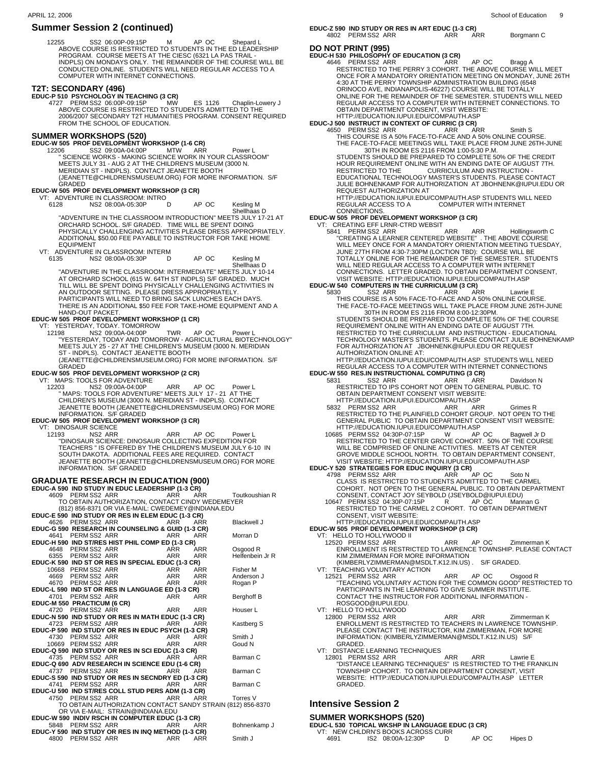## Summer Session 2 (continued)

12255 SS2 06:00P-09:15P M AP OC Shepard L
ABOVE COURSE IS RESTRICTED TO STUDENTS IN THE ED LEADERSHIP PROGRAM. COURSE MEETS AT THE CIESC (6321 LA PAS TRAIL - INDPLS) ON MONDAYS ONLY. THE REMAINDER OF THE COURSE WILL BE CONDUCTED ONLINE. STUDENTS WILL NEED REGULAR ACCESS TO A COMPUTER WITH INTERNET CONNECTIONS.

### T2T: SECONDARY (496)

**EDUC-P 510 PSYCHOLOGY IN TEACHING (3 CR)**
4727 PERM SS2 06:00P-09:15P MW ES 1126 Chaplin-Lowery J
ABOVE COURSE IS RESTRICTED TO STUDENTS ADMITTED TO THE 2006/2007 SECONDARY T2T HUMANITIES PROGRAM. CONSENT REQUIRED FROM THE SCHOOL OF EDUCATION.

### SUMMER WORKSHOPS (520)

**EDUC-W 505 PROF DEVELOPMENT WORKSHOP (1-6 CR)**
12206 SS2 09:00A-04:00P MTW ARR Power L
" SCIENCE WORKS - MAKING SCIENCE WORK IN YOUR CLASSROOM" MEETS JULY 31 - AUG 2 AT THE CHILDREN'S MUSEUM (3000 N. MERIDIAN ST - INDPLS). CONTACT JEANETTE BOOTH (JEANETTE@CHILDRENSMUSEUM.ORG) FOR MORE INFORMATION. S/F GRADED

**EDUC-W 505 PROF DEVELOPMENT WORKSHOP (3 CR)**
VT: ADVENTURE IN CLASSROOM: INTRO
6128 NS2 08:00A-05:30P D AP OC Kesling M, Shellhaas D
"ADVENTURE IN THE CLASSROOM INTRODUCTION" MEETS JULY 17-21 AT ORCHARD SCHOOL. S/F GRADED. TIME WILL BE SPENT DOING PHYSICALLY CHALLENGING ACTIVITIES PLEASE DRESS APPROPRIATELY. ADDITIONAL $50.00 FEE PAYABLE TO INSTRUCTOR FOR TAKE HIOME EQUIPMENT
VT: ADVENTURE IN CLASSROOM: INTERM
6135 NS2 08:00A-05:30P D AP OC Kesling M, Shellhaas D
"ADVENTURE IN THE CLASSROOM: INTERMEDIATE" MEETS JULY 10-14 AT ORCHARD SCHOOL (615 W. 64TH ST INDPLS) S/F GRADED. MUCH TILL WILL BE SPENT DOING PHYSICALLY CHALLENGING ACTIVITIES IN AN OUTDOOR SETTING. PLEASE DRESS APPROPRIATELY. PARTICIPANTS WILL NEED TO BRING SACK LUNCHES EACH DAYS. THERE IS AN ADDITIONAL $50 FEE FOR TAKE-HOME EQUIPMENT AND A HAND-OUT PACKET.

**EDUC-W 505 PROF DEVELOPMENT WORKSHOP (1 CR)**
VT: YESTERDAY, TODAY. TOMORROW
12198 NS2 09:00A-04:00P TWR AP OC Power L
"YESTERDAY, TODAY AND TOMORROW - AGRICULTURAL BIOTECHNOLOGY" MEETS JULY 25 - 27 AT THE CHILDREN'S MUSEUM (3000 N. MERIDIAN ST - INDPLS). CONTACT JEANETTE BOOTH (JEANETTE@CHILDRENSMUSEUM.ORG) FOR MORE INFORMATION. S/F GRADED

**EDUC-W 505 PROF DEVELOPMENT WORKSHOP (2 CR)**
VT: MAPS: TOOLS FOR ADVENTURE
12203 NS2 09:00A-04:00P ARR AP OC Power L
" MAPS: TOOLS FOR ADVENTURE" MEETS JULY 17 - 21 AT THE CHILDREN'S MUSEUM (3000 N. MERIDIAN ST - INDPLS). CONTACT JEANETTE BOOTH (JEANETTE@CHILDRENSMUSEUM.ORG) FOR MORE INFORMATION. S/F GRADED

**EDUC-W 505 PROF DEVELOPMENT WORKSHOP (3 CR)**
VT: DINOSAUR SCIENCE
12193 NS2 ARR ARR AP OC Power L
"DINOSAUR SCIENCE: DINOSAUR COLLECTING EXPEDITION FOR TEACHERS " IS OFFERED BY THE CHILDREN'S MUSEUM JULY 6-10 IN SOUTH DAKOTA. ADDITIONAL FEES ARE REQUIRED. CONTACT JEANETTE BOOTH (JEANETTE@CHILDRENSMUSEUM.ORG) FOR MORE INFORMATION. S/F GRADED

### GRADUATE RESEARCH IN EDUCATION (900)

**EDUC-A 590 IND STUDY IN EDUC LEADERSHIP (1-3 CR)**
4609 PERM SS2 ARR ARR ARR Toutkoushian R
TO OBTAIN AUTHORIZATION, CONTACT CINDY WEDEMEYER (812) 856-8371 OR VIA E-MAIL: CWEDEMEY@INDIANA.EDU

**EDUC-E 590 IND STUDY OR RES IN ELEM EDUC (1-3 CR)**
4626 PERM SS2 ARR ARR ARR Blackwell J

**EDUC-G 590 RESEARCH IN COUNSELING & GUID (1-3 CR)**
4641 PERM SS2 ARR ARR ARR Morran D

**EDUC-H 590 IND ST/RES HIST PHIL COMP ED (1-3 CR)**
4648 PERM SS2 ARR ARR ARR Osgood R
6355 PERM SS2 ARR ARR ARR Helfenbein Jr R

**EDUC-K 590 IND ST OR RES IN SPECIAL EDUC (1-3 CR)**
10668 PERM SS2 ARR ARR ARR Fisher M
4669 PERM SS2 ARR ARR ARR Anderson J
4670 PERM SS2 ARR ARR ARR Rogan P

**EDUC-L 590 IND ST OR RES IN LANGUAGE ED (1-3 CR)**
4701 PERM SS2 ARR ARR ARR Berghoff B

**EDUC-M 550 PRACTICUM (6 CR)**
4720 PERM SS2 ARR ARR ARR Houser L

**EDUC-N 590 IND STUDY OR RES IN MATH EDUC (1-3 CR)**
4723 PERM SS2 ARR ARR ARR Kastberg S

**EDUC-P 590 IND STUDY OR RES IN EDUC PSYCH (1-3 CR)**
4730 PERM SS2 ARR ARR ARR Smith J
10669 PERM SS2 ARR ARR ARR Goud N

**EDUC-Q 590 IND STUDY OR RES IN SCI EDUC (1-3 CR)**
4735 PERM SS2 ARR ARR ARR Barman C

**EDUC-Q 690 ADV RESEARCH IN SCIENCE EDU (1-6 CR)**
4737 PERM SS2 ARR ARR ARR Barman C

**EDUC-S 590 IND STUDY OR RES IN SECNDRY ED (1-3 CR)**
4741 PERM SS2 ARR ARR ARR Barman C

**EDUC-U 590 IND ST/RES COLL STUD PERS ADM (1-3 CR)**
4750 PERM SS2 ARR ARR ARR Torres V
TO OBTAIN AUTHORIZATION CONTACT SANDY STRAIN (812) 856-8370 OR VIA E-MAIL: STRAIN@INDIANA.EDU

**EDUC-W 590 INDIV RSCH IN COMPUTER EDUC (1-3 CR)**
5848 PERM SS2 ARR ARR ARR Bohnenkamp J

**EDUC-Y 590 IND STUDY OR RES IN INQ METHOD (1-3 CR)**
4800 PERM SS2 ARR ARR ARR Smith J

**EDUC-Z 590 IND STUDY OR RES IN ART EDUC (1-3 CR)**
4802 PERM SS2 ARR ARR ARR Borgmann C

### DO NOT PRINT (995)

**EDUC-H 530 PHILOSOPHY OF EDUCATION (3 CR)**
4646 PERM SS2 ARR ARR AP OC Bragg A
RESTRICTED TO THE PERRY 3 COHORT. THE ABOVE COURSE WILL MEET ONCE FOR A MANDATORY ORIENTATION MEETING ON MONDAY, JUNE 26TH 4:30 AT THE PERRY TOWNSHIP ADMINISTRATION BUILDING (6548 ORINOCO AVE, INDIANAPOLIS-46227) COURSE WILL BE TOTALLY ONLINE FOR THE REMAINDER OF THE SEMESTER. STUDENTS WILL NEED REGULAR ACCESS TO A COMPUTER WITH INTERNET CONNECTIONS. TO OBTAIN DEPARTMENT CONSENT, VISIT WEBSITE: HTTP://EDUCATION.IUPUI.EDU/COMPAUTH.ASP

**EDUC-J 500 INSTRUCT IN CONTEXT OF CURRIC (3 CR)**
4650 PERM SS2 ARR ARR ARR Smith S
THIS COURSE IS A 50% FACE-TO-FACE AND A 50% ONLINE COURSE. THE FACE-TO-FACE MEETINGS WILL TAKE PLACE FROM JUNE 26TH-JUNE 30TH IN ROOM ES 2116 FROM 1:00-5:30 P.M. STUDENTS SHOULD BE PREPARED TO COMPLETE 50% OF THE CREDIT HOUR REQUIREMENT ONLINE WITH AN ENDING DATE OF AUGUST 7TH. RESTRICTED TO THE CURRICULUM AND INSTRUCTION - EDUCATIONAL TECHNOLOGY MASTER'S STUDENTS. PLEASE CONTACT JULIE BOHNENKAMP FOR AUTHORIZATION AT JBOHNENK@IUPUI.EDU OR REQUEST AUTHORIZATION AT HTTP://EDUCATION.IUPUI.EDU/COMPAUTH.ASP STUDENTS WILL NEED REGULAR ACCESS TO A COMPUTER WITH INTERNET CONNECTIONS.

**EDUC-W 505 PROF DEVELOPMENT WORKSHOP (3 CR)**
VT: CREATING EFF LRNR-CTRD WEBSIT
5841 PERM SS2 ARR ARR ARR Hollingsworth C
"CREATING A LEARNER CENTERED WEBSITE" . THE ABOVE COURSE WILL MEEY ONCE FOR A MANDATORY ORIENTATION MEETING TUESDAY, JUNE 27TH FROM 4:30-7:30PM (LOCTION TBD): COURSE WILL BE TOTALLY ONLINE FOR THE REMAINDER OF THE SEMESTER. STUDENTS WILL NEED REGULAR ACCESS TO A COMPUTER WITH INTERNET CONNECTIONS. LETTER GRADED. TO OBTAIN DEPARTMENT CONSENT, VISIT WEBSITE: HTTP://EDUCATION.IUPUI.EDU/COMPAUTH.ASP

**EDUC-W 540 COMPUTERS IN THE CURRICULUM (3 CR)**
5830 SS2 ARR ARR ARR Lawrie E
THIS COURSE IS A 50% FACE-TO-FACE AND A 50% ONLINE COURSE. THE FACE-TO-FACE MEETINGS WILL TAKE PLACE FROM JUNE 26TH-JUNE 30TH IN ROOM ES 2116 FROM 8:00-12:30PM. STUDENTS SHOULD BE PREPARED TO COMPLETE 50% OF THE COURSE REQUIREMENT ONLINE WITH AN ENDING DATE OF AUGUST 7TH. RESTRICTED TO THE CURRICULUM AND INSTRUCTION - EDUCATIONAL TECHNOLOGY MASTER'S STUDENTS. PLEASE CONTACT JULIE BOHNENKAMP FOR AUTHORIZATION AT JBOHNENK@IUPUI.EDU OR REQUEST AUTHORIZATION ONLINE AT: HTTP://EDUCATION.IUPUI.EDU/COMPAUTH.ASP STUDENTS WILL NEED REGULAR ACCESS TO A COMPUTER WITH INTERNET CONNECTIONS

**EDUC-W 550 RES.IN INSTRUCTIONAL COMPUTING (3 CR)**
5831 SS2 ARR ARR ARR Davidson N
RESTRICTED TO IPS COHORT NOT OPEN TO GENERAL PUBLIC. TO OBTAIN DEPARTMENT CONSENT VISIT WEBSITE: HTTP://EDUCATION.IUPUI.EDU/COMPAUTH.ASP
5832 PERM SS2 ARR ARR ARR Grimes R
RESTRICTED TO THE PLAINFIELD COHORT GROUP. NOT OPEN TO THE GENERAL PUBLIC TO OBTAIN DEPARTMENT CONSENT VISIT WEBSITE: HTTP://EDUCATION.IUPUI.EDU/COMPAUTH.ASP
10685 PERM SS2 04:30P-07:15P W AP OC Bagwell Jr D
RESTRICTED TO THE CENTER GROVE COHORT. 50% OF THE COURSE WILL BE COMPRISED OF ONLINE ACTIVITIES. MEETS AT CENTER GROVE MIDDLE SCHOOL NORTH. TO OBTAIN DEPARTMENT CONSENT, VISIT WEBSITE: HTTP://EDUCATION.IUPUI.EDU/COMPAUTH.ASP

**EDUC-Y 520 STRATEGIES FOR EDUC INQUIRY (3 CR)**
4798 PERM SS2 ARR ARR AP OC Soto N
CLASS IS RESTRICTED TO STUDENTS ADMITTED TO THE CARMEL COHORT. NOT OPEN TO THE GENERAL PUBLIC. TO OBTAIN DEPARTMENT CONSENT, CONTACT JOY SEYBOLD (JSEYBOLD@IUPUI.EDU)
10647 PERM SS2 04:30P-07:15P R AP OC Mannan G
RESTRICTED TO THE CARMEL 2 COHORT. TO OBTAIN DEPARTMENT CONSENT, VISIT WEBSITE: HTTP://EDUCATION.IUPUI.EDU/COMPAUTH.ASP

**EDUC-W 505 PROF DEVELOPMENT WORKSHOP (3 CR)**
VT: HELLO TO HOLLYWOOD II
12520 PERM SS2 ARR ARR AP OC Zimmerman K
ENROLLMENT IS RESTRICTED TO LAWRENCE TOWNSHIP. PLEASE CONTACT KIM ZIMMERMAN FOR MORE INFORMATION (KIMBERLYZIMMERMAN@MSDLT.K12.IN.US) . S/F GRADED.
VT: TEACHING VOLUNTARY ACTION
12521 PERM SS2 ARR ARR AP OC Osgood R
"TEACHING VOLUNTARY ACTION FOR THE COMMON GOOD" RESTRICTED TO PARTICIPANTS IN THE LEARNING TO GIVE SUMMER INSTITUTE. CONTACT THE INSTRUCTOR FOR ADDITIONAL INFORMATION - ROSGOOD@IUPUI.EDU.
VT: HELLO TO HOLLYWOOD
12800 PERM SS2 ARR ARR ARR Zimmerman K
ENROLLMENT IS RESTRICTED TO TEACHERS IN LAWRENCE TOWNSHIP. PLEASE CONTACT THE INSTRUCTOR, KIM ZIMMERMAN, FOR MORE INFORMATION: (KIMBERLYZIMMERMAN@MSDLT.K12.IN.US) S/F GRADED.
VT: DISTANCE LEARNING TECHNIQUES
12801 PERM SS2 ARR ARR ARR Lawrie E
"DISTANCE LEARNING TECHNIQUES" IS RESTRICTED TO THE FRANKLIN TOWNSHIP COHORT. TO OBTAIN DEPARTMENT CONSENT, VISIT WEBSITE: HTTP://EDUCATION.IUPUI.EDU/COMPAUTH.ASP LETTER GRADED.

## Intensive Session 2

### SUMMER WORKSHOPS (520)

**EDUC-L 530 TOPICAL WKSHP IN LANGUAGE EDUC (3 CR)**
VT: NEW CHLDRN'S BOOKS ACROSS CURR
4691 IS2 08:00A-12:30P D AP OC Hipes D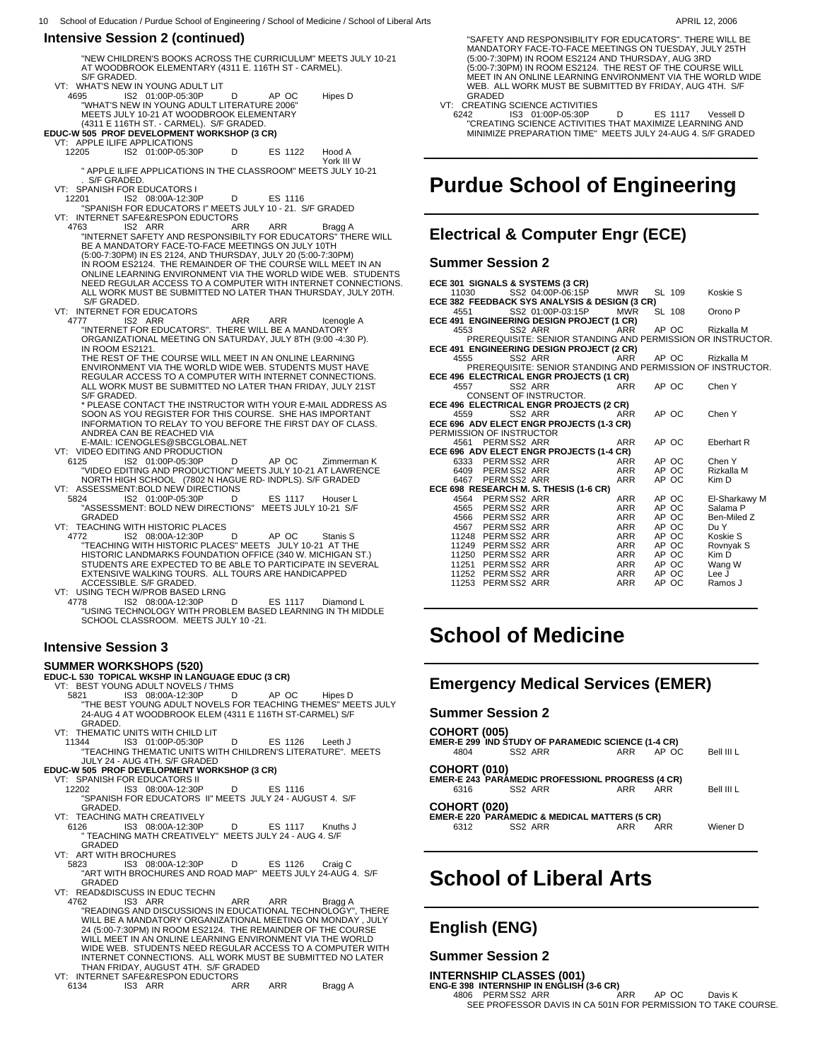## Intensive Session 2 (continued)

"NEW CHILDREN'S BOOKS ACROSS THE CURRICULUM" MEETS JULY 10-21 AT WOODBROOK ELEMENTARY (4311 E. 116TH ST - CARMEL). S/F GRADED.

VT: WHAT'S NEW IN YOUNG ADULT LIT
4695 IS2 01:00P-05:30P D AP OC Hipes D
"WHAT'S NEW IN YOUNG ADULT LITERATURE 2006" MEETS JULY 10-21 AT WOODBROOK ELEMENTARY (4311 E 116TH ST. - CARMEL). S/F GRADED.

**EDUC-W 505 PROF DEVELOPMENT WORKSHOP (3 CR)**

VT: APPLE ILIFE APPLICATIONS
12205 IS2 01:00P-05:30P D ES 1122 Hood A, York III W
" APPLE ILIFE APPLICATIONS IN THE CLASSROOM" MEETS JULY 10-21 . S/F GRADED.

VT: SPANISH FOR EDUCATORS I
12201 IS2 08:00A-12:30P D ES 1116
"SPANISH FOR EDUCATORS I" MEETS JULY 10 - 21. S/F GRADED

VT: INTERNET SAFE&RESPON EDUCTORS
4763 IS2 ARR ARR ARR Bragg A
"INTERNET SAFETY AND RESPONSIBILTY FOR EDUCATORS" THERE WILL BE A MANDATORY FACE-TO-FACE MEETINGS ON JULY 10TH (5:00-7:30PM) IN ES 2124, AND THURSDAY, JULY 20 (5:00-7:30PM) IN ROOM ES2124. THE REMAINDER OF THE COURSE WILL MEET IN AN ONLINE LEARNING ENVIRONMENT VIA THE WORLD WIDE WEB. STUDENTS NEED REGULAR ACCESS TO A COMPUTER WITH INTERNET CONNECTIONS. ALL WORK MUST BE SUBMITTED NO LATER THAN THURSDAY, JULY 20TH. S/F GRADED.

VT: INTERNET FOR EDUCATORS
4777 IS2 ARR ARR ARR Icenogle A
"INTERNET FOR EDUCATORS". THERE WILL BE A MANDATORY ORGANIZATIONAL MEETING ON SATURDAY, JULY 8TH (9:00 -4:30 P). IN ROOM ES2121.
THE REST OF THE COURSE WILL MEET IN AN ONLINE LEARNING ENVIRONMENT VIA THE WORLD WIDE WEB. STUDENTS MUST HAVE REGULAR ACCESS TO A COMPUTER WITH INTERNET CONNECTIONS. ALL WORK MUST BE SUBMITTED NO LATER THAN FRIDAY, JULY 21ST S/F GRADED.
* PLEASE CONTACT THE INSTRUCTOR WITH YOUR E-MAIL ADDRESS AS SOON AS YOU REGISTER FOR THIS COURSE. SHE HAS IMPORTANT INFORMATION TO RELAY TO YOU BEFORE THE FIRST DAY OF CLASS. ANDREA CAN BE REACHED VIA
E-MAIL: ICENOGLES@SBCGLOBAL.NET

VT: VIDEO EDITING AND PRODUCTION
6125 IS2 01:00P-05:30P D AP OC Zimmerman K
"VIDEO EDITING AND PRODUCTION" MEETS JULY 10-21 AT LAWRENCE NORTH HIGH SCHOOL (7802 N HAGUE RD- INDPLS). S/F GRADED

VT: ASSESSMENT:BOLD NEW DIRECTIONS
5824 IS2 01:00P-05:30P D ES 1117 Houser L
"ASSESSMENT: BOLD NEW DIRECTIONS" MEETS JULY 10-21 S/F GRADED

VT: TEACHING WITH HISTORIC PLACES
4772 IS2 08:00A-12:30P D AP OC Stanis S
"TEACHING WITH HISTORIC PLACES" MEETS JULY 10-21 AT THE HISTORIC LANDMARKS FOUNDATION OFFICE (340 W. MICHIGAN ST.) STUDENTS ARE EXPECTED TO BE ABLE TO PARTICIPATE IN SEVERAL EXTENSIVE WALKING TOURS. ALL TOURS ARE HANDICAPPED ACCESSIBLE. S/F GRADED.

VT: USING TECH W/PROB BASED LRNG
4778 IS2 08:00A-12:30P D ES 1117 Diamond L
"USING TECHNOLOGY WITH PROBLEM BASED LEARNING IN TH MIDDLE SCHOOL CLASSROOM. MEETS JULY 10 -21.

## Intensive Session 3

**SUMMER WORKSHOPS (520)**

**EDUC-L 530 TOPICAL WKSHP IN LANGUAGE EDUC (3 CR)**

VT: BEST YOUNG ADULT NOVELS / THMS
5821 IS3 08:00A-12:30P D AP OC Hipes D
"THE BEST YOUNG ADULT NOVELS FOR TEACHING THEMES" MEETS JULY 24-AUG 4 AT WOODBROOK ELEM (4311 E 116TH ST-CARMEL) S/F GRADED.

VT: THEMATIC UNITS WITH CHILD LIT
11344 IS3 01:00P-05:30P D ES 1126 Leeth J
"TEACHING THEMATIC UNITS WITH CHILDREN'S LITERATURE". MEETS JULY 24 - AUG 4TH. S/F GRADED

**EDUC-W 505 PROF DEVELOPMENT WORKSHOP (3 CR)**

VT: SPANISH FOR EDUCATORS II
12202 IS3 08:00A-12:30P D ES 1116
"SPANISH FOR EDUCATORS II" MEETS JULY 24 - AUGUST 4. S/F GRADED.

VT: TEACHING MATH CREATIVELY
6126 IS3 08:00A-12:30P D ES 1117 Knuths J
" TEACHING MATH CREATIVELY" MEETS JULY 24 - AUG 4. S/F GRADED

VT: ART WITH BROCHURES
5823 IS3 08:00A-12:30P D ES 1126 Craig C
"ART WITH BROCHURES AND ROAD MAP" MEETS JULY 24-AUG 4. S/F GRADED

VT: READ&DISCUSS IN EDUC TECHN
4762 IS3 ARR ARR ARR Bragg A
"READINGS AND DISCUSSIONS IN EDUCATIONAL TECHNOLOGY", THERE WILL BE A MANDATORY ORGANIZATIONAL MEETING ON MONDAY , JULY 24 (5:00-7:30PM) IN ROOM ES2124. THE REMAINDER OF THE COURSE WILL MEET IN AN ONLINE LEARNING ENVIRONMENT VIA THE WORLD WIDE WEB. STUDENTS NEED REGULAR ACCESS TO A COMPUTER WITH INTERNET CONNECTIONS. ALL WORK MUST BE SUBMITTED NO LATER THAN FRIDAY, AUGUST 4TH. S/F GRADED

VT: INTERNET SAFE&RESPON EDUCTORS
6134 IS3 ARR ARR ARR Bragg A
"SAFETY AND RESPONSIBILITY FOR EDUCATORS". THERE WILL BE MANDATORY FACE-TO-FACE MEETINGS ON TUESDAY, JULY 25TH (5:00-7:30PM) IN ROOM ES2124 AND THURSDAY, AUG 3RD (5:00-7:30PM) IN ROOM ES2124. THE REST OF THE COURSE WILL MEET IN AN ONLINE LEARNING ENVIRONMENT VIA THE WORLD WIDE WEB. ALL WORK MUST BE SUBMITTED BY FRIDAY, AUG 4TH. S/F GRADED

VT: CREATING SCIENCE ACTIVITIES
6242 IS3 01:00P-05:30P D ES 1117 Vessell D
"CREATING SCIENCE ACTIVITIES THAT MAXIMIZE LEARNING AND MINIMIZE PREPARATION TIME" MEETS JULY 24-AUG 4. S/F GRADED

# Purdue School of Engineering

## Electrical & Computer Engr (ECE)

### Summer Session 2

**ECE 301 SIGNALS & SYSTEMS (3 CR)**
11030 SS2 04:00P-06:15P MWR SL 109 Koskie S

**ECE 382 FEEDBACK SYS ANALYSIS & DESIGN (3 CR)**
4551 SS2 01:00P-03:15P MWR SL 108 Orono P

**ECE 491 ENGINEERING DESIGN PROJECT (1 CR)**
4553 SS2 ARR ARR AP OC Rizkalla M
PREREQUISITE: SENIOR STANDING AND PERMISSION OR INSTRUCTOR.

**ECE 491 ENGINEERING DESIGN PROJECT (2 CR)**
4555 SS2 ARR ARR AP OC Rizkalla M
PREREQUISITE: SENIOR STANDING AND PERMISSION OF INSTRUCTOR.

**ECE 496 ELECTRICAL ENGR PROJECTS (1 CR)**
4557 SS2 ARR ARR AP OC Chen Y
CONSENT OF INSTRUCTOR.

**ECE 496 ELECTRICAL ENGR PROJECTS (2 CR)**
4559 SS2 ARR ARR AP OC Chen Y

**ECE 696 ADV ELECT ENGR PROJECTS (1-3 CR)**
PERMISSION OF INSTRUCTOR
4561 PERM SS2 ARR ARR AP OC Eberhart R

**ECE 696 ADV ELECT ENGR PROJECTS (1-4 CR)**
6333 PERM SS2 ARR ARR AP OC Chen Y
6409 PERM SS2 ARR ARR AP OC Rizkalla M
6467 PERM SS2 ARR ARR AP OC Kim D

**ECE 698 RESEARCH M. S. THESIS (1-6 CR)**
4564 PERM SS2 ARR ARR AP OC El-Sharkawy M
4565 PERM SS2 ARR ARR AP OC Salama P
4566 PERM SS2 ARR ARR AP OC Ben-Miled Z
4567 PERM SS2 ARR ARR AP OC Du Y
11248 PERM SS2 ARR ARR AP OC Koskie S
11249 PERM SS2 ARR ARR AP OC Rovnyak S
11250 PERM SS2 ARR ARR AP OC Kim D
11251 PERM SS2 ARR ARR AP OC Wang W
11252 PERM SS2 ARR ARR AP OC Lee J
11253 PERM SS2 ARR ARR AP OC Ramos J

# School of Medicine

## Emergency Medical Services (EMER)

### Summer Session 2

**COHORT (005)**
**EMER-E 299 IND STUDY OF PARAMEDIC SCIENCE (1-4 CR)**
4804 SS2 ARR ARR AP OC Bell III L

**COHORT (010)**
**EMER-E 243 PARAMEDIC PROFESSIONL PROGRESS (4 CR)**
6316 SS2 ARR ARR ARR Bell III L

**COHORT (020)**
**EMER-E 220 PARAMEDIC & MEDICAL MATTERS (5 CR)**
6312 SS2 ARR ARR ARR Wiener D

# School of Liberal Arts

## English (ENG)

### Summer Session 2

**INTERNSHIP CLASSES (001)**
**ENG-E 398 INTERNSHIP IN ENGLISH (3-6 CR)**
4806 PERM SS2 ARR ARR AP OC Davis K
SEE PROFESSOR DAVIS IN CA 501N FOR PERMISSION TO TAKE COURSE.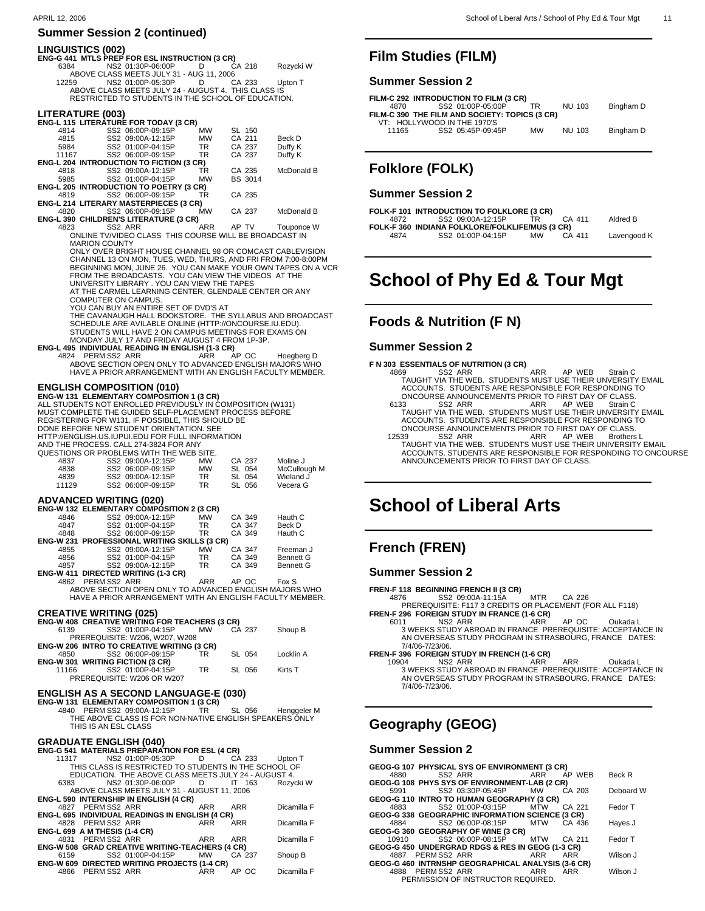## Summer Session 2 (continued)

### LINGUISTICS (002)

**ENG-G 441 MTLS PREP FOR ESL INSTRUCTION (3 CR)**

| | | | | |
|---|---|---|---|---|
| 6384 | NS2 01:30P-06:00P | D | CA 218 | Rozycki W |

ABOVE CLASS MEETS JULY 31 - AUG 11, 2006

| | | | | |
|---|---|---|---|---|
| 12259 | NS2 01:00P-05:30P | D | CA 233 | Upton T |

ABOVE CLASS MEETS JULY 24 - AUGUST 4. THIS CLASS IS RESTRICTED TO STUDENTS IN THE SCHOOL OF EDUCATION.

### LITERATURE (003)

**ENG-L 115 LITERATURE FOR TODAY (3 CR)**

| | | | | |
|---|---|---|---|---|
| 4814 | SS2 06:00P-09:15P | MW | SL 150 | |
| 4815 | SS2 09:00A-12:15P | MW | CA 211 | Beck D |
| 5984 | SS2 01:00P-04:15P | TR | CA 237 | Duffy K |
| 11167 | SS2 06:00P-09:15P | TR | CA 237 | Duffy K |

**ENG-L 204 INTRODUCTION TO FICTION (3 CR)**

| | | | | |
|---|---|---|---|---|
| 4818 | SS2 09:00A-12:15P | TR | CA 235 | McDonald B |
| 5985 | SS2 01:00P-04:15P | MW | BS 3014 | |

**ENG-L 205 INTRODUCTION TO POETRY (3 CR)**

| | | | | |
|---|---|---|---|---|
| 4819 | SS2 06:00P-09:15P | TR | CA 235 | |

**ENG-L 214 LITERARY MASTERPIECES (3 CR)**

| | | | | |
|---|---|---|---|---|
| 4820 | SS2 06:00P-09:15P | MW | CA 237 | McDonald B |

**ENG-L 390 CHILDREN'S LITERATURE (3 CR)**

| | | | | |
|---|---|---|---|---|
| 4823 | SS2 ARR | ARR | AP TV | Touponce W |

ONLINE TV/VIDEO CLASS THIS COURSE WILL BE BROADCAST IN MARION COUNTY ONLY OVER BRIGHT HOUSE CHANNEL 98 OR COMCAST CABLEVISION CHANNEL 13 ON MON, TUES, WED, THURS, AND FRI FROM 7:00-8:00PM BEGINNING MON, JUNE 26. YOU CAN MAKE YOUR OWN TAPES ON A VCR FROM THE BROADCASTS. YOU CAN VIEW THE VIDEOS AT THE UNIVERSITY LIBRARY . YOU CAN VIEW THE TAPES AT THE CARMEL LEARNING CENTER, GLENDALE CENTER OR ANY COMPUTER ON CAMPUS.
YOU CAN BUY AN ENTIRE SET OF DVD'S AT THE CAVANAUGH HALL BOOKSTORE. THE SYLLABUS AND BROADCAST SCHEDULE ARE AVILABLE ONLINE (HTTP://ONCOURSE.IU.EDU). STUDENTS WILL HAVE 2 ON CAMPUS MEETINGS FOR EXAMS ON MONDAY JULY 17 AND FRIDAY AUGUST 4 FROM 1P-3P.

**ENG-L 495 INDIVIDUAL READING IN ENGLISH (1-3 CR)**

| | | | | |
|---|---|---|---|---|
| 4824 | PERM SS2 ARR | ARR | AP OC | Hoegberg D |

ABOVE SECTION OPEN ONLY TO ADVANCED ENGLISH MAJORS WHO HAVE A PRIOR ARRANGEMENT WITH AN ENGLISH FACULTY MEMBER.

### ENGLISH COMPOSITION (010)

**ENG-W 131 ELEMENTARY COMPOSITION 1 (3 CR)**

ALL STUDENTS NOT ENROLLED PREVIOUSLY IN COMPOSITION (W131) MUST COMPLETE THE GUIDED SELF-PLACEMENT PROCESS BEFORE REGISTERING FOR W131. IF POSSIBLE, THIS SHOULD BE DONE BEFORE NEW STUDENT ORIENTATION. SEE HTTP://ENGLISH.US.IUPUI.EDU FOR FULL INFORMATION AND THE PROCESS. CALL 274-3824 FOR ANY QUESTIONS OR PROBLEMS WITH THE WEB SITE.

| | | | | |
|---|---|---|---|---|
| 4837 | SS2 09:00A-12:15P | MW | CA 237 | Moline J |
| 4838 | SS2 06:00P-09:15P | MW | SL 054 | McCullough M |
| 4839 | SS2 09:00A-12:15P | TR | SL 054 | Wieland J |
| 11129 | SS2 06:00P-09:15P | TR | SL 056 | Vecera G |

### ADVANCED WRITING (020)

**ENG-W 132 ELEMENTARY COMPOSITION 2 (3 CR)**

| | | | | |
|---|---|---|---|---|
| 4846 | SS2 09:00A-12:15P | MW | CA 349 | Hauth C |
| 4847 | SS2 01:00P-04:15P | TR | CA 347 | Beck D |
| 4848 | SS2 06:00P-09:15P | TR | CA 349 | Hauth C |

**ENG-W 231 PROFESSIONAL WRITING SKILLS (3 CR)**

| | | | | |
|---|---|---|---|---|
| 4855 | SS2 09:00A-12:15P | MW | CA 347 | Freeman J |
| 4856 | SS2 01:00P-04:15P | TR | CA 349 | Bennett G |
| 4857 | SS2 09:00A-12:15P | TR | CA 349 | Bennett G |

**ENG-W 411 DIRECTED WRITING (1-3 CR)**

| | | | | |
|---|---|---|---|---|
| 4862 | PERM SS2 ARR | ARR | AP OC | Fox S |

ABOVE SECTION OPEN ONLY TO ADVANCED ENGLISH MAJORS WHO HAVE A PRIOR ARRANGEMENT WITH AN ENGLISH FACULTY MEMBER.

### CREATIVE WRITING (025)

**ENG-W 408 CREATIVE WRITING FOR TEACHERS (3 CR)**

| | | | | |
|---|---|---|---|---|
| 6139 | SS2 01:00P-04:15P | MW | CA 237 | Shoup B |

PREREQUISITE: W206, W207, W208

**ENG-W 206 INTRO TO CREATIVE WRITING (3 CR)**

| | | | | |
|---|---|---|---|---|
| 4850 | SS2 06:00P-09:15P | TR | SL 054 | Locklin A |

**ENG-W 301 WRITING FICTION (3 CR)**

| | | | | |
|---|---|---|---|---|
| 11166 | SS2 01:00P-04:15P | TR | SL 056 | Kirts T |

PREREQUISITE: W206 OR W207

### ENGLISH AS A SECOND LANGUAGE-E (030)

**ENG-W 131 ELEMENTARY COMPOSITION 1 (3 CR)**

| | | | | |
|---|---|---|---|---|
| 4840 | PERM SS2 09:00A-12:15P | TR | SL 056 | Henggeler M |

THE ABOVE CLASS IS FOR NON-NATIVE ENGLISH SPEAKERS ONLY THIS IS AN ESL CLASS

### GRADUATE ENGLISH (040)

**ENG-G 541 MATERIALS PREPARATION FOR ESL (4 CR)**

| | | | | |
|---|---|---|---|---|
| 11317 | NS2 01:00P-05:30P | D | CA 233 | Upton T |

THIS CLASS IS RESTRICTED TO STUDENTS IN THE SCHOOL OF EDUCATION. THE ABOVE CLASS MEETS JULY 24 - AUGUST 4.

| | | | | |
|---|---|---|---|---|
| 6383 | NS2 01:30P-06:00P | D | IT 163 | Rozycki W |

ABOVE CLASS MEETS JULY 31 - AUGUST 11, 2006

**ENG-L 590 INTERNSHIP IN ENGLISH (4 CR)**

| | | | | |
|---|---|---|---|---|
| 4827 | PERM SS2 ARR | ARR | ARR | Dicamilla F |

**ENG-L 695 INDIVIDUAL READINGS IN ENGLISH (4 CR)**

| | | | | |
|---|---|---|---|---|
| 4828 | PERM SS2 ARR | ARR | ARR | Dicamilla F |

**ENG-L 699 A M THESIS (1-4 CR)**

| | | | | |
|---|---|---|---|---|
| 4831 | PERM SS2 ARR | ARR | ARR | Dicamilla F |

**ENG-W 508 GRAD CREATIVE WRITING-TEACHERS (4 CR)**

| | | | | |
|---|---|---|---|---|
| 6159 | SS2 01:00P-04:15P | MW | CA 237 | Shoup B |

**ENG-W 609 DIRECTED WRITING PROJECTS (1-4 CR)**

| | | | | |
|---|---|---|---|---|
| 4866 | PERM SS2 ARR | ARR | AP OC | Dicamilla F |

## Film Studies (FILM)

### Summer Session 2

**FILM-C 292 INTRODUCTION TO FILM (3 CR)**

| | | | | |
|---|---|---|---|---|
| 4870 | SS2 01:00P-05:00P | TR | NU 103 | Bingham D |

**FILM-C 390 THE FILM AND SOCIETY: TOPICS (3 CR)**

VT: HOLLYWOOD IN THE 1970'S

| | | | | |
|---|---|---|---|---|
| 11165 | SS2 05:45P-09:45P | MW | NU 103 | Bingham D |

## Folklore (FOLK)

### Summer Session 2

**FOLK-F 101 INTRODUCTION TO FOLKLORE (3 CR)**

| | | | | |
|---|---|---|---|---|
| 4872 | SS2 09:00A-12:15P | TR | CA 411 | Aldred B |

**FOLK-F 360 INDIANA FOLKLORE/FOLKLIFE/MUS (3 CR)**

| | | | | |
|---|---|---|---|---|
| 4874 | SS2 01:00P-04:15P | MW | CA 411 | Lavengood K |

# School of Phy Ed & Tour Mgt

## Foods & Nutrition (F N)

### Summer Session 2

**F N 303 ESSENTIALS OF NUTRITION (3 CR)**

| | | | | |
|---|---|---|---|---|
| 4869 | SS2 ARR | ARR | AP WEB | Strain C |

TAUGHT VIA THE WEB. STUDENTS MUST USE THEIR UNVERSITY EMAIL ACCOUNTS. STUDENTS ARE RESPONSIBLE FOR RESPONDING TO ONCOURSE ANNOUNCEMENTS PRIOR TO FIRST DAY OF CLASS.

| | | | | |
|---|---|---|---|---|
| 6133 | SS2 ARR | ARR | AP WEB | Strain C |

TAUGHT VIA THE WEB. STUDENTS MUST USE THEIR UNVERSITY EMAIL ACCOUNTS. STUDENTS ARE RESPONSIBLE FOR RESPONDING TO ONCOURSE ANNOUNCEMENTS PRIOR TO FIRST DAY OF CLASS.

| | | | | |
|---|---|---|---|---|
| 12539 | SS2 ARR | ARR | AP WEB | Brothers L |

TAUGHT VIA THE WEB. STUDENTS MUST USE THEIR UNIVERSITY EMAIL ACCOUNTS. STUDENTS ARE RESPONSIBLE FOR RESPONDING TO ONCOURSE ANNOUNCEMENTS PRIOR TO FIRST DAY OF CLASS.

# School of Liberal Arts

## French (FREN)

### Summer Session 2

**FREN-F 118 BEGINNING FRENCH II (3 CR)**

| | | | | |
|---|---|---|---|---|
| 4876 | SS2 09:00A-11:15A | MTR | CA 226 | |

PREREQUISITE: F117 3 CREDITS OR PLACEMENT (FOR ALL F118)

**FREN-F 296 FOREIGN STUDY IN FRANCE (1-6 CR)**

| | | | | |
|---|---|---|---|---|
| 6011 | NS2 ARR | ARR | AP OC | Oukada L |

3 WEEKS STUDY ABROAD IN FRANCE PREREQUISITE: ACCEPTANCE IN AN OVERSEAS STUDY PROGRAM IN STRASBOURG, FRANCE DATES: 7/4/06-7/23/06.

**FREN-F 396 FOREIGN STUDY IN FRENCH (1-6 CR)**

| | | | | |
|---|---|---|---|---|
| 10904 | NS2 ARR | ARR | ARR | Oukada L |

3 WEEKS STUDY ABROAD IN FRANCE PREREQUISITE: ACCEPTANCE IN AN OVERSEAS STUDY PROGRAM IN STRASBOURG, FRANCE DATES: 7/4/06-7/23/06.

## Geography (GEOG)

### Summer Session 2

**GEOG-G 107 PHYSICAL SYS OF ENVIRONMENT (3 CR)**

| | | | | |
|---|---|---|---|---|
| 4880 | SS2 ARR | ARR | AP WEB | Beck R |

**GEOG-G 108 PHYS SYS OF ENVIRONMENT-LAB (2 CR)**

| | | | | |
|---|---|---|---|---|
| 5991 | SS2 03:30P-05:45P | MW | CA 203 | Deboard W |

**GEOG-G 110 INTRO TO HUMAN GEOGRAPHY (3 CR)**

| | | | | |
|---|---|---|---|---|
| 4883 | SS2 01:00P-03:15P | MTW | CA 221 | Fedor T |

**GEOG-G 338 GEOGRAPHIC INFORMATION SCIENCE (3 CR)**

| | | | | |
|---|---|---|---|---|
| 4884 | SS2 06:00P-08:15P | MTW | CA 436 | Hayes J |

**GEOG-G 360 GEOGRAPHY OF WINE (3 CR)**

| | | | | |
|---|---|---|---|---|
| 10910 | SS2 06:00P-08:15P | MTW | CA 211 | Fedor T |

**GEOG-G 450 UNDERGRAD RDGS & RES IN GEOG (1-3 CR)**

| | | | | |
|---|---|---|---|---|
| 4887 | PERM SS2 ARR | ARR | ARR | Wilson J |

**GEOG-G 460 INTRNSHP GEOGRAPHICAL ANALYSIS (3-6 CR)**

| | | | | |
|---|---|---|---|---|
| 4888 | PERM SS2 ARR | ARR | ARR | Wilson J |

PERMISSION OF INSTRUCTOR REQUIRED.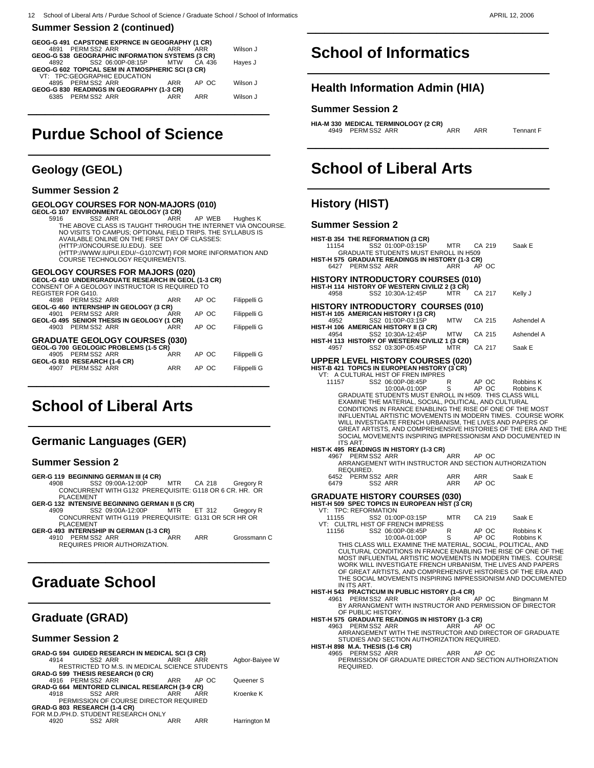## Summer Session 2 (continued)

**GEOG-G 491 CAPSTONE EXPRNCE IN GEOGRAPHY (1 CR)**
4891 PERM SS2 ARR ARR ARR Wilson J
**GEOG-G 538 GEOGRAPHIC INFORMATION SYSTEMS (3 CR)**
4892 SS2 06:00P-08:15P MTW CA 436 Hayes J
**GEOG-G 602 TOPICAL SEM IN ATMOSPHERIC SCI (3 CR)**
VT: TPC:GEOGRAPHIC EDUCATION
4895 PERM SS2 ARR ARR AP OC Wilson J
**GEOG-G 830 READINGS IN GEOGRAPHY (1-3 CR)**
6385 PERM SS2 ARR ARR ARR Wilson J

# Purdue School of Science

## Geology (GEOL)

### Summer Session 2

**GEOLOGY COURSES FOR NON-MAJORS (010)**
**GEOL-G 107 ENVIRONMENTAL GEOLOGY (3 CR)**
5916 SS2 ARR ARR AP WEB Hughes K
THE ABOVE CLASS IS TAUGHT THROUGH THE INTERNET VIA ONCOURSE. NO VISITS TO CAMPUS; OPTIONAL FIELD TRIPS. THE SYLLABUS IS AVAILABLE ONLINE ON THE FIRST DAY OF CLASSES: (HTTP://ONCOURSE.IU.EDU). SEE (HTTP://WWW.IUPUI.EDU/~G107CWT) FOR MORE INFORMATION AND COURSE TECHNOLOGY REQUIREMENTS.

**GEOLOGY COURSES FOR MAJORS (020)**
**GEOL-G 410 UNDERGRADUATE RESEARCH IN GEOL (1-3 CR)**
CONSENT OF A GEOLOGY INSTRUCTOR IS REQUIRED TO REGISTER FOR G410.
4898 PERM SS2 ARR ARR AP OC Filippelli G
**GEOL-G 460 INTERNSHIP IN GEOLOGY (3 CR)**
4901 PERM SS2 ARR ARR AP OC Filippelli G
**GEOL-G 495 SENIOR THESIS IN GEOLOGY (1 CR)**
4903 PERM SS2 ARR ARR AP OC Filippelli G

**GRADUATE GEOLOGY COURSES (030)**
**GEOL-G 700 GEOLOGIC PROBLEMS (1-5 CR)**
4905 PERM SS2 ARR ARR AP OC Filippelli G
**GEOL-G 810 RESEARCH (1-6 CR)**
4907 PERM SS2 ARR ARR AP OC Filippelli G

# School of Liberal Arts

## Germanic Languages (GER)

### Summer Session 2

**GER-G 119 BEGINNING GERMAN III (4 CR)**
4908 SS2 09:00A-12:00P MTR CA 218 Gregory R
CONCURRENT WITH G132 PREREQUISITE: G118 OR 6 CR. HR. OR PLACEMENT
**GER-G 132 INTENSIVE BEGINNING GERMAN II (5 CR)**
4909 SS2 09:00A-12:00P MTR ET 312 Gregory R
CONCURRENT WITH G119 PREREQUISITE: G131 OR 5CR HR OR PLACEMENT
**GER-G 493 INTERNSHIP IN GERMAN (1-3 CR)**
4910 PERM SS2 ARR ARR ARR Grossmann C
REQUIRES PRIOR AUTHORIZATION.

# Graduate School

## Graduate (GRAD)

### Summer Session 2

**GRAD-G 594 GUIDED RESEARCH IN MEDICAL SCI (3 CR)**
4914 SS2 ARR ARR ARR Agbor-Baiyee W
RESTRICTED TO M.S. IN MEDICAL SCIENCE STUDENTS
**GRAD-G 599 THESIS RESEARCH (0 CR)**
4916 PERM SS2 ARR ARR AP OC Queener S
**GRAD-G 664 MENTORED CLINICAL RESEARCH (3-9 CR)**
4918 SS2 ARR ARR ARR Kroenke K
PERMISSION OF COURSE DIRECTOR REQUIRED
**GRAD-G 803 RESEARCH (1-4 CR)**
FOR M.D./PH.D. STUDENT RESEARCH ONLY
4920 SS2 ARR ARR ARR Harrington M

# School of Informatics

## Health Information Admin (HIA)

### Summer Session 2

**HIA-M 330 MEDICAL TERMINOLOGY (2 CR)**
4949 PERM SS2 ARR ARR ARR Tennant F

# School of Liberal Arts

## History (HIST)

### Summer Session 2

**HIST-B 354 THE REFORMATION (3 CR)**
11154 SS2 01:00P-03:15P MTR CA 219 Saak E
GRADUATE STUDENTS MUST ENROLL IN H509
**HIST-H 575 GRADUATE READINGS IN HISTORY (1-3 CR)**
6427 PERM SS2 ARR ARR AP OC

**HISTORY INTRODUCTORY COURSES (010)**
**HIST-H 114 HISTORY OF WESTERN CIVILIZ 2 (3 CR)**
4958 SS2 10:30A-12:45P MTR CA 217 Kelly J

**HISTORY INTRODUCTORY COURSES (010)**
**HIST-H 105 AMERICAN HISTORY I (3 CR)**
4952 SS2 01:00P-03:15P MTW CA 215 Ashendel A
**HIST-H 106 AMERICAN HISTORY II (3 CR)**
4954 SS2 10:30A-12:45P MTW CA 215 Ashendel A
**HIST-H 113 HISTORY OF WESTERN CIVILIZ 1 (3 CR)**
4957 SS2 03:30P-05:45P MTR CA 217 Saak E

**UPPER LEVEL HISTORY COURSES (020)**
**HIST-B 421 TOPICS IN EUROPEAN HISTORY (3 CR)**
VT: A CULTURAL HIST OF FREN IMPRES
11157 SS2 06:00P-08:45P R AP OC Robbins K
10:00A-01:00P S AP OC Robbins K
GRADUATE STUDENTS MUST ENROLL IN H509. THIS CLASS WILL EXAMINE THE MATERIAL, SOCIAL, POLITICAL, AND CULTURAL CONDITIONS IN FRANCE ENABLING THE RISE OF ONE OF THE MOST INFLUENTIAL ARTISTIC MOVEMENTS IN MODERN TIMES. COURSE WORK WILL INVESTIGATE FRENCH URBANISM, THE LIVES AND PAPERS OF GREAT ARTISTS, AND COMPREHENSIVE HISTORIES OF THE ERA AND THE SOCIAL MOVEMENTS INSPIRING IMPRESSIONISM AND DOCUMENTED IN ITS ART.
**HIST-K 495 READINGS IN HISTORY (1-3 CR)**
4967 PERM SS2 ARR ARR AP OC
ARRANGEMENT WITH INSTRUCTOR AND SECTION AUTHORIZATION REQUIRED.
6452 PERM SS2 ARR ARR ARR Saak E
6479 SS2 ARR ARR AP OC

**GRADUATE HISTORY COURSES (030)**
**HIST-H 509 SPEC TOPICS IN EUROPEAN HIST (3 CR)**
VT: TPC: REFORMATION
11155 SS2 01:00P-03:15P MTR CA 219 Saak E
VT: CULTRL HIST OF FRENCH IMPRESS
11156 SS2 06:00P-08:45P R AP OC Robbins K
10:00A-01:00P S AP OC Robbins K
THIS CLASS WILL EXAMINE THE MATERIAL, SOCIAL, POLITICAL, AND CULTURAL CONDITIONS IN FRANCE ENABLING THE RISE OF ONE OF THE MOST INFLUENTIAL ARTISTIC MOVEMENTS IN MODERN TIMES. COURSE WORK WILL INVESTIGATE FRENCH URBANISM, THE LIVES AND PAPERS OF GREAT ARTISTS, AND COMPREHENSIVE HISTORIES OF THE ERA AND THE SOCIAL MOVEMENTS INSPIRING IMPRESSIONISM AND DOCUMENTED IN ITS ART.
**HIST-H 543 PRACTICUM IN PUBLIC HISTORY (1-4 CR)**
4961 PERM SS2 ARR ARR AP OC Bingmann M
BY ARRANGMENT WITH INSTRUCTOR AND PERMISSION OF DIRECTOR OF PUBLIC HISTORY.
**HIST-H 575 GRADUATE READINGS IN HISTORY (1-3 CR)**
4963 PERM SS2 ARR ARR AP OC
ARRANGEMENT WITH THE INSTRUCTOR AND DIRECTOR OF GRADUATE STUDIES AND SECTION AUTHORIZATION REQUIRED.
**HIST-H 898 M.A. THESIS (1-6 CR)**
4965 PERM SS2 ARR ARR AP OC
PERMISSION OF GRADUATE DIRECTOR AND SECTION AUTHORIZATION REQUIRED.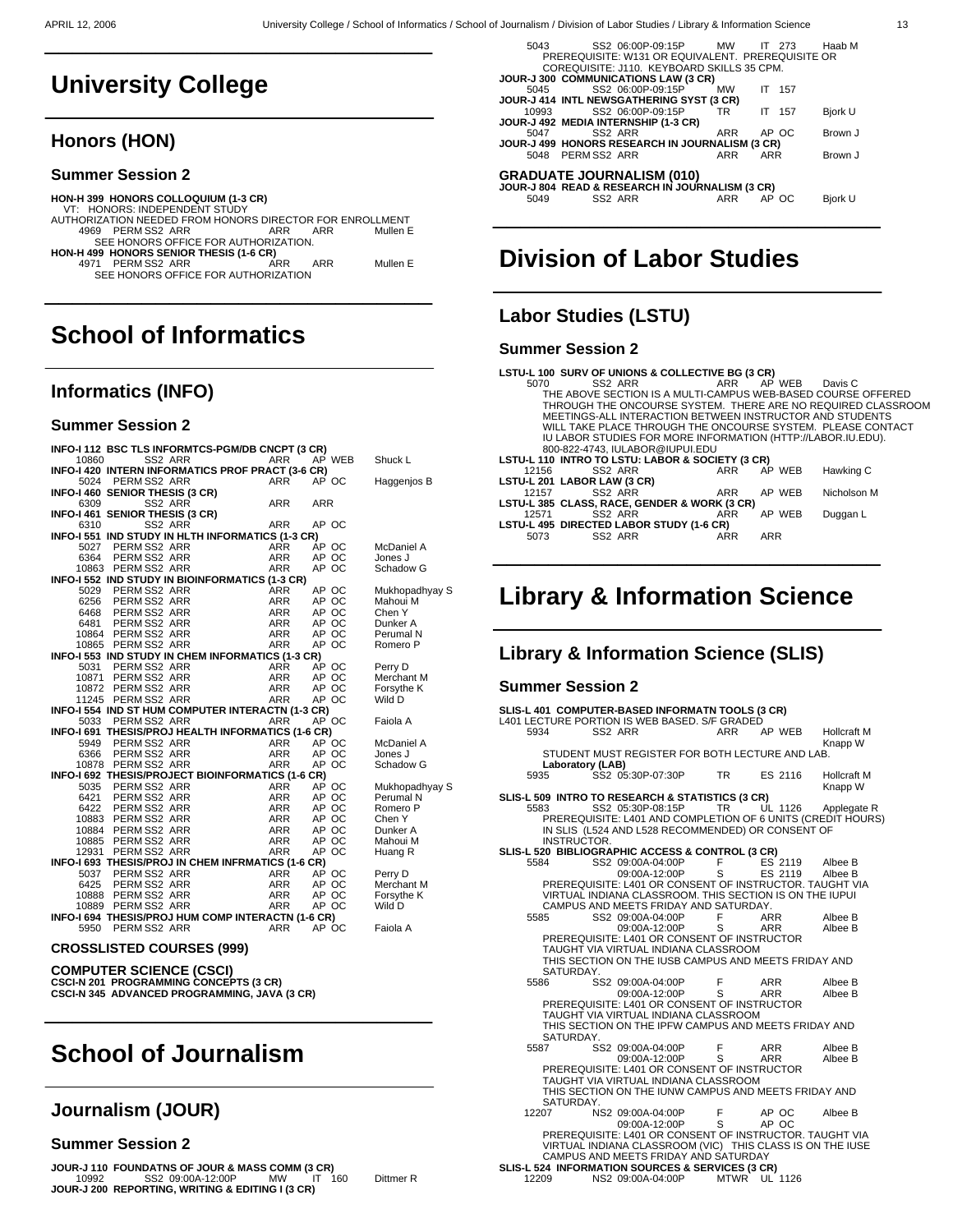# University College

## Honors (HON)

### Summer Session 2

**HON-H 399 HONORS COLLOQUIUM (1-3 CR)**
VT: HONORS: INDEPENDENT STUDY
AUTHORIZATION NEEDED FROM HONORS DIRECTOR FOR ENROLLMENT

| | | | | | |
|---|---|---|---|---|---|
| 4969 | PERM SS2 ARR | ARR | ARR | | Mullen E |

SEE HONORS OFFICE FOR AUTHORIZATION.

**HON-H 499 HONORS SENIOR THESIS (1-6 CR)**

| | | | | | |
|---|---|---|---|---|---|
| 4971 | PERM SS2 ARR | ARR | ARR | | Mullen E |

SEE HONORS OFFICE FOR AUTHORIZATION

# School of Informatics

## Informatics (INFO)

### Summer Session 2

**INFO-I 112 BSC TLS INFORMTCS-PGM/DB CNCPT (3 CR)**

| | | | | |
|---|---|---|---|---|
| 10860 | SS2 ARR | ARR | AP WEB | Shuck L |

**INFO-I 420 INTERN INFORMATICS PROF PRACT (3-6 CR)**

| | | | | |
|---|---|---|---|---|
| 5024 | PERM SS2 ARR | ARR | AP OC | Haggenjos B |

**INFO-I 460 SENIOR THESIS (3 CR)**

| | | | | |
|---|---|---|---|---|
| 6309 | SS2 ARR | ARR | ARR | |

**INFO-I 461 SENIOR THESIS (3 CR)**

| | | | | |
|---|---|---|---|---|
| 6310 | SS2 ARR | ARR | AP OC | |

**INFO-I 551 IND STUDY IN HLTH INFORMATICS (1-3 CR)**

| | | | | |
|---|---|---|---|---|
| 5027 | PERM SS2 ARR | ARR | AP OC | McDaniel A |
| 6364 | PERM SS2 ARR | ARR | AP OC | Jones J |
| 10863 | PERM SS2 ARR | ARR | AP OC | Schadow G |

**INFO-I 552 IND STUDY IN BIOINFORMATICS (1-3 CR)**

| | | | | |
|---|---|---|---|---|
| 5029 | PERM SS2 ARR | ARR | AP OC | Mukhopadhyay S |
| 6256 | PERM SS2 ARR | ARR | AP OC | Mahoui M |
| 6468 | PERM SS2 ARR | ARR | AP OC | Chen Y |
| 6481 | PERM SS2 ARR | ARR | AP OC | Dunker A |
| 10864 | PERM SS2 ARR | ARR | AP OC | Perumal N |
| 10865 | PERM SS2 ARR | ARR | AP OC | Romero P |

**INFO-I 553 IND STUDY IN CHEM INFORMATICS (1-3 CR)**

| | | | | |
|---|---|---|---|---|
| 5031 | PERM SS2 ARR | ARR | AP OC | Perry D |
| 10871 | PERM SS2 ARR | ARR | AP OC | Merchant M |
| 10872 | PERM SS2 ARR | ARR | AP OC | Forsythe K |
| 11245 | PERM SS2 ARR | ARR | AP OC | Wild D |

**INFO-I 554 IND ST HUM COMPUTER INTERACTN (1-3 CR)**

| | | | | |
|---|---|---|---|---|
| 5033 | PERM SS2 ARR | ARR | AP OC | Faiola A |

**INFO-I 691 THESIS/PROJ HEALTH INFORMATICS (1-6 CR)**

| | | | | |
|---|---|---|---|---|
| 5949 | PERM SS2 ARR | ARR | AP OC | McDaniel A |
| 6366 | PERM SS2 ARR | ARR | AP OC | Jones J |
| 10878 | PERM SS2 ARR | ARR | AP OC | Schadow G |

**INFO-I 692 THESIS/PROJECT BIOINFORMATICS (1-6 CR)**

| | | | | |
|---|---|---|---|---|
| 5035 | PERM SS2 ARR | ARR | AP OC | Mukhopadhyay S |
| 6421 | PERM SS2 ARR | ARR | AP OC | Perumal N |
| 6422 | PERM SS2 ARR | ARR | AP OC | Romero P |
| 10883 | PERM SS2 ARR | ARR | AP OC | Chen Y |
| 10884 | PERM SS2 ARR | ARR | AP OC | Dunker A |
| 10885 | PERM SS2 ARR | ARR | AP OC | Mahoui M |
| 12931 | PERM SS2 ARR | ARR | AP OC | Huang R |

**INFO-I 693 THESIS/PROJ IN CHEM INFRMATICS (1-6 CR)**

| | | | | |
|---|---|---|---|---|
| 5037 | PERM SS2 ARR | ARR | AP OC | Perry D |
| 6425 | PERM SS2 ARR | ARR | AP OC | Merchant M |
| 10888 | PERM SS2 ARR | ARR | AP OC | Forsythe K |
| 10889 | PERM SS2 ARR | ARR | AP OC | Wild D |

**INFO-I 694 THESIS/PROJ HUM COMP INTERACTN (1-6 CR)**

| | | | | |
|---|---|---|---|---|
| 5950 | PERM SS2 ARR | ARR | AP OC | Faiola A |

### CROSSLISTED COURSES (999)

**COMPUTER SCIENCE (CSCI)**
**CSCI-N 201 PROGRAMMING CONCEPTS (3 CR)**
**CSCI-N 345 ADVANCED PROGRAMMING, JAVA (3 CR)**

# School of Journalism

## Journalism (JOUR)

### Summer Session 2

**JOUR-J 110 FOUNDATNS OF JOUR & MASS COMM (3 CR)**

| | | | | |
|---|---|---|---|---|
| 10992 | SS2 09:00A-12:00P | MW | IT 160 | Dittmer R |

**JOUR-J 200 REPORTING, WRITING & EDITING I (3 CR)**

| | | | | |
|---|---|---|---|---|
| 5043 | SS2 06:00P-09:15P | MW | IT 273 | Haab M |

PREREQUISITE: W131 OR EQUIVALENT. PREREQUISITE OR COREQUISITE: J110. KEYBOARD SKILLS 35 CPM.

**JOUR-J 300 COMMUNICATIONS LAW (3 CR)**

| | | | | |
|---|---|---|---|---|
| 5045 | SS2 06:00P-09:15P | MW | IT 157 | |

**JOUR-J 414 INTL NEWSGATHERING SYST (3 CR)**

| | | | | |
|---|---|---|---|---|
| 10993 | SS2 06:00P-09:15P | TR | IT 157 | Bjork U |

**JOUR-J 492 MEDIA INTERNSHIP (1-3 CR)**

| | | | | |
|---|---|---|---|---|
| 5047 | SS2 ARR | ARR | AP OC | Brown J |

**JOUR-J 499 HONORS RESEARCH IN JOURNALISM (3 CR)**

| | | | | |
|---|---|---|---|---|
| 5048 | PERM SS2 ARR | ARR | ARR | Brown J |

### GRADUATE JOURNALISM (010)

**JOUR-J 804 READ & RESEARCH IN JOURNALISM (3 CR)**

| | | | | |
|---|---|---|---|---|
| 5049 | SS2 ARR | ARR | AP OC | Bjork U |

# Division of Labor Studies

## Labor Studies (LSTU)

### Summer Session 2

**LSTU-L 100 SURV OF UNIONS & COLLECTIVE BG (3 CR)**

| | | | | |
|---|---|---|---|---|
| 5070 | SS2 ARR | ARR | AP WEB | Davis C |

THE ABOVE SECTION IS A MULTI-CAMPUS WEB-BASED COURSE OFFERED THROUGH THE ONCOURSE SYSTEM. THERE ARE NO REQUIRED CLASSROOM MEETINGS-ALL INTERACTION BETWEEN INSTRUCTOR AND STUDENTS WILL TAKE PLACE THROUGH THE ONCOURSE SYSTEM. PLEASE CONTACT IU LABOR STUDIES FOR MORE INFORMATION (HTTP://LABOR.IU.EDU). 800-822-4743, IULABOR@IUPUI.EDU

**LSTU-L 110 INTRO TO LSTU: LABOR & SOCIETY (3 CR)**

| | | | | |
|---|---|---|---|---|
| 12156 | SS2 ARR | ARR | AP WEB | Hawking C |

**LSTU-L 201 LABOR LAW (3 CR)**

| | | | | |
|---|---|---|---|---|
| 12157 | SS2 ARR | ARR | AP WEB | Nicholson M |

**LSTU-L 385 CLASS, RACE, GENDER & WORK (3 CR)**

| | | | | |
|---|---|---|---|---|
| 12571 | SS2 ARR | ARR | AP WEB | Duggan L |

**LSTU-L 495 DIRECTED LABOR STUDY (1-6 CR)**

| | | | | |
|---|---|---|---|---|
| 5073 | SS2 ARR | ARR | ARR | |

# Library & Information Science

## Library & Information Science (SLIS)

### Summer Session 2

**SLIS-L 401 COMPUTER-BASED INFORMATN TOOLS (3 CR)**
L401 LECTURE PORTION IS WEB BASED. S/F GRADED

| | | | | |
|---|---|---|---|---|
| 5934 | SS2 ARR | ARR | AP WEB | Hollcraft M, Knapp W |

STUDENT MUST REGISTER FOR BOTH LECTURE AND LAB.

**Laboratory (LAB)**

| | | | | |
|---|---|---|---|---|
| 5935 | SS2 05:30P-07:30P | TR | ES 2116 | Hollcraft M, Knapp W |

**SLIS-L 509 INTRO TO RESEARCH & STATISTICS (3 CR)**

| | | | | |
|---|---|---|---|---|
| 5583 | SS2 05:30P-08:15P | TR | UL 1126 | Applegate R |

PREREQUISITE: L401 AND COMPLETION OF 6 UNITS (CREDIT HOURS) IN SLIS (L524 AND L528 RECOMMENDED) OR CONSENT OF INSTRUCTOR.

**SLIS-L 520 BIBLIOGRAPHIC ACCESS & CONTROL (3 CR)**

| | | | | |
|---|---|---|---|---|
| 5584 | SS2 09:00A-04:00P | F | ES 2119 | Albee B |
| | 09:00A-12:00P | S | ES 2119 | Albee B |

PREREQUISITE: L401 OR CONSENT OF INSTRUCTOR. TAUGHT VIA VIRTUAL INDIANA CLASSROOM. THIS SECTION IS ON THE IUPUI CAMPUS AND MEETS FRIDAY AND SATURDAY.

| | | | | |
|---|---|---|---|---|
| 5585 | SS2 09:00A-04:00P | F | ARR | Albee B |
| | 09:00A-12:00P | S | ARR | Albee B |

PREREQUISITE: L401 OR CONSENT OF INSTRUCTOR
TAUGHT VIA VIRTUAL INDIANA CLASSROOM
THIS SECTION ON THE IUSB CAMPUS AND MEETS FRIDAY AND SATURDAY.

| | | | | |
|---|---|---|---|---|
| 5586 | SS2 09:00A-04:00P | F | ARR | Albee B |
| | 09:00A-12:00P | S | ARR | Albee B |

PREREQUISITE: L401 OR CONSENT OF INSTRUCTOR
TAUGHT VIA VIRTUAL INDIANA CLASSROOM
THIS SECTION ON THE IPFW CAMPUS AND MEETS FRIDAY AND SATURDAY.

| | | | | |
|---|---|---|---|---|
| 5587 | SS2 09:00A-04:00P | F | ARR | Albee B |
| | 09:00A-12:00P | S | ARR | Albee B |

PREREQUISITE: L401 OR CONSENT OF INSTRUCTOR
TAUGHT VIA VIRTUAL INDIANA CLASSROOM
THIS SECTION ON THE IUNW CAMPUS AND MEETS FRIDAY AND SATURDAY.

| | | | | |
|---|---|---|---|---|
| 12207 | NS2 09:00A-04:00P | F | AP OC | Albee B |
| | 09:00A-12:00P | S | AP OC | |

PREREQUISITE: L401 OR CONSENT OF INSTRUCTOR. TAUGHT VIA VIRTUAL INDIANA CLASSROOM (VIC) THIS CLASS IS ON THE IUSE CAMPUS AND MEETS FRIDAY AND SATURDAY

**SLIS-L 524 INFORMATION SOURCES & SERVICES (3 CR)**

| | | | | |
|---|---|---|---|---|
| 12209 | NS2 09:00A-04:00P | MTWR | UL 1126 | |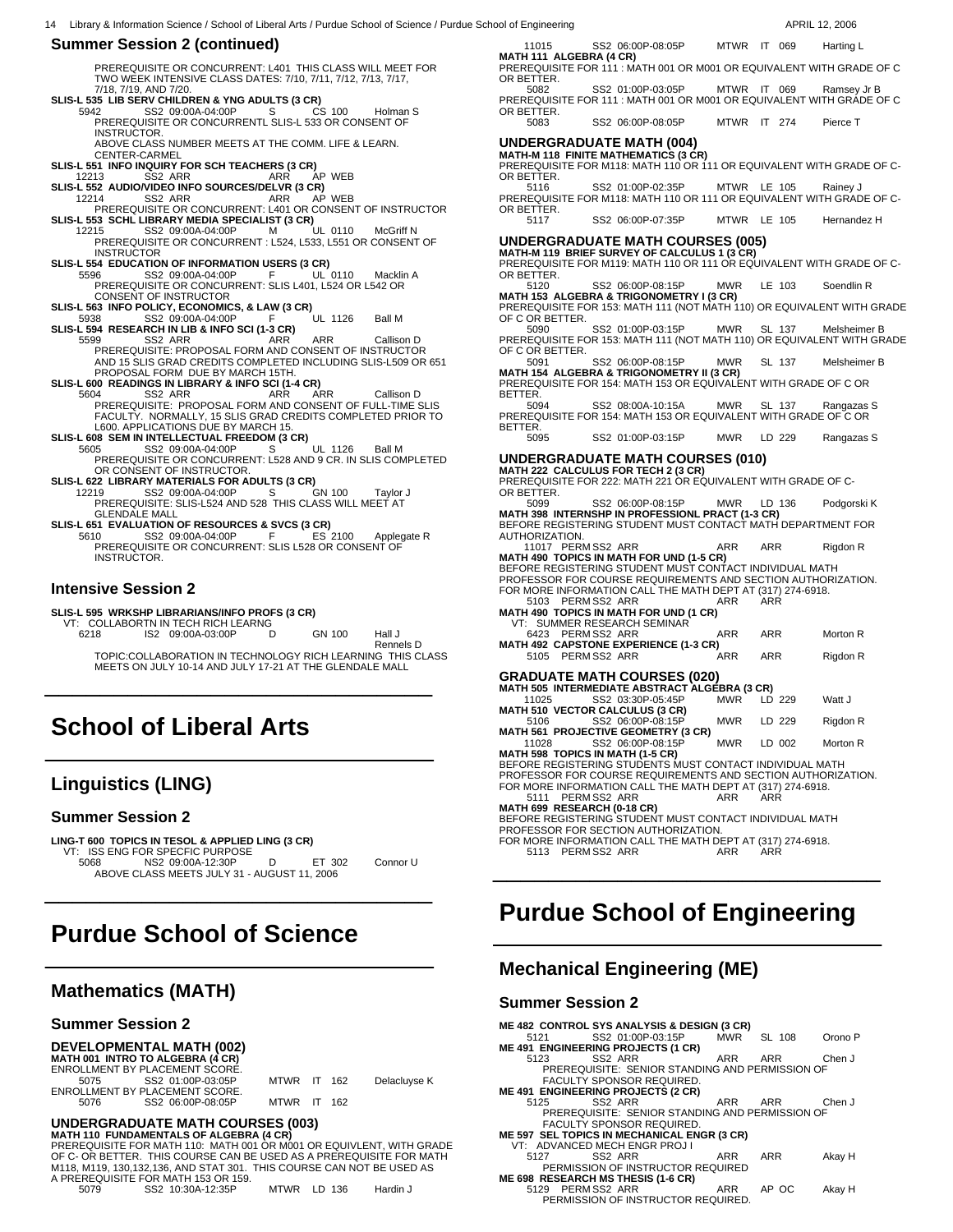## Summary Session 2 (continued)

PREREQUISITE OR CONCURRENT: L401 THIS CLASS WILL MEET FOR TWO WEEK INTENSIVE CLASS DATES: 7/10, 7/11, 7/12, 7/13, 7/17, 7/18, 7/19, AND 7/20.

**SLIS-L 535 LIB SERV CHILDREN & YNG ADULTS (3 CR)**
5942 SS2 09:00A-04:00P S CS 100 Holman S
PREREQUISITE OR CONCURRENTL SLIS-L 533 OR CONSENT OF INSTRUCTOR.
ABOVE CLASS NUMBER MEETS AT THE COMM. LIFE & LEARN. CENTER-CARMEL

**SLIS-L 551 INFO INQUIRY FOR SCH TEACHERS (3 CR)**
12213 SS2 ARR ARR AP WEB

**SLIS-L 552 AUDIO/VIDEO INFO SOURCES/DELVR (3 CR)**
12214 SS2 ARR ARR AP WEB
PREREQUISITE OR CONCURRENT: L401 OR CONSENT OF INSTRUCTOR

**SLIS-L 553 SCHL LIBRARY MEDIA SPECIALIST (3 CR)**
12215 SS2 09:00A-04:00P M UL 0110 McGriff N
PREREQUISITE OR CONCURRENT : L524, L533, L551 OR CONSENT OF INSTRUCTOR

**SLIS-L 554 EDUCATION OF INFORMATION USERS (3 CR)**
5596 SS2 09:00A-04:00P F UL 0110 Macklin A
PREREQUISITE OR CONCURRENT: SLIS L401, L524 OR L542 OR CONSENT OF INSTRUCTOR

**SLIS-L 563 INFO POLICY, ECONOMICS, & LAW (3 CR)**
5938 SS2 09:00A-04:00P F UL 1126 Ball M

**SLIS-L 594 RESEARCH IN LIB & INFO SCI (1-3 CR)**
5599 SS2 ARR ARR ARR Callison D
PREREQUISITE: PROPOSAL FORM AND CONSENT OF INSTRUCTOR AND 15 SLIS GRAD CREDITS COMPLETED INCLUDING SLIS-L509 OR 651 PROPOSAL FORM DUE BY MARCH 15TH.

**SLIS-L 600 READINGS IN LIBRARY & INFO SCI (1-4 CR)**
5604 SS2 ARR ARR ARR Callison D
PREREQUISITE: PROPOSAL FORM AND CONSENT OF FULL-TIME SLIS FACULTY. NORMALLY, 15 SLIS GRAD CREDITS COMPLETED PRIOR TO L600. APPLICATIONS DUE BY MARCH 15.

**SLIS-L 608 SEM IN INTELLECTUAL FREEDOM (3 CR)**
5605 SS2 09:00A-04:00P S UL 1126 Ball M
PREREQUISITE OR CONCURRENT: L528 AND 9 CR. IN SLIS COMPLETED OR CONSENT OF INSTRUCTOR.

**SLIS-L 622 LIBRARY MATERIALS FOR ADULTS (3 CR)**
12219 SS2 09:00A-04:00P S GN 100 Taylor J
PREREQUISITE: SLIS-L524 AND 528 THIS CLASS WILL MEET AT GLENDALE MALL

**SLIS-L 651 EVALUATION OF RESOURCES & SVCS (3 CR)**
5610 SS2 09:00A-04:00P F ES 2100 Applegate R
PREREQUISITE OR CONCURRENT: SLIS L528 OR CONSENT OF INSTRUCTOR.

## Intensive Session 2

**SLIS-L 595 WRKSHP LIBRARIANS/INFO PROFS (3 CR)**
VT: COLLABORTN IN TECH RICH LEARNG
6218 IS2 09:00A-03:00P D GN 100 Hall J, Rennels D
TOPIC:COLLABORATION IN TECHNOLOGY RICH LEARNING THIS CLASS MEETS ON JULY 10-14 AND JULY 17-21 AT THE GLENDALE MALL

# School of Liberal Arts

## Linguistics (LING)

### Summer Session 2

**LING-T 600 TOPICS IN TESOL & APPLIED LING (3 CR)**
VT: ISS ENG FOR SPECFIC PURPOSE
5068 NS2 09:00A-12:30P D ET 302 Connor U
ABOVE CLASS MEETS JULY 31 - AUGUST 11, 2006

# Purdue School of Science

## Mathematics (MATH)

### Summer Session 2

#### DEVELOPMENTAL MATH (002)

**MATH 001 INTRO TO ALGEBRA (4 CR)**
ENROLLMENT BY PLACEMENT SCORE.
5075 SS2 01:00P-03:05P MTWR IT 162 Delacluyse K
ENROLLMENT BY PLACEMENT SCORE.
5076 SS2 06:00P-08:05P MTWR IT 162

#### UNDERGRADUATE MATH COURSES (003)

**MATH 110 FUNDAMENTALS OF ALGEBRA (4 CR)**
PREREQUISITE FOR MATH 110: MATH 001 OR M001 OR EQUIVLENT, WITH GRADE OF C- OR BETTER. THIS COURSE CAN BE USED AS A PREREQUISITE FOR MATH M118, M119, 130,132,136, AND STAT 301. THIS COURSE CAN NOT BE USED AS A PREREQUISITE FOR MATH 153 OR 159.
5079 SS2 10:30A-12:35P MTWR LD 136 Hardin J
11015 SS2 06:00P-08:05P MTWR IT 069 Harting L

**MATH 111 ALGEBRA (4 CR)**
PREREQUISITE FOR 111 : MATH 001 OR M001 OR EQUIVALENT WITH GRADE OF C OR BETTER.
5082 SS2 01:00P-03:05P MTWR IT 069 Ramsey Jr B
PREREQUISITE FOR 111 : MATH 001 OR M001 OR EQUIVALENT WITH GRADE OF C OR BETTER.
5083 SS2 06:00P-08:05P MTWR IT 274 Pierce T

#### UNDERGRADUATE MATH (004)

**MATH-M 118 FINITE MATHEMATICS (3 CR)**
PREREQUISITE FOR M118: MATH 110 OR 111 OR EQUIVALENT WITH GRADE OF C- OR BETTER.
5116 SS2 01:00P-02:35P MTWR LE 105 Rainey J
PREREQUISITE FOR M118: MATH 110 OR 111 OR EQUIVALENT WITH GRADE OF C- OR BETTER.
5117 SS2 06:00P-07:35P MTWR LE 105 Hernandez H

#### UNDERGRADUATE MATH COURSES (005)

**MATH-M 119 BRIEF SURVEY OF CALCULUS 1 (3 CR)**
PREREQUISITE FOR M119: MATH 110 OR 111 OR EQUIVALENT WITH GRADE OF C- OR BETTER.
5120 SS2 06:00P-08:15P MWR LE 103 Soendlin R

**MATH 153 ALGEBRA & TRIGONOMETRY I (3 CR)**
PREREQUISITE FOR 153: MATH 111 (NOT MATH 110) OR EQUIVALENT WITH GRADE OF C OR BETTER.
5090 SS2 01:00P-03:15P MWR SL 137 Melsheimer B
PREREQUISITE FOR 153: MATH 111 (NOT MATH 110) OR EQUIVALENT WITH GRADE OF C OR BETTER.
5091 SS2 06:00P-08:15P MWR SL 137 Melsheimer B

**MATH 154 ALGEBRA & TRIGONOMETRY II (3 CR)**
PREREQUISITE FOR 154: MATH 153 OR EQUIVALENT WITH GRADE OF C OR BETTER.
5094 SS2 08:00A-10:15A MWR SL 137 Rangazas S
PREREQUISITE FOR 154: MATH 153 OR EQUIVALENT WITH GRADE OF C OR BETTER.
5095 SS2 01:00P-03:15P MWR LD 229 Rangazas S

#### UNDERGRADUATE MATH COURSES (010)

**MATH 222 CALCULUS FOR TECH 2 (3 CR)**
PREREQUISITE FOR 222: MATH 221 OR EQUIVALENT WITH GRADE OF C- OR BETTER.
5099 SS2 06:00P-08:15P MWR LD 136 Podgorski K

**MATH 398 INTERNSHP IN PROFESSIONL PRACT (1-3 CR)**
BEFORE REGISTERING STUDENT MUST CONTACT MATH DEPARTMENT FOR AUTHORIZATION.
11017 PERM SS2 ARR ARR ARR Rigdon R

**MATH 490 TOPICS IN MATH FOR UND (1-5 CR)**
BEFORE REGISTERING STUDENT MUST CONTACT INDIVIDUAL MATH PROFESSOR FOR COURSE REQUIREMENTS AND SECTION AUTHORIZATION. FOR MORE INFORMATION CALL THE MATH DEPT AT (317) 274-6918.
5103 PERM SS2 ARR ARR ARR

**MATH 490 TOPICS IN MATH FOR UND (1 CR)**
VT: SUMMER RESEARCH SEMINAR
6423 PERM SS2 ARR ARR ARR Morton R

**MATH 492 CAPSTONE EXPERIENCE (1-3 CR)**
5105 PERM SS2 ARR ARR ARR Rigdon R

#### GRADUATE MATH COURSES (020)

**MATH 505 INTERMEDIATE ABSTRACT ALGEBRA (3 CR)**
11025 SS2 03:30P-05:45P MWR LD 229 Watt J

**MATH 510 VECTOR CALCULUS (3 CR)**
5106 SS2 06:00P-08:15P MWR LD 229 Rigdon R

**MATH 561 PROJECTIVE GEOMETRY (3 CR)**
11028 SS2 06:00P-08:15P MWR LD 002 Morton R

**MATH 598 TOPICS IN MATH (1-5 CR)**
BEFORE REGISTERING STUDENTS MUST CONTACT INDIVIDUAL MATH PROFESSOR FOR COURSE REQUIREMENTS AND SECTION AUTHORIZATION. FOR MORE INFORMATION CALL THE MATH DEPT AT (317) 274-6918.
5111 PERM SS2 ARR ARR ARR

**MATH 699 RESEARCH (0-18 CR)**
BEFORE REGISTERING STUDENT MUST CONTACT INDIVIDUAL MATH PROFESSOR FOR SECTION AUTHORIZATION. FOR MORE INFORMATION CALL THE MATH DEPT AT (317) 274-6918.
5113 PERM SS2 ARR ARR ARR

# Purdue School of Engineering

## Mechanical Engineering (ME)

### Summer Session 2

**ME 482 CONTROL SYS ANALYSIS & DESIGN (3 CR)**
5121 SS2 01:00P-03:15P MWR SL 108 Orono P

**ME 491 ENGINEERING PROJECTS (1 CR)**
5123 SS2 ARR ARR ARR Chen J
PREREQUISITE: SENIOR STANDING AND PERMISSION OF FACULTY SPONSOR REQUIRED.

**ME 491 ENGINEERING PROJECTS (2 CR)**
5125 SS2 ARR ARR ARR Chen J
PREREQUISITE: SENIOR STANDING AND PERMISSION OF FACULTY SPONSOR REQUIRED.

**ME 597 SEL TOPICS IN MECHANICAL ENGR (3 CR)**
VT: ADVANCED MECH ENGR PROJ I
5127 SS2 ARR ARR ARR Akay H
PERMISSION OF INSTRUCTOR REQUIRED

**ME 698 RESEARCH MS THESIS (1-6 CR)**
5129 PERM SS2 ARR ARR AP OC Akay H
PERMISSION OF INSTRUCTOR REQUIRED.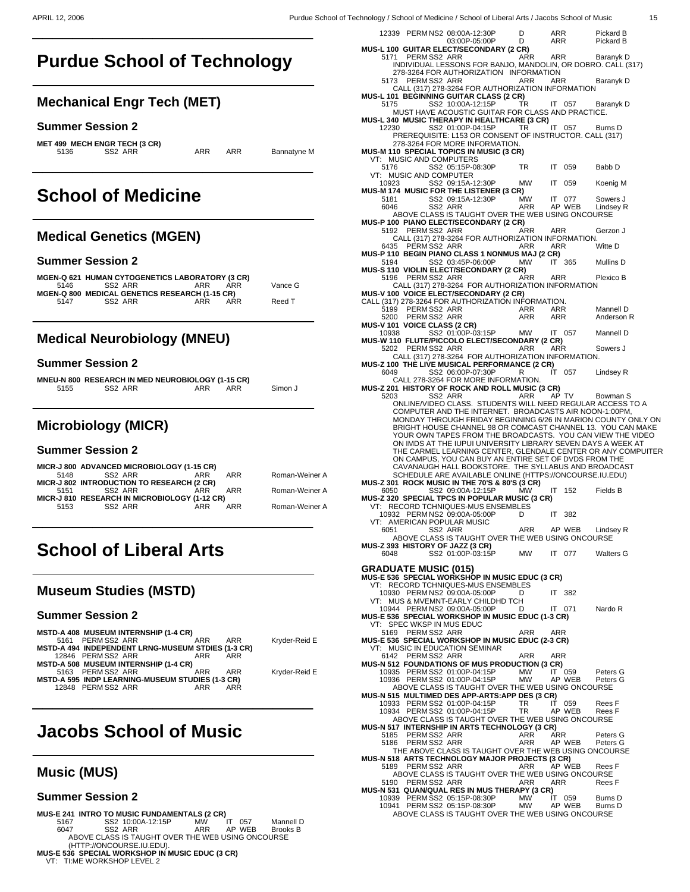# Purdue School of Technology

## Mechanical Engr Tech (MET)

### Summer Session 2

**MET 499 MECH ENGR TECH (3 CR)**

```
5136       SS2 ARR                ARR    ARR      Bannatyne M
```

# School of Medicine

## Medical Genetics (MGEN)

### Summer Session 2

**MGEN-Q 621 HUMAN CYTOGENETICS LABORATORY (3 CR)**

```
5146       SS2 ARR                ARR    ARR      Vance G
```

**MGEN-Q 800 MEDICAL GENETICS RESEARCH (1-15 CR)**

```
5147       SS2 ARR                ARR    ARR      Reed T
```

## Medical Neurobiology (MNEU)

### Summer Session 2

**MNEU-N 800 RESEARCH IN MED NEUROBIOLOGY (1-15 CR)**

```
5155       SS2 ARR                ARR    ARR      Simon J
```

## Microbiology (MICR)

### Summer Session 2

**MICR-J 800 ADVANCED MICROBIOLOGY (1-15 CR)**

```
5148       SS2 ARR                ARR    ARR      Roman-Weiner A
```

**MICR-J 802 INTRODUCTION TO RESEARCH (2 CR)**

```
5151       SS2 ARR                ARR    ARR      Roman-Weiner A
```

**MICR-J 810 RESEARCH IN MICROBIOLOGY (1-12 CR)**

```
5153       SS2 ARR                ARR    ARR      Roman-Weiner A
```

# School of Liberal Arts

## Museum Studies (MSTD)

### Summer Session 2

**MSTD-A 408 MUSEUM INTERNSHIP (1-4 CR)**

```
5161  PERM SS2 ARR                ARR    ARR      Kryder-Reid E
```

**MSTD-A 494 INDEPENDENT LRNG-MUSEUM STDIES (1-3 CR)**

```
12846 PERM SS2 ARR                ARR    ARR
```

**MSTD-A 508 MUSEUM INTERNSHIP (1-4 CR)**

```
5163  PERM SS2 ARR                ARR    ARR      Kryder-Reid E
```

**MSTD-A 595 INDP LEARNING-MUSEUM STUDIES (1-3 CR)**

```
12848 PERM SS2 ARR                ARR    ARR
```

# Jacobs School of Music

## Music (MUS)

### Summer Session 2

**MUS-E 241 INTRO TO MUSIC FUNDAMENTALS (2 CR)**

```
5167       SS2 10:00A-12:15P      MW     IT 057   Mannell D
6047       SS2 ARR                ARR    AP WEB   Brooks B
     ABOVE CLASS IS TAUGHT OVER THE WEB USING ONCOURSE
     (HTTP://ONCOURSE.IU.EDU).
```

**MUS-E 536 SPECIAL WORKSHOP IN MUSIC EDUC (3 CR)**

```
VT: TI:ME WORKSHOP LEVEL 2
12339 PERM NS2 08:00A-12:30P      D      ARR      Pickard B
               03:00P-05:00P      D      ARR      Pickard B
```

**MUS-L 100 GUITAR ELECT/SECONDARY (2 CR)**

```
5171  PERM SS2 ARR                ARR    ARR      Baranyk D
     INDIVIDUAL LESSONS FOR BANJO, MANDOLIN, OR DOBRO. CALL (317)
     278-3264 FOR AUTHORIZATION  INFORMATION
5173  PERM SS2 ARR                ARR    ARR      Baranyk D
     CALL (317) 278-3264 FOR AUTHORIZATION INFORMATION
```

**MUS-L 101 BEGINNING GUITAR CLASS (2 CR)**

```
5175       SS2 10:00A-12:15P      TR     IT 057   Baranyk D
     MUST HAVE ACOUSTIC GUITAR FOR CLASS AND PRACTICE.
```

**MUS-L 340 MUSIC THERAPY IN HEALTHCARE (3 CR)**

```
12230      SS2 01:00P-04:15P      TR     IT 057   Burns D
     PREREQUISITE: L153 OR CONSENT OF INSTRUCTOR. CALL (317)
     278-3264 FOR MORE INFORMATION.
```

**MUS-M 110 SPECIAL TOPICS IN MUSIC (3 CR)**

```
VT: MUSIC AND COMPUTERS
5176       SS2 05:15P-08:30P      TR     IT 059   Babb D
VT: MUSIC AND COMPUTER
10923      SS2 09:15A-12:30P      MW     IT 059   Koenig M
```

**MUS-M 174 MUSIC FOR THE LISTENER (3 CR)**

```
5181       SS2 09:15A-12:30P      MW     IT 077   Sowers J
6046       SS2 ARR                ARR    AP WEB   Lindsey R
     ABOVE CLASS IS TAUGHT OVER THE WEB USING ONCOURSE
```

**MUS-P 100 PIANO ELECT/SECONDARY (2 CR)**

```
5192  PERM SS2 ARR                ARR    ARR      Gerzon J
     CALL (317) 278-3264 FOR AUTHORIZATION INFORMATION.
6435  PERM SS2 ARR                ARR    ARR      Witte D
```

**MUS-P 110 BEGIN PIANO CLASS 1 NONMUS MAJ (2 CR)**

```
5194       SS2 03:45P-06:00P      MW     IT 365   Mullins D
```

**MUS-S 110 VIOLIN ELECT/SECONDARY (2 CR)**

```
5196  PERM SS2 ARR                ARR    ARR      Plexico B
     CALL (317) 278-3264  FOR AUTHORIZATION INFORMATION
```

**MUS-V 100 VOICE ELECT/SECONDARY (2 CR)**

```
CALL (317) 278-3264 FOR AUTHORIZATION INFORMATION.
5199  PERM SS2 ARR                ARR    ARR      Mannell D
5200  PERM SS2 ARR                ARR    ARR      Anderson R
```

**MUS-V 101 VOICE CLASS (2 CR)**

```
10938      SS2 01:00P-03:15P      MW     IT 057   Mannell D
```

**MUS-W 110 FLUTE/PICCOLO ELECT/SECONDARY (2 CR)**

```
5202  PERM SS2 ARR                ARR    ARR      Sowers J
     CALL (317) 278-3264  FOR AUTHORIZATION INFORMATION.
```

**MUS-Z 100 THE LIVE MUSICAL PERFORMANCE (2 CR)**

```
6049       SS2 06:00P-07:30P      R      IT 057   Lindsey R
     CALL 278-3264 FOR MORE INFORMATION.
```

**MUS-Z 201 HISTORY OF ROCK AND ROLL MUSIC (3 CR)**

```
5203       SS2 ARR                ARR    AP TV    Bowman S
     ONLINE/VIDEO CLASS.  STUDENTS WILL NEED REGULAR ACCESS TO A
     COMPUTER AND THE INTERNET.  BROADCASTS AIR NOON-1:00PM,
     MONDAY THROUGH FRIDAY BEGINNING 6/26 IN MARION COUNTY ONLY ON
     BRIGHT HOUSE CHANNEL 98 OR COMCAST CHANNEL 13.  YOU CAN MAKE
     YOUR OWN TAPES FROM THE BROADCASTS.  YOU CAN VIEW THE VIDEO
     ON IMDS AT THE IUPUI UNIVERSITY LIBRARY SEVEN DAYS A WEEK AT
     THE CARMEL LEARNING CENTER, GLENDALE CENTER OR ANY COMPUTER
     ON CAMPUS, YOU CAN BUY AN ENTIRE SET OF DVDS FROM THE
     CAVANAUGH HALL BOOKSTORE.  THE SYLLABUS AND BROADCAST
     SCHEDULE ARE AVAILABLE ONLINE (HTTPS://ONCOURSE.IU.EDU)
```

**MUS-Z 301 ROCK MUSIC IN THE 70'S & 80'S (3 CR)**

```
6050       SS2 09:00A-12:15P      MW     IT 152   Fields B
```

**MUS-Z 320 SPECIAL TPCS IN POPULAR MUSIC (3 CR)**

```
VT: RECORD TCHNIQUES-MUS ENSEMBLES
10932 PERM NS2 09:00A-05:00P      D      IT 382
VT: AMERICAN POPULAR MUSIC
6051       SS2 ARR                ARR    AP WEB   Lindsey R
     ABOVE CLASS IS TAUGHT OVER THE WEB USING ONCOURSE
```

**MUS-Z 393 HISTORY OF JAZZ (3 CR)**

```
6048       SS2 01:00P-03:15P      MW     IT 077   Walters G
```

**GRADUATE MUSIC (015)**

**MUS-E 536 SPECIAL WORKSHOP IN MUSIC EDUC (3 CR)**

```
VT: RECORD TCHNIQUES-MUS ENSEMBLES
10930 PERM NS2 09:00A-05:00P      D      IT 382
VT: MUS & MVEMNT-EARLY CHILDHD TCH
10944 PERM NS2 09:00A-05:00P      D      IT 071   Nardo R
```

**MUS-E 536 SPECIAL WORKSHOP IN MUSIC EDUC (1-3 CR)**

```
VT: SPEC WKSP IN MUS EDUC
5169  PERM SS2 ARR                ARR    ARR
```

**MUS-E 536 SPECIAL WORKSHOP IN MUSIC EDUC (2-3 CR)**

```
VT: MUSIC IN EDUCATION SEMINAR
6142  PERM SS2 ARR                ARR    ARR
```

**MUS-N 512 FOUNDATIONS OF MUS PRODUCTION (3 CR)**

```
10935 PERM SS2 01:00P-04:15P      MW     IT 059   Peters G
10936 PERM SS2 01:00P-04:15P      MW     AP WEB   Peters G
     ABOVE CLASS IS TAUGHT OVER THE WEB USING ONCOURSE
```

**MUS-N 515 MULTIMED DES APP-ARTS:APP DES (3 CR)**

```
10933 PERM SS2 01:00P-04:15P      TR     IT 059   Rees F
10934 PERM SS2 01:00P-04:15P      TR     AP WEB   Rees F
     ABOVE CLASS IS TAUGHT OVER THE WEB USING ONCOURSE
```

**MUS-N 517 INTERNSHIP IN ARTS TECHNOLOGY (3 CR)**

```
5185  PERM SS2 ARR                ARR    ARR      Peters G
5186  PERM SS2 ARR                ARR    AP WEB   Peters G
     THE ABOVE CLASS IS TAUGHT OVER THE WEB USING ONCOURSE
```

**MUS-N 518 ARTS TECHNOLOGY MAJOR PROJECTS (3 CR)**

```
5189  PERM SS2 ARR                ARR    AP WEB   Rees F
     ABOVE CLASS IS TAUGHT OVER THE WEB USING ONCOURSE
5190  PERM SS2 ARR                ARR    ARR      Rees F
```

**MUS-N 531 QUAN/QUAL RES IN MUS THERAPY (3 CR)**

```
10939 PERM SS2 05:15P-08:30P      MW     IT 059   Burns D
10941 PERM SS2 05:15P-08:30P      MW     AP WEB   Burns D
     ABOVE CLASS IS TAUGHT OVER THE WEB USING ONCOURSE
```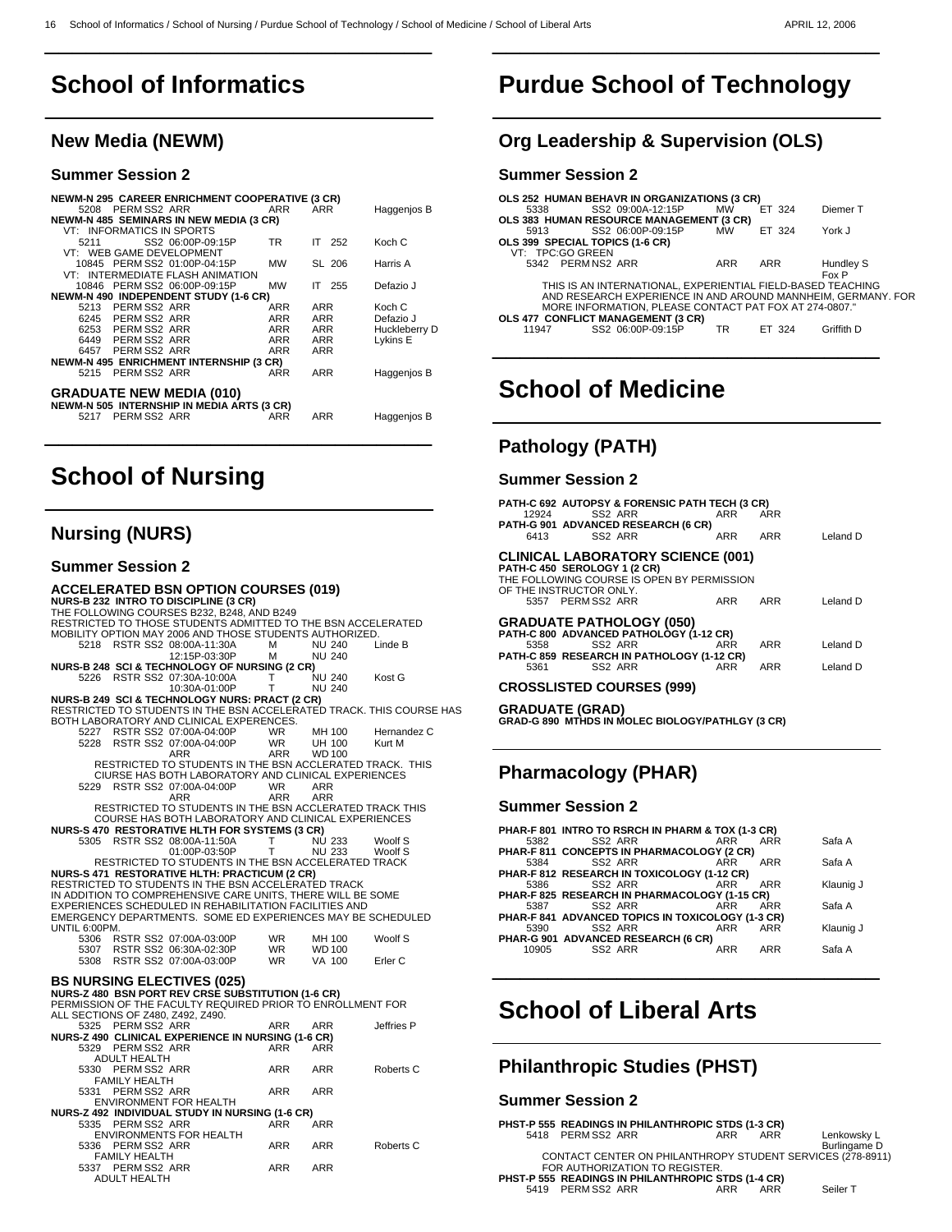# School of Informatics

## New Media (NEWM)

### Summer Session 2

**NEWM-N 295 CAREER ENRICHMENT COOPERATIVE (3 CR)**

| | | | | |
|---|---|---|---|---|
| 5208 PERM SS2 ARR | ARR | ARR | | Haggenjos B |

**NEWM-N 485 SEMINARS IN NEW MEDIA (3 CR)**

VT: INFORMATICS IN SPORTS

| | | | |
|---|---|---|---|
| 5211 SS2 06:00P-09:15P | TR | IT 252 | Koch C |

VT: WEB GAME DEVELOPMENT

| | | | |
|---|---|---|---|
| 10845 PERM SS2 01:00P-04:15P | MW | SL 206 | Harris A |

VT: INTERMEDIATE FLASH ANIMATION

| | | | |
|---|---|---|---|
| 10846 PERM SS2 06:00P-09:15P | MW | IT 255 | Defazio J |

**NEWM-N 490 INDEPENDENT STUDY (1-6 CR)**

| | | | |
|---|---|---|---|
| 5213 PERM SS2 ARR | ARR | ARR | Koch C |
| 6245 PERM SS2 ARR | ARR | ARR | Defazio J |
| 6253 PERM SS2 ARR | ARR | ARR | Huckleberry D |
| 6449 PERM SS2 ARR | ARR | ARR | Lykins E |
| 6457 PERM SS2 ARR | ARR | ARR | |

**NEWM-N 495 ENRICHMENT INTERNSHIP (3 CR)**

| | | | |
|---|---|---|---|
| 5215 PERM SS2 ARR | ARR | ARR | Haggenjos B |

### GRADUATE NEW MEDIA (010)

**NEWM-N 505 INTERNSHIP IN MEDIA ARTS (3 CR)**

| | | | |
|---|---|---|---|
| 5217 PERM SS2 ARR | ARR | ARR | Haggenjos B |

# School of Nursing

## Nursing (NURS)

### Summer Session 2

### ACCELERATED BSN OPTION COURSES (019)

**NURS-B 232 INTRO TO DISCIPLINE (3 CR)**

THE FOLLOWING COURSES B232, B248, AND B249 RESTRICTED TO THOSE STUDENTS ADMITTED TO THE BSN ACCELERATED MOBILITY OPTION MAY 2006 AND THOSE STUDENTS AUTHORIZED.

| | | | |
|---|---|---|---|
| 5218 RSTR SS2 08:00A-11:30A | M | NU 240 | Linde B |
| 12:15P-03:30P | M | NU 240 | |

**NURS-B 248 SCI & TECHNOLOGY OF NURSING (2 CR)**

| | | | |
|---|---|---|---|
| 5226 RSTR SS2 07:30A-10:00A | T | NU 240 | Kost G |
| 10:30A-01:00P | T | NU 240 | |

**NURS-B 249 SCI & TECHNOLOGY NURS: PRACT (2 CR)**

RESTRICTED TO STUDENTS IN THE BSN ACCELERATED TRACK. THIS COURSE HAS BOTH LABORATORY AND CLINICAL EXPERENCES.

| | | | |
|---|---|---|---|
| 5227 RSTR SS2 07:00A-04:00P | WR | MH 100 | Hernandez C |
| 5228 RSTR SS2 07:00A-04:00P | WR | UH 100 | Kurt M |
| ARR | ARR | WD 100 | |

RESTRICTED TO STUDENTS IN THE BSN ACCLERATED TRACK. THIS CIURSE HAS BOTH LABORATORY AND CLINICAL EXPERIENCES

| | | | |
|---|---|---|---|
| 5229 RSTR SS2 07:00A-04:00P | WR | ARR | |
| ARR | ARR | ARR | |

RESTRICTED TO STUDENTS IN THE BSN ACCLERATED TRACK THIS COURSE HAS BOTH LABORATORY AND CLINICAL EXPERIENCES

**NURS-S 470 RESTORATIVE HLTH FOR SYSTEMS (3 CR)**

| | | | |
|---|---|---|---|
| 5305 RSTR SS2 08:00A-11:50A | T | NU 233 | Woolf S |
| 01:00P-03:50P | T | NU 233 | Woolf S |

RESTRICTED TO STUDENTS IN THE BSN ACCELERATED TRACK

**NURS-S 471 RESTORATIVE HLTH: PRACTICUM (2 CR)**

RESTRICTED TO STUDENTS IN THE BSN ACCELERATED TRACK IN ADDITION TO COMPREHENSIVE CARE UNITS, THERE WILL BE SOME EXPERIENCES SCHEDULED IN REHABILITATION FACILITIES AND EMERGENCY DEPARTMENTS. SOME ED EXPERIENCES MAY BE SCHEDULED UNTIL 6:00PM.

| | | | |
|---|---|---|---|
| 5306 RSTR SS2 07:00A-03:00P | WR | MH 100 | Woolf S |
| 5307 RSTR SS2 06:30A-02:30P | WR | WD 100 | |
| 5308 RSTR SS2 07:00A-03:00P | WR | VA 100 | Erler C |

### BS NURSING ELECTIVES (025)

**NURS-Z 480 BSN PORT REV CRSE SUBSTITUTION (1-6 CR)**

PERMISSION OF THE FACULTY REQUIRED PRIOR TO ENROLLMENT FOR ALL SECTIONS OF Z480, Z492, Z490.

| | | | |
|---|---|---|---|
| 5325 PERM SS2 ARR | ARR | ARR | Jeffries P |

**NURS-Z 490 CLINICAL EXPERIENCE IN NURSING (1-6 CR)**

| | | | |
|---|---|---|---|
| 5329 PERM SS2 ARR | ARR | ARR | |

ADULT HEALTH

| | | | |
|---|---|---|---|
| 5330 PERM SS2 ARR | ARR | ARR | Roberts C |

FAMILY HEALTH

| | | | |
|---|---|---|---|
| 5331 PERM SS2 ARR | ARR | ARR | |

ENVIRONMENT FOR HEALTH

**NURS-Z 492 INDIVIDUAL STUDY IN NURSING (1-6 CR)**

| | | | |
|---|---|---|---|
| 5335 PERM SS2 ARR | ARR | ARR | |

ENVIRONMENTS FOR HEALTH

| | | | |
|---|---|---|---|
| 5336 PERM SS2 ARR | ARR | ARR | Roberts C |

FAMILY HEALTH

| | | | |
|---|---|---|---|
| 5337 PERM SS2 ARR | ARR | ARR | |

ADULT HEALTH

# Purdue School of Technology

## Org Leadership & Supervision (OLS)

### Summer Session 2

**OLS 252 HUMAN BEHAVR IN ORGANIZATIONS (3 CR)**

| | | | |
|---|---|---|---|
| 5338 SS2 09:00A-12:15P | MW | ET 324 | Diemer T |

**OLS 383 HUMAN RESOURCE MANAGEMENT (3 CR)**

| | | | |
|---|---|---|---|
| 5913 SS2 06:00P-09:15P | MW | ET 324 | York J |

**OLS 399 SPECIAL TOPICS (1-6 CR)**

VT: TPC:GO GREEN

| | | | |
|---|---|---|---|
| 5342 PERM NS2 ARR | ARR | ARR | Hundley S, Fox P |

THIS IS AN INTERNATIONAL, EXPERIENTIAL FIELD-BASED TEACHING AND RESEARCH EXPERIENCE IN AND AROUND MANNHEIM, GERMANY. FOR MORE INFORMATION, PLEASE CONTACT PAT FOX AT 274-0807."

**OLS 477 CONFLICT MANAGEMENT (3 CR)**

| | | | |
|---|---|---|---|
| 11947 SS2 06:00P-09:15P | TR | ET 324 | Griffith D |

# School of Medicine

## Pathology (PATH)

### Summer Session 2

**PATH-C 692 AUTOPSY & FORENSIC PATH TECH (3 CR)**

| | | | |
|---|---|---|---|
| 12924 SS2 ARR | ARR | ARR | |

**PATH-G 901 ADVANCED RESEARCH (6 CR)**

| | | | |
|---|---|---|---|
| 6413 SS2 ARR | ARR | ARR | Leland D |

### CLINICAL LABORATORY SCIENCE (001)

**PATH-C 450 SEROLOGY 1 (2 CR)**

THE FOLLOWING COURSE IS OPEN BY PERMISSION OF THE INSTRUCTOR ONLY.

| | | | |
|---|---|---|---|
| 5357 PERM SS2 ARR | ARR | ARR | Leland D |

### GRADUATE PATHOLOGY (050)

**PATH-C 800 ADVANCED PATHOLOGY (1-12 CR)**

| | | | |
|---|---|---|---|
| 5358 SS2 ARR | ARR | ARR | Leland D |

**PATH-C 859 RESEARCH IN PATHOLOGY (1-12 CR)**

| | | | |
|---|---|---|---|
| 5361 SS2 ARR | ARR | ARR | Leland D |

### CROSSLISTED COURSES (999)

### GRADUATE (GRAD)

**GRAD-G 890 MTHDS IN MOLEC BIOLOGY/PATHLGY (3 CR)**

## Pharmacology (PHAR)

### Summer Session 2

**PHAR-F 801 INTRO TO RSRCH IN PHARM & TOX (1-3 CR)**

| | | | |
|---|---|---|---|
| 5382 SS2 ARR | ARR | ARR | Safa A |

**PHAR-F 811 CONCEPTS IN PHARMACOLOGY (2 CR)**

| | | | |
|---|---|---|---|
| 5384 SS2 ARR | ARR | ARR | Safa A |

**PHAR-F 812 RESEARCH IN TOXICOLOGY (1-12 CR)**

| | | | |
|---|---|---|---|
| 5386 SS2 ARR | ARR | ARR | Klaunig J |

**PHAR-F 825 RESEARCH IN PHARMACOLOGY (1-15 CR)**

| | | | |
|---|---|---|---|
| 5387 SS2 ARR | ARR | ARR | Safa A |

**PHAR-F 841 ADVANCED TOPICS IN TOXICOLOGY (1-3 CR)**

| | | | |
|---|---|---|---|
| 5390 SS2 ARR | ARR | ARR | Klaunig J |

**PHAR-G 901 ADVANCED RESEARCH (6 CR)**

| | | | |
|---|---|---|---|
| 10905 SS2 ARR | ARR | ARR | Safa A |

# School of Liberal Arts

## Philanthropic Studies (PHST)

### Summer Session 2

**PHST-P 555 READINGS IN PHILANTHROPIC STDS (1-3 CR)**

| | | | |
|---|---|---|---|
| 5418 PERM SS2 ARR | ARR | ARR | Lenkowsky L, Burlingame D |

CONTACT CENTER ON PHILANTHROPY STUDENT SERVICES (278-8911) FOR AUTHORIZATION TO REGISTER.

**PHST-P 555 READINGS IN PHILANTHROPIC STDS (1-4 CR)**

| | | | |
|---|---|---|---|
| 5419 PERM SS2 ARR | ARR | ARR | Seiler T |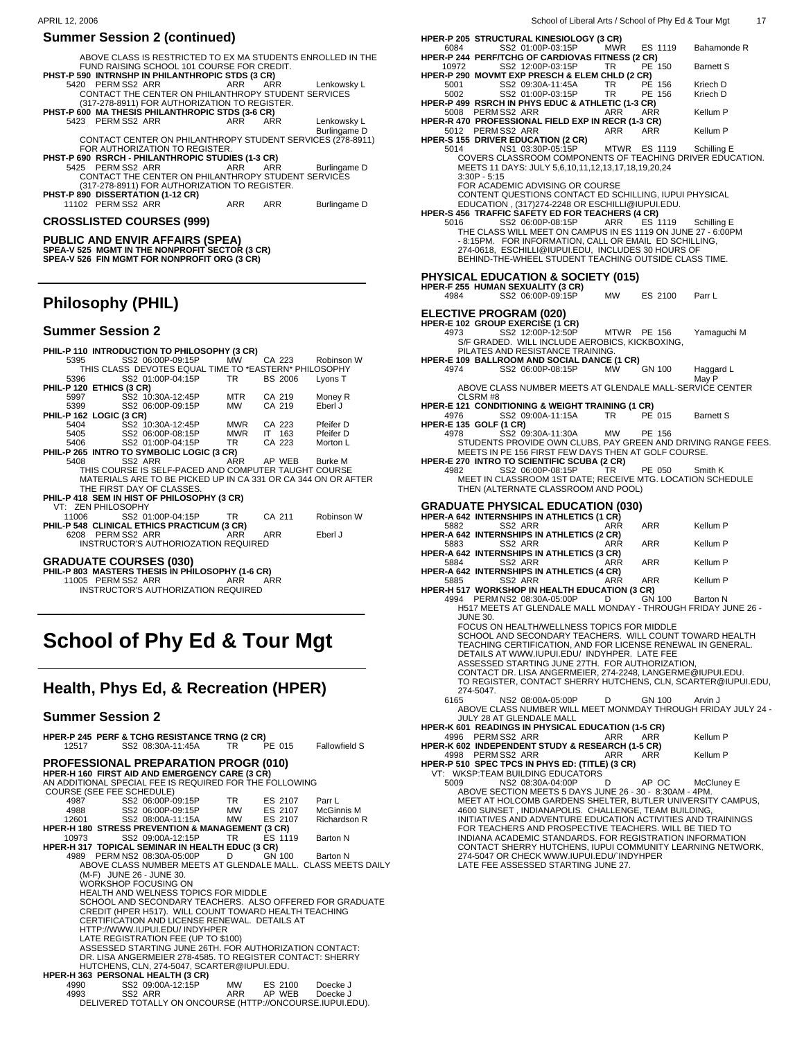## Summer Session 2 (continued)

ABOVE CLASS IS RESTRICTED TO EX MA STUDENTS ENROLLED IN THE FUND RAISING SCHOOL 101 COURSE FOR CREDIT.

**PHST-P 590 INTRNSHP IN PHILANTHROPIC STDS (3 CR)**

| | | | | |
|---|---|---|---|---|
| 5420 | PERM SS2 ARR | ARR | ARR | Lenkowsky L |

CONTACT THE CENTER ON PHILANTHROPY STUDENT SERVICES (317-278-8911) FOR AUTHORIZATION TO REGISTER.

**PHST-P 600 MA THESIS PHILANTHROPIC STDS (3-6 CR)**

| | | | | |
|---|---|---|---|---|
| 5423 | PERM SS2 ARR | ARR | ARR | Lenkowsky L, Burlingame D |

CONTACT CENTER ON PHILANTHROPY STUDENT SERVICES (278-8911) FOR AUTHORIZATION TO REGISTER.

**PHST-P 690 RSRCH - PHILANTHROPIC STUDIES (1-3 CR)**

| | | | | |
|---|---|---|---|---|
| 5425 | PERM SS2 ARR | ARR | ARR | Burlingame D |

CONTACT THE CENTER ON PHILANTHROPY STUDENT SERVICES (317-278-8911) FOR AUTHORIZATION TO REGISTER.

**PHST-P 890 DISSERTATION (1-12 CR)**

| | | | | |
|---|---|---|---|---|
| 11102 | PERM SS2 ARR | ARR | ARR | Burlingame D |

### CROSSLISTED COURSES (999)

**PUBLIC AND ENVIR AFFAIRS (SPEA)**

**SPEA-V 525 MGMT IN THE NONPROFIT SECTOR (3 CR)**

**SPEA-V 526 FIN MGMT FOR NONPROFIT ORG (3 CR)**

# Philosophy (PHIL)

## Summer Session 2

**PHIL-P 110 INTRODUCTION TO PHILOSOPHY (3 CR)**

| | | | | |
|---|---|---|---|---|
| 5395 | SS2 06:00P-09:15P | MW | CA 223 | Robinson W |

THIS CLASS DEVOTES EQUAL TIME TO *EASTERN* PHILOSOPHY

| | | | | |
|---|---|---|---|---|
| 5396 | SS2 01:00P-04:15P | TR | BS 2006 | Lyons T |

**PHIL-P 120 ETHICS (3 CR)**

| | | | | |
|---|---|---|---|---|
| 5997 | SS2 10:30A-12:45P | MTR | CA 219 | Money R |
| 5399 | SS2 06:00P-09:15P | MW | CA 219 | Eberl J |

**PHIL-P 162 LOGIC (3 CR)**

| | | | | |
|---|---|---|---|---|
| 5404 | SS2 10:30A-12:45P | MWR | CA 223 | Pfeifer D |
| 5405 | SS2 06:00P-08:15P | MWR | IT 163 | Pfeifer D |
| 5406 | SS2 01:00P-04:15P | TR | CA 223 | Morton L |

**PHIL-P 265 INTRO TO SYMBOLIC LOGIC (3 CR)**

| | | | | |
|---|---|---|---|---|
| 5408 | SS2 ARR | ARR | AP WEB | Burke M |

THIS COURSE IS SELF-PACED AND COMPUTER TAUGHT COURSE MATERIALS ARE TO BE PICKED UP IN CA 331 OR CA 344 ON OR AFTER THE FIRST DAY OF CLASSES.

**PHIL-P 418 SEM IN HIST OF PHILOSOPHY (3 CR)**

VT: ZEN PHILOSOPHY

| | | | | |
|---|---|---|---|---|
| 11006 | SS2 01:00P-04:15P | TR | CA 211 | Robinson W |

**PHIL-P 548 CLINICAL ETHICS PRACTICUM (3 CR)**

| | | | | |
|---|---|---|---|---|
| 6208 | PERM SS2 ARR | ARR | ARR | Eberl J |

INSTRUCTOR'S AUTHORIOZATION REQUIRED

### GRADUATE COURSES (030)

**PHIL-P 803 MASTERS THESIS IN PHILOSOPHY (1-6 CR)**

| | | | |
|---|---|---|---|
| 11005 | PERM SS2 ARR | ARR | ARR |

INSTRUCTOR'S AUTHORIZATION REQUIRED

# School of Phy Ed & Tour Mgt

# Health, Phys Ed, & Recreation (HPER)

## Summer Session 2

**HPER-P 245 PERF & TCHG RESISTANCE TRNG (2 CR)**

| | | | | |
|---|---|---|---|---|
| 12517 | SS2 08:30A-11:45A | TR | PE 015 | Fallowfield S |

### PROFESSIONAL PREPARATION PROGR (010)

**HPER-H 160 FIRST AID AND EMERGENCY CARE (3 CR)**

AN ADDITIONAL SPECIAL FEE IS REQUIRED FOR THE FOLLOWING COURSE (SEE FEE SCHEDULE)

| | | | | |
|---|---|---|---|---|
| 4987 | SS2 06:00P-09:15P | TR | ES 2107 | Parr L |
| 4988 | SS2 06:00P-09:15P | MW | ES 2107 | McGinnis M |
| 12601 | SS2 08:00A-11:15A | MW | ES 2107 | Richardson R |

**HPER-H 180 STRESS PREVENTION & MANAGEMENT (3 CR)**

| | | | | |
|---|---|---|---|---|
| 10973 | SS2 09:00A-12:15P | TR | ES 1119 | Barton N |

**HPER-H 317 TOPICAL SEMINAR IN HEALTH EDUC (3 CR)**

| | | | | |
|---|---|---|---|---|
| 4989 | PERM NS2 08:30A-05:00P | D | GN 100 | Barton N |

ABOVE CLASS NUMBER MEETS AT GLENDALE MALL. CLASS MEETS DAILY (M-F) JUNE 26 - JUNE 30. WORKSHOP FOCUSING ON HEALTH AND WELNESS TOPICS FOR MIDDLE SCHOOL AND SECONDARY TEACHERS. ALSO OFFERED FOR GRADUATE CREDIT (HPER H517). WILL COUNT TOWARD HEALTH TEACHING CERTIFICATION AND LICENSE RENEWAL. DETAILS AT HTTP://WWW.IUPUI.EDU/ INDYHPER LATE REGISTRATION FEE (UP TO $100) ASSESSED STARTING JUNE 26TH. FOR AUTHORIZATION CONTACT: DR. LISA ANGERMEIER 278-4585. TO REGISTER CONTACT: SHERRY HUTCHENS, CLN, 274-5047, SCARTER@IUPUI.EDU.

**HPER-H 363 PERSONAL HEALTH (3 CR)**

| | | | | |
|---|---|---|---|---|
| 4990 | SS2 09:00A-12:15P | MW | ES 2100 | Doecke J |
| 4993 | SS2 ARR | ARR | AP WEB | Doecke J |

DELIVERED TOTALLY ON ONCOURSE (HTTP://ONCOURSE.IUPUI.EDU).

**HPER-P 205 STRUCTURAL KINESIOLOGY (3 CR)**

| | | | | |
|---|---|---|---|---|
| 6084 | SS2 01:00P-03:15P | MWR | ES 1119 | Bahamonde R |

**HPER-P 244 PERF/TCHG OF CARDIOVAS FITNESS (2 CR)**

| | | | | |
|---|---|---|---|---|
| 10972 | SS2 12:00P-03:15P | TR | PE 150 | Barnett S |

**HPER-P 290 MOVMT EXP PRESCH & ELEM CHLD (2 CR)**

| | | | | |
|---|---|---|---|---|
| 5001 | SS2 09:30A-11:45A | TR | PE 156 | Kriech D |
| 5002 | SS2 01:00P-03:15P | TR | PE 156 | Kriech D |

**HPER-P 499 RSRCH IN PHYS EDUC & ATHLETIC (1-3 CR)**

| | | | | |
|---|---|---|---|---|
| 5008 | PERM SS2 ARR | ARR | ARR | Kellum P |

**HPER-R 470 PROFESSIONAL FIELD EXP IN RECR (1-3 CR)**

| | | | | |
|---|---|---|---|---|
| 5012 | PERM SS2 ARR | ARR | ARR | Kellum P |

**HPER-S 155 DRIVER EDUCATION (2 CR)**

| | | | | |
|---|---|---|---|---|
| 5014 | NS1 03:30P-05:15P | MTWR | ES 1119 | Schilling E |

COVERS CLASSROOM COMPONENTS OF TEACHING DRIVER EDUCATION. MEETS 11 DAYS: JULY 5,6,10,11,12,13,17,18,19,20,24 3:30P - 5:15 FOR ACADEMIC ADVISING OR COURSE CONTENT QUESTIONS CONTACT ED SCHILLING, IUPUI PHYSICAL EDUCATION , (317)274-2248 OR ESCHILLI@IUPUI.EDU.

**HPER-S 456 TRAFFIC SAFETY ED FOR TEACHERS (4 CR)**

| | | | | |
|---|---|---|---|---|
| 5016 | SS2 06:00P-08:15P | ARR | ES 1119 | Schilling E |

THE CLASS WILL MEET ON CAMPUS IN ES 1119 ON JUNE 27 - 6:00PM - 8:15PM. FOR INFORMATION, CALL OR EMAIL ED SCHILLING, 274-0618, ESCHILLI@IUPUI.EDU, INCLUDES 30 HOURS OF BEHIND-THE-WHEEL STUDENT TEACHING OUTSIDE CLASS TIME.

### PHYSICAL EDUCATION & SOCIETY (015)

**HPER-F 255 HUMAN SEXUALITY (3 CR)**

| | | | | |
|---|---|---|---|---|
| 4984 | SS2 06:00P-09:15P | MW | ES 2100 | Parr L |

### ELECTIVE PROGRAM (020)

**HPER-E 102 GROUP EXERCISE (1 CR)**

| | | | | |
|---|---|---|---|---|
| 4973 | SS2 12:00P-12:50P | MTWR | PE 156 | Yamaguchi M |

S/F GRADED. WILL INCLUDE AEROBICS, KICKBOXING, PILATES AND RESISTANCE TRAINING.

**HPER-E 109 BALLROOM AND SOCIAL DANCE (1 CR)**

| | | | | |
|---|---|---|---|---|
| 4974 | SS2 06:00P-08:15P | MW | GN 100 | Haggard L, May P |

ABOVE CLASS NUMBER MEETS AT GLENDALE MALL-SERVICE CENTER CLSRM #8

**HPER-E 121 CONDITIONING & WEIGHT TRAINING (1 CR)**

| | | | | |
|---|---|---|---|---|
| 4976 | SS2 09:00A-11:15A | TR | PE 015 | Barnett S |

**HPER-E 135 GOLF (1 CR)**

| | | | |
|---|---|---|---|
| 4978 | SS2 09:30A-11:30A | MW | PE 156 |

STUDENTS PROVIDE OWN CLUBS, PAY GREEN AND DRIVING RANGE FEES. MEETS IN PE 156 FIRST FEW DAYS THEN AT GOLF COURSE.

**HPER-E 270 INTRO TO SCIENTIFIC SCUBA (2 CR)**

| | | | | |
|---|---|---|---|---|
| 4982 | SS2 06:00P-08:15P | TR | PE 050 | Smith K |

MEET IN CLASSROOM 1ST DATE; RECEIVE MTG. LOCATION SCHEDULE THEN (ALTERNATE CLASSROOM AND POOL)

### GRADUATE PHYSICAL EDUCATION (030)

**HPER-A 642 INTERNSHIPS IN ATHLETICS (1 CR)**

| | | | | |
|---|---|---|---|---|
| 5882 | SS2 ARR | ARR | ARR | Kellum P |

**HPER-A 642 INTERNSHIPS IN ATHLETICS (2 CR)**

| | | | | |
|---|---|---|---|---|
| 5883 | SS2 ARR | ARR | ARR | Kellum P |

**HPER-A 642 INTERNSHIPS IN ATHLETICS (3 CR)**

| | | | | |
|---|---|---|---|---|
| 5884 | SS2 ARR | ARR | ARR | Kellum P |

**HPER-A 642 INTERNSHIPS IN ATHLETICS (4 CR)**

| | | | | |
|---|---|---|---|---|
| 5885 | SS2 ARR | ARR | ARR | Kellum P |

**HPER-H 517 WORKSHOP IN HEALTH EDUCATION (3 CR)**

| | | | | |
|---|---|---|---|---|
| 4994 | PERM NS2 08:30A-05:00P | D | GN 100 | Barton N |

H517 MEETS AT GLENDALE MALL MONDAY - THROUGH FRIDAY JUNE 26 - JUNE 30. FOCUS ON HEALTH/WELLNESS TOPICS FOR MIDDLE SCHOOL AND SECONDARY TEACHERS. WILL COUNT TOWARD HEALTH TEACHING CERTIFICATION, AND FOR LICENSE RENEWAL IN GENERAL. DETAILS AT WWW.IUPUI.EDU/ INDYHPER. LATE FEE ASSESSED STARTING JUNE 27TH. FOR AUTHORIZATION, CONTACT DR. LISA ANGERMEIER, 274-2248, LANGERME@IUPUI.EDU. TO REGISTER, CONTACT SHERRY HUTCHENS, CLN, SCARTER@IUPUI.EDU, 274-5047.

| | | | | |
|---|---|---|---|---|
| 6165 | NS2 08:00A-05:00P | D | GN 100 | Arvin J |

ABOVE CLASS NUMBER WILL MEET MONMDAY THROUGH FRIDAY JULY 24 - JULY 28 AT GLENDALE MALL

**HPER-K 601 READINGS IN PHYSICAL EDUCATION (1-5 CR)**

| | | | | |
|---|---|---|---|---|
| 4996 | PERM SS2 ARR | ARR | ARR | Kellum P |

**HPER-K 602 INDEPENDENT STUDY & RESEARCH (1-5 CR)**

| | | | | |
|---|---|---|---|---|
| 4998 | PERM SS2 ARR | ARR | ARR | Kellum P |

**HPER-P 510 SPEC TPCS IN PHYS ED: (TITLE) (3 CR)**

VT: WKSP:TEAM BUILDING EDUCATORS

| | | | | |
|---|---|---|---|---|
| 5009 | NS2 08:30A-04:00P | D | AP OC | McCluney E |

ABOVE SECTION MEETS 5 DAYS JUNE 26 - 30 - 8:30AM - 4PM. MEET AT HOLCOMB GARDENS SHELTER, BUTLER UNIVERSITY CAMPUS, 4600 SUNSET , INDIANAPOLIS. CHALLENGE, TEAM BUILDING, INITIATIVES AND ADVENTURE EDUCATION ACTIVITIES AND TRAININGS FOR TEACHERS AND PROSPECTIVE TEACHERS. WILL BE TIED TO INDIANA ACADEMIC STANDARDS. FOR REGISTRATION INFORMATION CONTACT SHERRY HUTCHENS, IUPUI COMMUNITY LEARNING NETWORK, 274-5047 OR CHECK WWW.IUPUI.EDU/˜INDYHPER LATE FEE ASSESSED STARTING JUNE 27.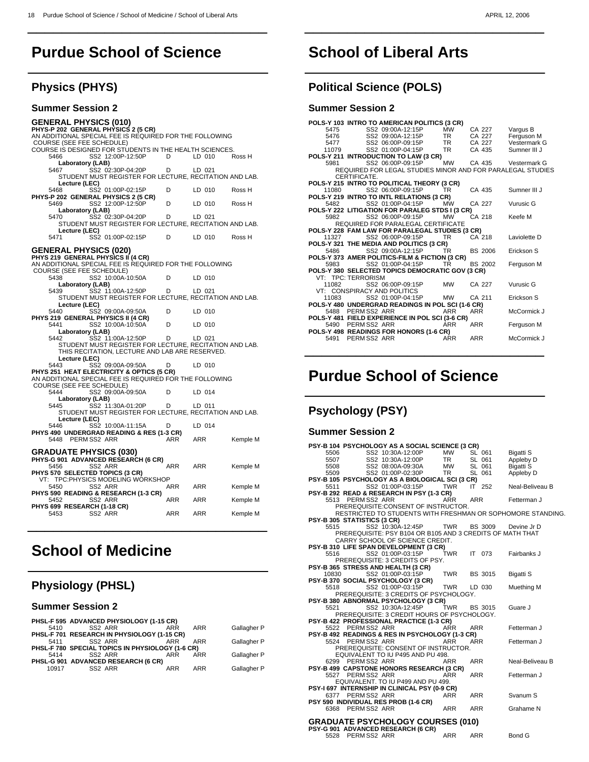# Purdue School of Science

## Physics (PHYS)

### Summer Session 2

**GENERAL PHYSICS (010)**

**PHYS-P 202 GENERAL PHYSICS 2 (5 CR)**

AN ADDITIONAL SPECIAL FEE IS REQUIRED FOR THE FOLLOWING COURSE (SEE FEE SCHEDULE)
COURSE IS DESIGNED FOR STUDENTS IN THE HEALTH SCIENCES.

```
5466          SS2 12:00P-12:50P    D      LD 010      Ross H
  Laboratory (LAB)
5467          SS2 02:30P-04:20P    D      LD 021
  STUDENT MUST REGISTER FOR LECTURE, RECITATION AND LAB.
  Lecture (LEC)
5468          SS2 01:00P-02:15P    D      LD 010      Ross H
```

**PHYS-P 202 GENERAL PHYSICS 2 (5 CR)**

```
5469          SS2 12:00P-12:50P    D      LD 010      Ross H
  Laboratory (LAB)
5470          SS2 02:30P-04:20P    D      LD 021
  STUDENT MUST REGISTER FOR LECTURE, RECITATION AND LAB.
  Lecture (LEC)
5471          SS2 01:00P-02:15P    D      LD 010      Ross H
```

**GENERAL PHYSICS (020)**

**PHYS 219 GENERAL PHYSICS II (4 CR)**

AN ADDITIONAL SPECIAL FEE IS REQUIRED FOR THE FOLLOWING COURSE (SEE FEE SCHEDULE)

```
5438          SS2 10:00A-10:50A    D      LD 010
  Laboratory (LAB)
5439          SS2 11:00A-12:50P    D      LD 021
  STUDENT MUST REGISTER FOR LECTURE, RECITATION AND LAB.
  Lecture (LEC)
5440          SS2 09:00A-09:50A    D      LD 010
```

**PHYS 219 GENERAL PHYSICS II (4 CR)**

```
5441          SS2 10:00A-10:50A    D      LD 010
  Laboratory (LAB)
5442          SS2 11:00A-12:50P    D      LD 021
  STUDENT MUST REGISTER FOR LECTURE, RECITATION AND LAB.
  THIS RECITATION, LECTURE AND LAB ARE RESERVED.
  Lecture (LEC)
5443          SS2 09:00A-09:50A    D      LD 010
```

**PHYS 251 HEAT ELECTRICITY & OPTICS (5 CR)**

AN ADDITIONAL SPECIAL FEE IS REQUIRED FOR THE FOLLOWING COURSE (SEE FEE SCHEDULE)

```
5444          SS2 09:00A-09:50A    D      LD 014
  Laboratory (LAB)
5445          SS2 11:30A-01:20P    D      LD 011
  STUDENT MUST REGISTER FOR LECTURE, RECITATION AND LAB.
  Lecture (LEC)
5446          SS2 10:00A-11:15A    D      LD 014
```

**PHYS 490 UNDERGRAD READING & RES (1-3 CR)**

```
5448   PERM SS2 ARR                ARR    ARR         Kemple M
```

**GRADUATE PHYSICS (030)**

**PHYS-G 901 ADVANCED RESEARCH (6 CR)**

```
5456          SS2 ARR              ARR    ARR         Kemple M
```

**PHYS 570 SELECTED TOPICS (3 CR)**

VT: TPC:PHYSICS MODELING WORKSHOP

```
5450          SS2 ARR              ARR    ARR         Kemple M
```

**PHYS 590 READING & RESEARCH (1-3 CR)**

```
5452          SS2 ARR              ARR    ARR         Kemple M
```

**PHYS 699 RESEARCH (1-18 CR)**

```
5453          SS2 ARR              ARR    ARR         Kemple M
```

# School of Medicine

## Physiology (PHSL)

### Summer Session 2

**PHSL-F 595 ADVANCED PHYSIOLOGY (1-15 CR)**

```
5410          SS2 ARR              ARR    ARR         Gallagher P
```

**PHSL-F 701 RESEARCH IN PHYSIOLOGY (1-15 CR)**

```
5411          SS2 ARR              ARR    ARR         Gallagher P
```

**PHSL-F 780 SPECIAL TOPICS IN PHYSIOLOGY (1-6 CR)**

```
5414          SS2 ARR              ARR    ARR         Gallagher P
```

**PHSL-G 901 ADVANCED RESEARCH (6 CR)**

```
10917         SS2 ARR              ARR    ARR         Gallagher P
```

# School of Liberal Arts

## Political Science (POLS)

### Summer Session 2

**POLS-Y 103 INTRO TO AMERICAN POLITICS (3 CR)**

```
5475          SS2 09:00A-12:15P    MW     CA 227      Vargus B
5476          SS2 09:00A-12:15P    TR     CA 227      Ferguson M
5477          SS2 06:00P-09:15P    TR     CA 227      Vestermark G
11079         SS2 01:00P-04:15P    TR     CA 435      Sumner III J
```

**POLS-Y 211 INTRODUCTION TO LAW (3 CR)**

```
5981          SS2 06:00P-09:15P    MW     CA 435      Vestermark G
  REQUIRED FOR LEGAL STUDIES MINOR AND FOR PARALEGAL STUDIES
  CERTIFICATE.
```

**POLS-Y 215 INTRO TO POLITICAL THEORY (3 CR)**

```
11080         SS2 06:00P-09:15P    TR     CA 435      Sumner III J
```

**POLS-Y 219 INTRO TO INTL RELATIONS (3 CR)**

```
5482          SS2 01:00P-04:15P    MW     CA 227      Vurusic G
```

**POLS-Y 222 LITIGATION FOR PARALEG STDS I (3 CR)**

```
5982          SS2 06:00P-09:15P    MW     CA 218      Keefe M
  REQUIRED FOR PARALEGAL CERTIFICATE
```

**POLS-Y 228 FAM LAW FOR PARALEGAL STUDIES (3 CR)**

```
11327         SS2 06:00P-09:15P    TR     CA 218      Laviolette D
```

**POLS-Y 321 THE MEDIA AND POLITICS (3 CR)**

```
5486          SS2 09:00A-12:15P    TR     BS 2006     Erickson S
```

**POLS-Y 373 AMER POLITICS-FILM & FICTION (3 CR)**

```
5983          SS2 01:00P-04:15P    TR     BS 2002     Ferguson M
```

**POLS-Y 380 SELECTED TOPICS DEMOCRATIC GOV (3 CR)**

```
VT: TPC: TERRORISM
11082         SS2 06:00P-09:15P    MW     CA 227      Vurusic G
VT: CONSPIRACY AND POLITICS
11083         SS2 01:00P-04:15P    MW     CA 211      Erickson S
```

**POLS-Y 480 UNDERGRAD READINGS IN POL SCI (1-6 CR)**

```
5488   PERM SS2 ARR                ARR    ARR         McCormick J
```

**POLS-Y 481 FIELD EXPERIENCE IN POL SCI (3-6 CR)**

```
5490   PERM SS2 ARR                ARR    ARR         Ferguson M
```

**POLS-Y 498 READINGS FOR HONORS (1-6 CR)**

```
5491   PERM SS2 ARR                ARR    ARR         McCormick J
```

# Purdue School of Science

## Psychology (PSY)

### Summer Session 2

**PSY-B 104 PSYCHOLOGY AS A SOCIAL SCIENCE (3 CR)**

```
5506          SS2 10:30A-12:00P    MW     SL 061      Bigatti S
5507          SS2 10:30A-12:00P    TR     SL 061      Appleby D
5508          SS2 08:00A-09:30A    MW     SL 061      Bigatti S
5509          SS2 01:00P-02:30P    TR     SL 061      Appleby D
```

**PSY-B 105 PSYCHOLOGY AS A BIOLOGICAL SCI (3 CR)**

```
5511          SS2 01:00P-03:15P    TWR    IT 252      Neal-Beliveau B
```

**PSY-B 292 READ & RESEARCH IN PSY (1-3 CR)**

```
5513   PERM SS2 ARR                ARR    ARR         Fetterman J
  PREREQUISITE:CONSENT OF INSTRUCTOR.
  RESTRICTED TO STUDENTS WITH FRESHMAN OR SOPHOMORE STANDING.
```

**PSY-B 305 STATISTICS (3 CR)**

```
5515          SS2 10:30A-12:45P    TWR    BS 3009     Devine Jr D
  PREREQUISITE: PSY B104 OR B105 AND 3 CREDITS OF MATH THAT
  CARRY SCHOOL OF SCIENCE CREDIT.
```

**PSY-B 310 LIFE SPAN DEVELOPMENT (3 CR)**

```
5516          SS2 01:00P-03:15P    TWR    IT 073      Fairbanks J
  PREREQUISITE: 3 CREDITS OF PSY.
```

**PSY-B 365 STRESS AND HEALTH (3 CR)**

```
10830         SS2 01:00P-03:15P    TWR    BS 3015     Bigatti S
```

**PSY-B 370 SOCIAL PSYCHOLOGY (3 CR)**

```
5518          SS2 01:00P-03:15P    TWR    LD 030      Muething M
  PREREQUISITE: 3 CREDITS OF PSYCHOLOGY.
```

**PSY-B 380 ABNORMAL PSYCHOLOGY (3 CR)**

```
5521          SS2 10:30A-12:45P    TWR    BS 3015     Guare J
  PREREQUISITE: 3 CREDIT HOURS OF PSYCHOLOGY.
```

**PSY-B 422 PROFESSIONAL PRACTICE (1-3 CR)**

```
5522   PERM SS2 ARR                ARR    ARR         Fetterman J
```

**PSY-B 492 READINGS & RES IN PSYCHOLOGY (1-3 CR)**

```
5524   PERM SS2 ARR                ARR    ARR         Fetterman J
  PREREQUISITE: CONSENT OF INSTRUCTOR.
  EQUIVALENT TO IU P495 AND PU 498.
6299   PERM SS2 ARR                ARR    ARR         Neal-Beliveau B
```

**PSY-B 499 CAPSTONE HONORS RESEARCH (3 CR)**

```
5527   PERM SS2 ARR                ARR    ARR         Fetterman J
  EQUIVALENT. TO IU P499 AND PU 499.
```

**PSY-I 697 INTERNSHIP IN CLINICAL PSY (0-9 CR)**

```
6377   PERM SS2 ARR                ARR    ARR         Svanum S
```

**PSY 590 INDIVIDUAL RES PROB (1-6 CR)**

```
6368   PERM SS2 ARR                ARR    ARR         Grahame N
```

**GRADUATE PSYCHOLOGY COURSES (010)**

**PSY-G 901 ADVANCED RESEARCH (6 CR)**

```
5528   PERM SS2 ARR                ARR    ARR         Bond G
```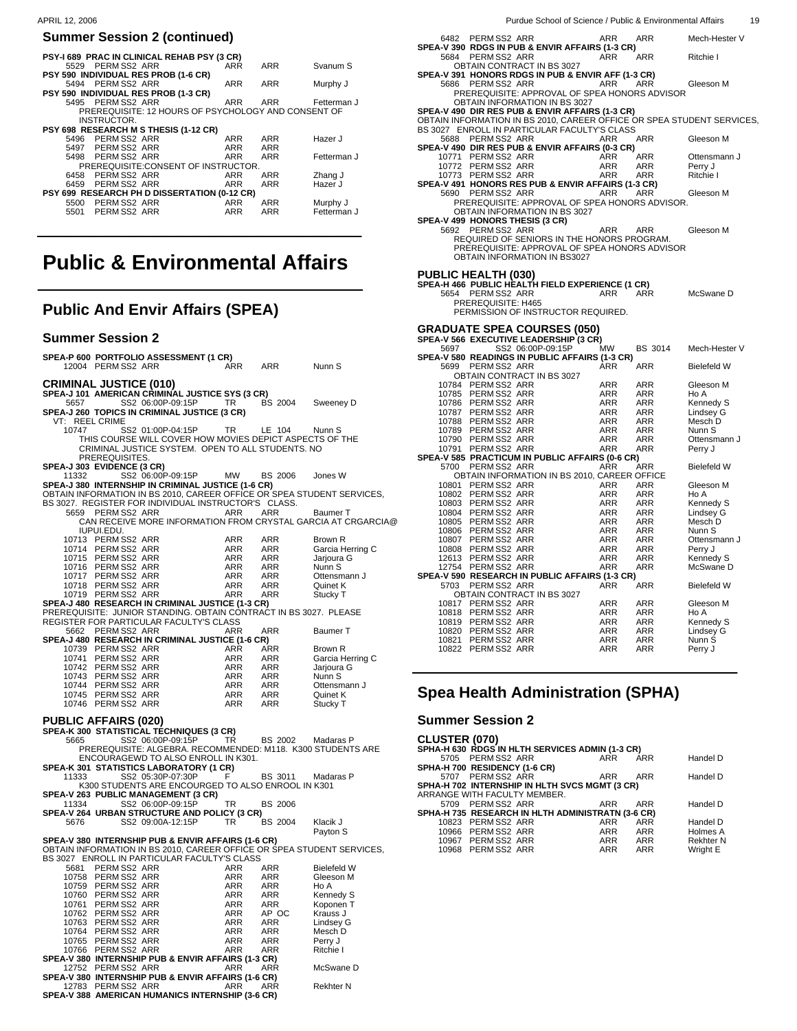## Summer Session 2 (continued)

**PSY-I 689 PRAC IN CLINICAL REHAB PSY (3 CR)**

| | | | | |
|---|---|---|---|---|
| 5529 | PERM SS2 ARR | ARR | ARR | Svanum S |

**PSY 590 INDIVIDUAL RES PROB (1-6 CR)**

| | | | | |
|---|---|---|---|---|
| 5494 | PERM SS2 ARR | ARR | ARR | Murphy J |

**PSY 590 INDIVIDUAL RES PROB (1-3 CR)**

| | | | | |
|---|---|---|---|---|
| 5495 | PERM SS2 ARR | ARR | ARR | Fetterman J |

PREREQUISITE: 12 HOURS OF PSYCHOLOGY AND CONSENT OF INSTRUCTOR.

**PSY 698 RESEARCH M S THESIS (1-12 CR)**

| | | | | |
|---|---|---|---|---|
| 5496 | PERM SS2 ARR | ARR | ARR | Hazer J |
| 5497 | PERM SS2 ARR | ARR | ARR | |
| 5498 | PERM SS2 ARR | ARR | ARR | Fetterman J |

PREREQUISITE:CONSENT OF INSTRUCTOR.

| | | | | |
|---|---|---|---|---|
| 6458 | PERM SS2 ARR | ARR | ARR | Zhang J |
| 6459 | PERM SS2 ARR | ARR | ARR | Hazer J |

**PSY 699 RESEARCH PH D DISSERTATION (0-12 CR)**

| | | | | |
|---|---|---|---|---|
| 5500 | PERM SS2 ARR | ARR | ARR | Murphy J |
| 5501 | PERM SS2 ARR | ARR | ARR | Fetterman J |

# Public & Environmental Affairs

## Public And Envir Affairs (SPEA)

### Summer Session 2

**SPEA-P 600 PORTFOLIO ASSESSMENT (1 CR)**

| | | | | |
|---|---|---|---|---|
| 12004 | PERM SS2 ARR | ARR | ARR | Nunn S |

### CRIMINAL JUSTICE (010)

**SPEA-J 101 AMERICAN CRIMINAL JUSTICE SYS (3 CR)**

| | | | | |
|---|---|---|---|---|
| 5657 | SS2 06:00P-09:15P | TR | BS 2004 | Sweeney D |

**SPEA-J 260 TOPICS IN CRIMINAL JUSTICE (3 CR)**

VT: REEL CRIME

| | | | | |
|---|---|---|---|---|
| 10747 | SS2 01:00P-04:15P | TR | LE 104 | Nunn S |

THIS COURSE WILL COVER HOW MOVIES DEPICT ASPECTS OF THE CRIMINAL JUSTICE SYSTEM. OPEN TO ALL STUDENTS. NO PREREQUISITES.

**SPEA-J 303 EVIDENCE (3 CR)**

| | | | | |
|---|---|---|---|---|
| 11332 | SS2 06:00P-09:15P | MW | BS 2006 | Jones W |

**SPEA-J 380 INTERNSHIP IN CRIMINAL JUSTICE (1-6 CR)**

OBTAIN INFORMATION IN BS 2010, CAREER OFFICE OR SPEA STUDENT SERVICES, BS 3027. REGISTER FOR INDIVIDUAL INSTRUCTOR'S CLASS.

| | | | | |
|---|---|---|---|---|
| 5659 | PERM SS2 ARR | ARR | ARR | Baumer T |

CAN RECEIVE MORE INFORMATION FROM CRYSTAL GARCIA AT CRGARCIA@ IUPUI.EDU.

| | | | | |
|---|---|---|---|---|
| 10713 | PERM SS2 ARR | ARR | ARR | Brown R |
| 10714 | PERM SS2 ARR | ARR | ARR | Garcia Herring C |
| 10715 | PERM SS2 ARR | ARR | ARR | Jarjoura G |
| 10716 | PERM SS2 ARR | ARR | ARR | Nunn S |
| 10717 | PERM SS2 ARR | ARR | ARR | Ottensmann J |
| 10718 | PERM SS2 ARR | ARR | ARR | Quinet K |
| 10719 | PERM SS2 ARR | ARR | ARR | Stucky T |

**SPEA-J 480 RESEARCH IN CRIMINAL JUSTICE (1-3 CR)**

PREREQUISITE: JUNIOR STANDING. OBTAIN CONTRACT IN BS 3027. PLEASE REGISTER FOR PARTICULAR FACULTY'S CLASS

| | | | | |
|---|---|---|---|---|
| 5662 | PERM SS2 ARR | ARR | ARR | Baumer T |

**SPEA-J 480 RESEARCH IN CRIMINAL JUSTICE (1-6 CR)**

| | | | | |
|---|---|---|---|---|
| 10739 | PERM SS2 ARR | ARR | ARR | Brown R |
| 10741 | PERM SS2 ARR | ARR | ARR | Garcia Herring C |
| 10742 | PERM SS2 ARR | ARR | ARR | Jarjoura G |
| 10743 | PERM SS2 ARR | ARR | ARR | Nunn S |
| 10744 | PERM SS2 ARR | ARR | ARR | Ottensmann J |
| 10745 | PERM SS2 ARR | ARR | ARR | Quinet K |
| 10746 | PERM SS2 ARR | ARR | ARR | Stucky T |

### PUBLIC AFFAIRS (020)

**SPEA-K 300 STATISTICAL TECHNIQUES (3 CR)**

| | | | | |
|---|---|---|---|---|
| 5665 | SS2 06:00P-09:15P | TR | BS 2002 | Madaras P |

PREREQUISITE: ALGEBRA. RECOMMENDED: M118. K300 STUDENTS ARE ENCOURAGEWD TO ALSO ENROLL IN K301.

**SPEA-K 301 STATISTICS LABORATORY (1 CR)**

| | | | | |
|---|---|---|---|---|
| 11333 | SS2 05:30P-07:30P | F | BS 3011 | Madaras P |

K300 STUDENTS ARE ENCOURGED TO ALSO ENROOL IN K301

**SPEA-V 263 PUBLIC MANAGEMENT (3 CR)**

| | | | | |
|---|---|---|---|---|
| 11334 | SS2 06:00P-09:15P | TR | BS 2006 | |

**SPEA-V 264 URBAN STRUCTURE AND POLICY (3 CR)**

| | | | | |
|---|---|---|---|---|
| 5676 | SS2 09:00A-12:15P | TR | BS 2004 | Klacik J |
| | | | | Payton S |

**SPEA-V 380 INTERNSHIP PUB & ENVIR AFFAIRS (1-6 CR)**

OBTAIN INFORMATION IN BS 2010, CAREER OFFICE OR SPEA STUDENT SERVICES, BS 3027 ENROLL IN PARTICULAR FACULTY'S CLASS

| | | | | |
|---|---|---|---|---|
| 5681 | PERM SS2 ARR | ARR | ARR | Bielefeld W |
| 10758 | PERM SS2 ARR | ARR | ARR | Gleeson M |
| 10759 | PERM SS2 ARR | ARR | ARR | Ho A |
| 10760 | PERM SS2 ARR | ARR | ARR | Kennedy S |
| 10761 | PERM SS2 ARR | ARR | ARR | Koponen T |
| 10762 | PERM SS2 ARR | ARR | AP OC | Krauss J |
| 10763 | PERM SS2 ARR | ARR | ARR | Lindsey G |
| 10764 | PERM SS2 ARR | ARR | ARR | Mesch D |
| 10765 | PERM SS2 ARR | ARR | ARR | Perry J |
| 10766 | PERM SS2 ARR | ARR | ARR | Ritchie I |

**SPEA-V 380 INTERNSHIP PUB & ENVIR AFFAIRS (1-3 CR)**

| | | | | |
|---|---|---|---|---|
| 12752 | PERM SS2 ARR | ARR | ARR | McSwane D |

**SPEA-V 380 INTERNSHIP PUB & ENVIR AFFAIRS (1-6 CR)**

| | | | | |
|---|---|---|---|---|
| 12783 | PERM SS2 ARR | ARR | ARR | Rekhter N |

**SPEA-V 388 AMERICAN HUMANICS INTERNSHIP (3-6 CR)**

| | | | | |
|---|---|---|---|---|
| 6482 | PERM SS2 ARR | ARR | ARR | Mech-Hester V |

**SPEA-V 390 RDGS IN PUB & ENVIR AFFAIRS (1-3 CR)**

| | | | | |
|---|---|---|---|---|
| 5684 | PERM SS2 ARR | ARR | ARR | Ritchie I |

OBTAIN CONTRACT IN BS 3027

**SPEA-V 391 HONORS RDGS IN PUB & ENVIR AFF (1-3 CR)**

| | | | | |
|---|---|---|---|---|
| 5686 | PERM SS2 ARR | ARR | ARR | Gleeson M |

PREREQUISITE: APPROVAL OF SPEA HONORS ADVISOR
OBTAIN INFORMATION IN BS 3027

**SPEA-V 490 DIR RES PUB & ENVIR AFFAIRS (1-3 CR)**

OBTAIN INFORMATION IN BS 2010, CAREER OFFICE OR SPEA STUDENT SERVICES, BS 3027 ENROLL IN PARTICULAR FACULTY'S CLASS

| | | | | |
|---|---|---|---|---|
| 5688 | PERM SS2 ARR | ARR | ARR | Gleeson M |

**SPEA-V 490 DIR RES PUB & ENVIR AFFAIRS (0-3 CR)**

| | | | | |
|---|---|---|---|---|
| 10771 | PERM SS2 ARR | ARR | ARR | Ottensmann J |
| 10772 | PERM SS2 ARR | ARR | ARR | Perry J |
| 10773 | PERM SS2 ARR | ARR | ARR | Ritchie I |

**SPEA-V 491 HONORS RES PUB & ENVIR AFFAIRS (1-3 CR)**

| | | | | |
|---|---|---|---|---|
| 5690 | PERM SS2 ARR | ARR | ARR | Gleeson M |

PREREQUISITE: APPROVAL OF SPEA HONORS ADVISOR.
OBTAIN INFORMATION IN BS 3027

**SPEA-V 499 HONORS THESIS (3 CR)**

| | | | | |
|---|---|---|---|---|
| 5692 | PERM SS2 ARR | ARR | ARR | Gleeson M |

REQUIRED OF SENIORS IN THE HONORS PROGRAM.
PREREQUISITE: APPROVAL OF SPEA HONORS ADVISOR
OBTAIN INFORMATION IN BS3027

### PUBLIC HEALTH (030)

**SPEA-H 466 PUBLIC HEALTH FIELD EXPERIENCE (1 CR)**

| | | | | |
|---|---|---|---|---|
| 5654 | PERM SS2 ARR | ARR | ARR | McSwane D |

PREREQUISITE: H465
PERMISSION OF INSTRUCTOR REQUIRED.

### GRADUATE SPEA COURSES (050)

**SPEA-V 566 EXECUTIVE LEADERSHIP (3 CR)**

| | | | | |
|---|---|---|---|---|
| 5697 | SS2 06:00P-09:15P | MW | BS 3014 | Mech-Hester V |

**SPEA-V 580 READINGS IN PUBLIC AFFAIRS (1-3 CR)**

| | | | | |
|---|---|---|---|---|
| 5699 | PERM SS2 ARR | ARR | ARR | Bielefeld W |

OBTAIN CONTRACT IN BS 3027

| | | | | |
|---|---|---|---|---|
| 10784 | PERM SS2 ARR | ARR | ARR | Gleeson M |
| 10785 | PERM SS2 ARR | ARR | ARR | Ho A |
| 10786 | PERM SS2 ARR | ARR | ARR | Kennedy S |
| 10787 | PERM SS2 ARR | ARR | ARR | Lindsey G |
| 10788 | PERM SS2 ARR | ARR | ARR | Mesch D |
| 10789 | PERM SS2 ARR | ARR | ARR | Nunn S |
| 10790 | PERM SS2 ARR | ARR | ARR | Ottensmann J |
| 10791 | PERM SS2 ARR | ARR | ARR | Perry J |

**SPEA-V 585 PRACTICUM IN PUBLIC AFFAIRS (0-6 CR)**

| | | | | |
|---|---|---|---|---|
| 5700 | PERM SS2 ARR | ARR | ARR | Bielefeld W |

OBTAIN INFORMATION IN BS 2010, CAREER OFFICE

| | | | | |
|---|---|---|---|---|
| 10801 | PERM SS2 ARR | ARR | ARR | Gleeson M |
| 10802 | PERM SS2 ARR | ARR | ARR | Ho A |
| 10803 | PERM SS2 ARR | ARR | ARR | Kennedy S |
| 10804 | PERM SS2 ARR | ARR | ARR | Lindsey G |
| 10805 | PERM SS2 ARR | ARR | ARR | Mesch D |
| 10806 | PERM SS2 ARR | ARR | ARR | Nunn S |
| 10807 | PERM SS2 ARR | ARR | ARR | Ottensmann J |
| 10808 | PERM SS2 ARR | ARR | ARR | Perry J |
| 12613 | PERM SS2 ARR | ARR | ARR | Kennedy S |
| 12754 | PERM SS2 ARR | ARR | ARR | McSwane D |

**SPEA-V 590 RESEARCH IN PUBLIC AFFAIRS (1-3 CR)**

| | | | | |
|---|---|---|---|---|
| 5703 | PERM SS2 ARR | ARR | ARR | Bielefeld W |

OBTAIN CONTRACT IN BS 3027

| | | | | |
|---|---|---|---|---|
| 10817 | PERM SS2 ARR | ARR | ARR | Gleeson M |
| 10818 | PERM SS2 ARR | ARR | ARR | Ho A |
| 10819 | PERM SS2 ARR | ARR | ARR | Kennedy S |
| 10820 | PERM SS2 ARR | ARR | ARR | Lindsey G |
| 10821 | PERM SS2 ARR | ARR | ARR | Nunn S |
| 10822 | PERM SS2 ARR | ARR | ARR | Perry J |

## Spea Health Administration (SPHA)

### Summer Session 2

### CLUSTER (070)

**SPHA-H 630 RDGS IN HLTH SERVICES ADMIN (1-3 CR)**

| | | | | |
|---|---|---|---|---|
| 5705 | PERM SS2 ARR | ARR | ARR | Handel D |

**SPHA-H 700 RESIDENCY (1-6 CR)**

| | | | | |
|---|---|---|---|---|
| 5707 | PERM SS2 ARR | ARR | ARR | Handel D |

**SPHA-H 702 INTERNSHIP IN HLTH SVCS MGMT (3 CR)**

ARRANGE WITH FACULTY MEMBER.

| | | | | |
|---|---|---|---|---|
| 5709 | PERM SS2 ARR | ARR | ARR | Handel D |

**SPHA-H 735 RESEARCH IN HLTH ADMINISTRATN (3-6 CR)**

| | | | | |
|---|---|---|---|---|
| 10823 | PERM SS2 ARR | ARR | ARR | Handel D |
| 10966 | PERM SS2 ARR | ARR | ARR | Holmes A |
| 10967 | PERM SS2 ARR | ARR | ARR | Rekhter N |
| 10968 | PERM SS2 ARR | ARR | ARR | Wright E |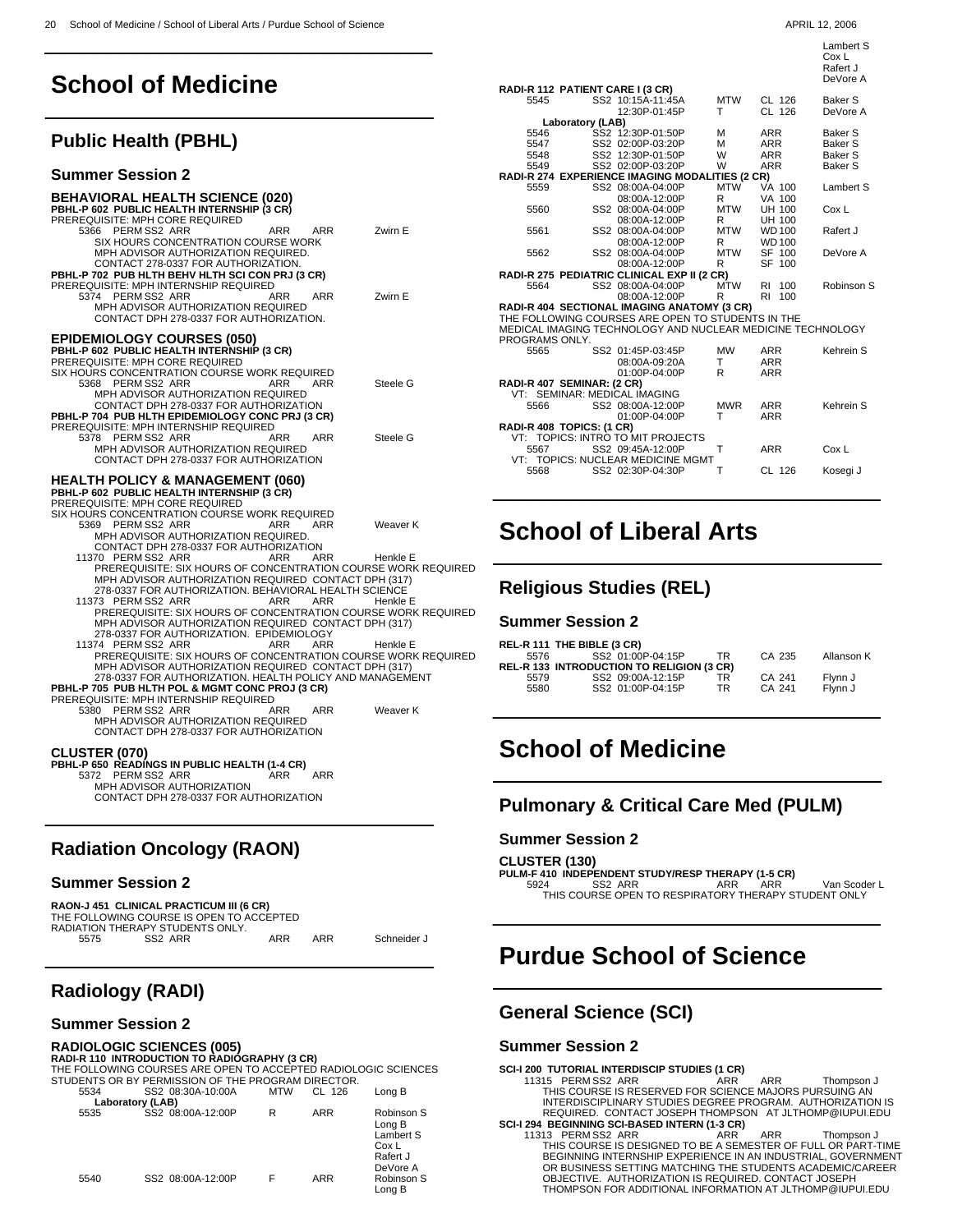# School of Medicine

## Public Health (PBHL)

### Summer Session 2

**BEHAVIORAL HEALTH SCIENCE (020)**

**PBHL-P 602 PUBLIC HEALTH INTERNSHIP (3 CR)**
PREREQUISITE: MPH CORE REQUIRED

| | | | | |
|---|---|---|---|---|
| 5366 | PERM SS2 ARR | ARR | ARR | Zwirn E |

SIX HOURS CONCENTRATION COURSE WORK
MPH ADVISOR AUTHORIZATION REQUIRED.
CONTACT 278-0337 FOR AUTHORIZATION.

**PBHL-P 702 PUB HLTH BEHV HLTH SCI CON PRJ (3 CR)**
PREREQUISITE: MPH INTERNSHIP REQUIRED

| | | | | |
|---|---|---|---|---|
| 5374 | PERM SS2 ARR | ARR | ARR | Zwirn E |

MPH ADVISOR AUTHORIZATION REQUIRED
CONTACT DPH 278-0337 FOR AUTHORIZATION.

**EPIDEMIOLOGY COURSES (050)**

**PBHL-P 602 PUBLIC HEALTH INTERNSHIP (3 CR)**
PREREQUISITE: MPH CORE REQUIRED
SIX HOURS CONCENTRATION COURSE WORK REQUIRED

| | | | | |
|---|---|---|---|---|
| 5368 | PERM SS2 ARR | ARR | ARR | Steele G |

MPH ADVISOR AUTHORIZATION REQUIRED
CONTACT DPH 278-0337 FOR AUTHORIZATION

**PBHL-P 704 PUB HLTH EPIDEMIOLOGY CONC PRJ (3 CR)**
PREREQUISITE: MPH INTERNSHIP REQUIRED

| | | | | |
|---|---|---|---|---|
| 5378 | PERM SS2 ARR | ARR | ARR | Steele G |

MPH ADVISOR AUTHORIZATION REQUIRED
CONTACT DPH 278-0337 FOR AUTHORIZATION

**HEALTH POLICY & MANAGEMENT (060)**

**PBHL-P 602 PUBLIC HEALTH INTERNSHIP (3 CR)**
PREREQUISITE: MPH CORE REQUIRED
SIX HOURS CONCENTRATION COURSE WORK REQUIRED

| | | | | |
|---|---|---|---|---|
| 5369 | PERM SS2 ARR | ARR | ARR | Weaver K |

MPH ADVISOR AUTHORIZATION REQUIRED.
CONTACT DPH 278-0337 FOR AUTHORIZATION

| | | | | |
|---|---|---|---|---|
| 11370 | PERM SS2 ARR | ARR | ARR | Henkle E |

PREREQUISITE: SIX HOURS OF CONCENTRATION COURSE WORK REQUIRED
MPH ADVISOR AUTHORIZATION REQUIRED CONTACT DPH (317)
278-0337 FOR AUTHORIZATION. BEHAVIORAL HEALTH SCIENCE

| | | | | |
|---|---|---|---|---|
| 11373 | PERM SS2 ARR | ARR | ARR | Henkle E |

PREREQUISITE: SIX HOURS OF CONCENTRATION COURSE WORK REQUIRED
MPH ADVISOR AUTHORIZATION REQUIRED CONTACT DPH (317)
278-0337 FOR AUTHORIZATION. EPIDEMIOLOGY

| | | | | |
|---|---|---|---|---|
| 11374 | PERM SS2 ARR | ARR | ARR | Henkle E |

PREREQUISITE: SIX HOURS OF CONCENTRATION COURSE WORK REQUIRED
MPH ADVISOR AUTHORIZATION REQUIRED CONTACT DPH (317)
278-0337 FOR AUTHORIZATION. HEALTH POLICY AND MANAGEMENT

**PBHL-P 705 PUB HLTH POL & MGMT CONC PROJ (3 CR)**
PREREQUISITE: MPH INTERNSHIP REQUIRED

| | | | | |
|---|---|---|---|---|
| 5380 | PERM SS2 ARR | ARR | ARR | Weaver K |

MPH ADVISOR AUTHORIZATION REQUIRED
CONTACT DPH 278-0337 FOR AUTHORIZATION

**CLUSTER (070)**

**PBHL-P 650 READINGS IN PUBLIC HEALTH (1-4 CR)**

| | | | |
|---|---|---|---|
| 5372 | PERM SS2 ARR | ARR | ARR |

MPH ADVISOR AUTHORIZATION
CONTACT DPH 278-0337 FOR AUTHORIZATION

## Radiation Oncology (RAON)

### Summer Session 2

**RAON-J 451 CLINICAL PRACTICUM III (6 CR)**
THE FOLLOWING COURSE IS OPEN TO ACCEPTED RADIATION THERAPY STUDENTS ONLY.

| | | | | |
|---|---|---|---|---|
| 5575 | SS2 ARR | ARR | ARR | Schneider J |

## Radiology (RADI)

### Summer Session 2

**RADIOLOGIC SCIENCES (005)**

**RADI-R 110 INTRODUCTION TO RADIOGRAPHY (3 CR)**
THE FOLLOWING COURSES ARE OPEN TO ACCEPTED RADIOLOGIC SCIENCES STUDENTS OR BY PERMISSION OF THE PROGRAM DIRECTOR.

| | | | | |
|---|---|---|---|---|
| 5534 | SS2 08:30A-10:00A | MTW | CL 126 | Long B |
| **Laboratory (LAB)** | | | | |
| 5535 | SS2 08:00A-12:00P | R | ARR | Robinson S, Long B, Lambert S, Cox L, Rafert J, DeVore A |
| 5540 | SS2 08:00A-12:00P | F | ARR | Robinson S, Long B, Lambert S, Cox L, Rafert J, DeVore A |

**RADI-R 112 PATIENT CARE I (3 CR)**

| | | | | |
|---|---|---|---|---|
| 5545 | SS2 10:15A-11:45A | MTW | CL 126 | Baker S |
| | 12:30P-01:45P | T | CL 126 | DeVore A |
| **Laboratory (LAB)** | | | | |
| 5546 | SS2 12:30P-01:50P | M | ARR | Baker S |
| 5547 | SS2 02:00P-03:20P | M | ARR | Baker S |
| 5548 | SS2 12:30P-01:50P | W | ARR | Baker S |
| 5549 | SS2 02:00P-03:20P | W | ARR | Baker S |

**RADI-R 274 EXPERIENCE IMAGING MODALITIES (2 CR)**

| | | | | |
|---|---|---|---|---|
| 5559 | SS2 08:00A-04:00P | MTW | VA 100 | Lambert S |
| | 08:00A-12:00P | R | VA 100 | |
| 5560 | SS2 08:00A-04:00P | MTW | UH 100 | Cox L |
| | 08:00A-12:00P | R | UH 100 | |
| 5561 | SS2 08:00A-04:00P | MTW | WD 100 | Rafert J |
| | 08:00A-12:00P | R | WD 100 | |
| 5562 | SS2 08:00A-04:00P | MTW | SF 100 | DeVore A |
| | 08:00A-12:00P | R | SF 100 | |

**RADI-R 275 PEDIATRIC CLINICAL EXP II (2 CR)**

| | | | | |
|---|---|---|---|---|
| 5564 | SS2 08:00A-04:00P | MTW | RI 100 | Robinson S |
| | 08:00A-12:00P | R | RI 100 | |

**RADI-R 404 SECTIONAL IMAGING ANATOMY (3 CR)**
THE FOLLOWING COURSES ARE OPEN TO STUDENTS IN THE MEDICAL IMAGING TECHNOLOGY AND NUCLEAR MEDICINE TECHNOLOGY PROGRAMS ONLY.

| | | | | |
|---|---|---|---|---|
| 5565 | SS2 01:45P-03:45P | MW | ARR | Kehrein S |
| | 08:00A-09:20A | T | ARR | |
| | 01:00P-04:00P | R | ARR | |

**RADI-R 407 SEMINAR: (2 CR)**
VT: SEMINAR: MEDICAL IMAGING

| | | | | |
|---|---|---|---|---|
| 5566 | SS2 08:00A-12:00P | MWR | ARR | Kehrein S |
| | 01:00P-04:00P | T | ARR | |

**RADI-R 408 TOPICS: (1 CR)**

VT: TOPICS: INTRO TO MIT PROJECTS

| | | | | |
|---|---|---|---|---|
| 5567 | SS2 09:45A-12:00P | T | ARR | Cox L |

VT: TOPICS: NUCLEAR MEDICINE MGMT

| | | | | |
|---|---|---|---|---|
| 5568 | SS2 02:30P-04:30P | T | CL 126 | Kosegi J |

# School of Liberal Arts

## Religious Studies (REL)

### Summer Session 2

**REL-R 111 THE BIBLE (3 CR)**

| | | | | |
|---|---|---|---|---|
| 5576 | SS2 01:00P-04:15P | TR | CA 235 | Allanson K |

**REL-R 133 INTRODUCTION TO RELIGION (3 CR)**

| | | | | |
|---|---|---|---|---|
| 5579 | SS2 09:00A-12:15P | TR | CA 241 | Flynn J |
| 5580 | SS2 01:00P-04:15P | TR | CA 241 | Flynn J |

# School of Medicine

## Pulmonary & Critical Care Med (PULM)

### Summer Session 2

**CLUSTER (130)**

**PULM-F 410 INDEPENDENT STUDY/RESP THERAPY (1-5 CR)**

| | | | | |
|---|---|---|---|---|
| 5924 | SS2 ARR | ARR | ARR | Van Scoder L |

THIS COURSE OPEN TO RESPIRATORY THERAPY STUDENT ONLY

# Purdue School of Science

## General Science (SCI)

### Summer Session 2

**SCI-I 200 TUTORIAL INTERDISCIP STUDIES (1 CR)**

| | | | | |
|---|---|---|---|---|
| 11315 | PERM SS2 ARR | ARR | ARR | Thompson J |

THIS COURSE IS RESERVED FOR SCIENCE MAJORS PURSUING AN INTERDISCIPLINARY STUDIES DEGREE PROGRAM. AUTHORIZATION IS REQUIRED. CONTACT JOSEPH THOMPSON AT JLTHOMP@IUPUI.EDU

**SCI-I 294 BEGINNING SCI-BASED INTERN (1-3 CR)**

| | | | | |
|---|---|---|---|---|
| 11313 | PERM SS2 ARR | ARR | ARR | Thompson J |

THIS COURSE IS DESIGNED TO BE A SEMESTER OF FULL OR PART-TIME BEGINNING INTERNSHIP EXPERIENCE IN AN INDUSTRIAL, GOVERNMENT OR BUSINESS SETTING MATCHING THE STUDENTS ACADEMIC/CAREER OBJECTIVE. AUTHORIZATION IS REQUIRED. CONTACT JOSEPH THOMPSON FOR ADDITIONAL INFORMATION AT JLTHOMP@IUPUI.EDU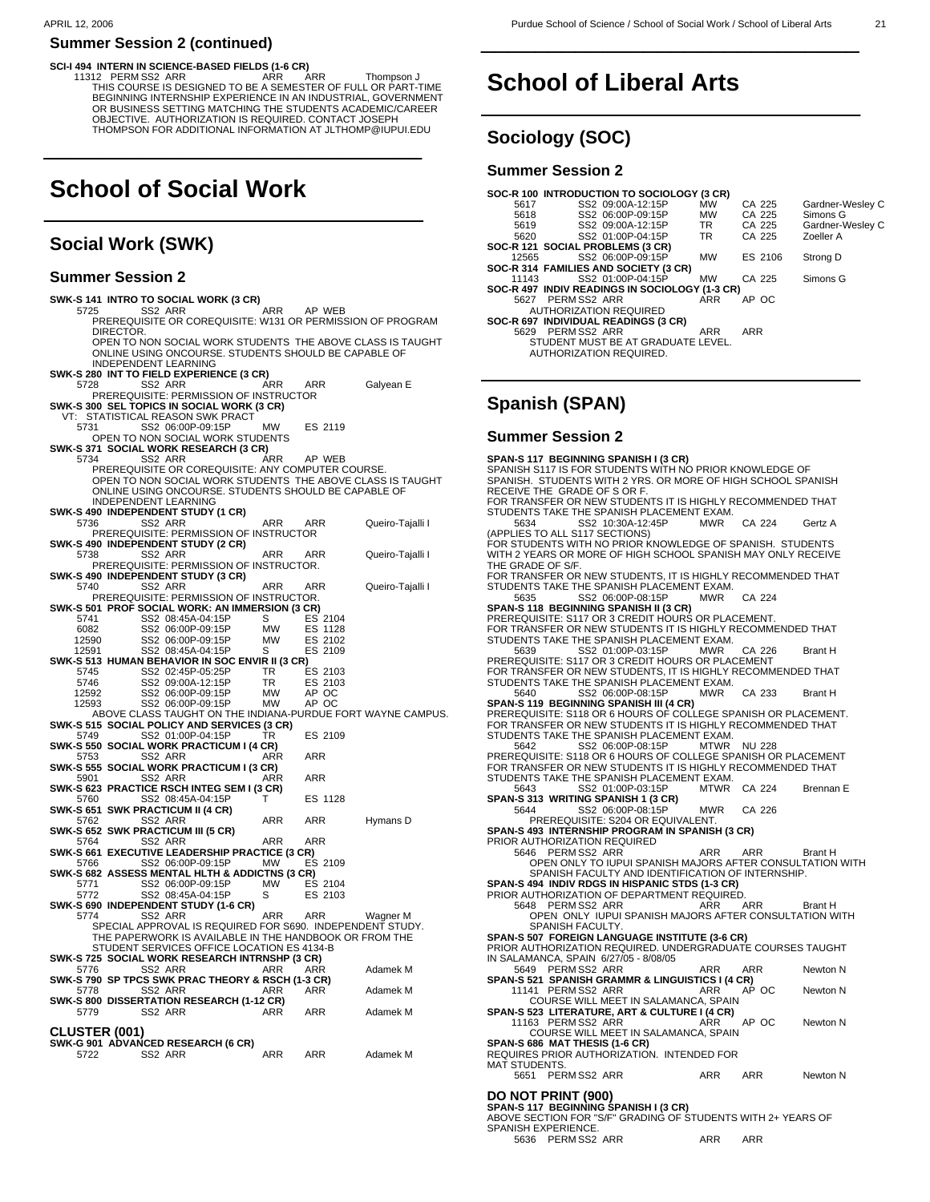## Summer Session 2 (continued)

**SCI-I 494 INTERN IN SCIENCE-BASED FIELDS (1-6 CR)**

| | | | | |
|---|---|---|---|---|
| 11312 | PERM SS2 ARR | ARR | ARR | Thompson J |

THIS COURSE IS DESIGNED TO BE A SEMESTER OF FULL OR PART-TIME BEGINNING INTERNSHIP EXPERIENCE IN AN INDUSTRIAL, GOVERNMENT OR BUSINESS SETTING MATCHING THE STUDENTS ACADEMIC/CAREER OBJECTIVE. AUTHORIZATION IS REQUIRED. CONTACT JOSEPH THOMPSON FOR ADDITIONAL INFORMATION AT JLTHOMP@IUPUI.EDU

# School of Social Work

## Social Work (SWK)

### Summer Session 2

**SWK-S 141 INTRO TO SOCIAL WORK (3 CR)**
5725 SS2 ARR ARR AP WEB
PREREQUISITE OR COREQUISITE: W131 OR PERMISSION OF PROGRAM DIRECTOR.
OPEN TO NON SOCIAL WORK STUDENTS THE ABOVE CLASS IS TAUGHT ONLINE USING ONCOURSE. STUDENTS SHOULD BE CAPABLE OF INDEPENDENT LEARNING

**SWK-S 280 INT TO FIELD EXPERIENCE (3 CR)**
5728 SS2 ARR ARR ARR Galyean E
PREREQUISITE: PERMISSION OF INSTRUCTOR

**SWK-S 300 SEL TOPICS IN SOCIAL WORK (3 CR)**
VT: STATISTICAL REASON SWK PRACT
5731 SS2 06:00P-09:15P MW ES 2119
OPEN TO NON SOCIAL WORK STUDENTS

**SWK-S 371 SOCIAL WORK RESEARCH (3 CR)**
5734 SS2 ARR ARR AP WEB
PREREQUISITE OR COREQUISITE: ANY COMPUTER COURSE.
OPEN TO NON SOCIAL WORK STUDENTS THE ABOVE CLASS IS TAUGHT ONLINE USING ONCOURSE. STUDENTS SHOULD BE CAPABLE OF INDEPENDENT LEARNING

**SWK-S 490 INDEPENDENT STUDY (1 CR)**
5736 SS2 ARR ARR ARR Queiro-Tajalli I
PREREQUISITE: PERMISSION OF INSTRUCTOR

**SWK-S 490 INDEPENDENT STUDY (2 CR)**
5738 SS2 ARR ARR ARR Queiro-Tajalli I
PREREQUISITE: PERMISSION OF INSTRUCTOR.

**SWK-S 490 INDEPENDENT STUDY (3 CR)**
5740 SS2 ARR ARR ARR Queiro-Tajalli I
PREREQUISITE: PERMISSION OF INSTRUCTOR.

**SWK-S 501 PROF SOCIAL WORK: AN IMMERSION (3 CR)**
5741 SS2 08:45A-04:15P S ES 2104
6082 SS2 06:00P-09:15P MW ES 1128
12590 SS2 06:00P-09:15P MW ES 2102
12591 SS2 08:45A-04:15P S ES 2109

**SWK-S 513 HUMAN BEHAVIOR IN SOC ENVIR II (3 CR)**
5745 SS2 02:45P-05:25P TR ES 2103
5746 SS2 09:00A-12:15P TR ES 2103
12592 SS2 06:00P-09:15P MW AP OC
12593 SS2 06:00P-09:15P MW AP OC
ABOVE CLASS TAUGHT ON THE INDIANA-PURDUE FORT WAYNE CAMPUS.

**SWK-S 515 SOCIAL POLICY AND SERVICES (3 CR)**
5749 SS2 01:00P-04:15P TR ES 2109

**SWK-S 550 SOCIAL WORK PRACTICUM I (4 CR)**
5753 SS2 ARR ARR ARR

**SWK-S 555 SOCIAL WORK PRACTICUM I (3 CR)**
5901 SS2 ARR ARR ARR

**SWK-S 623 PRACTICE RSCH INTEG SEM I (3 CR)**
5760 SS2 08:45A-04:15P T ES 1128

**SWK-S 651 SWK PRACTICUM II (4 CR)**
5762 SS2 ARR ARR ARR Hymans D

**SWK-S 652 SWK PRACTICUM III (5 CR)**
5764 SS2 ARR ARR ARR

**SWK-S 661 EXECUTIVE LEADERSHIP PRACTICE (3 CR)**
5766 SS2 06:00P-09:15P MW ES 2109

**SWK-S 682 ASSESS MENTAL HLTH & ADDICTNS (3 CR)**
5771 SS2 06:00P-09:15P MW ES 2104
5772 SS2 08:45A-04:15P S ES 2103

**SWK-S 690 INDEPENDENT STUDY (1-6 CR)**
5774 SS2 ARR ARR ARR Wagner M
SPECIAL APPROVAL IS REQUIRED FOR S690. INDEPENDENT STUDY. THE PAPERWORK IS AVAILABLE IN THE HANDBOOK OR FROM THE STUDENT SERVICES OFFICE LOCATION ES 4134-B

**SWK-S 725 SOCIAL WORK RESEARCH INTRNSHP (3 CR)**
5776 SS2 ARR ARR ARR Adamek M

**SWK-S 790 SP TPCS SWK PRAC THEORY & RSCH (1-3 CR)**
5778 SS2 ARR ARR ARR Adamek M

**SWK-S 800 DISSERTATION RESEARCH (1-12 CR)**
5779 SS2 ARR ARR ARR Adamek M

### CLUSTER (001)

**SWK-G 901 ADVANCED RESEARCH (6 CR)**
5722 SS2 ARR ARR ARR Adamek M

# School of Liberal Arts

## Sociology (SOC)

### Summer Session 2

**SOC-R 100 INTRODUCTION TO SOCIOLOGY (3 CR)**
5617 SS2 09:00A-12:15P MW CA 225 Gardner-Wesley C
5618 SS2 06:00P-09:15P MW CA 225 Simons G
5619 SS2 09:00A-12:15P TR CA 225 Gardner-Wesley C
5620 SS2 01:00P-04:15P TR CA 225 Zoeller A

**SOC-R 121 SOCIAL PROBLEMS (3 CR)**
12565 SS2 06:00P-09:15P MW ES 2106 Strong D

**SOC-R 314 FAMILIES AND SOCIETY (3 CR)**
11143 SS2 01:00P-04:15P MW CA 225 Simons G

**SOC-R 497 INDIV READINGS IN SOCIOLOGY (1-3 CR)**
5627 PERM SS2 ARR ARR AP OC
AUTHORIZATION REQUIRED

**SOC-R 697 INDIVIDUAL READINGS (3 CR)**
5629 PERM SS2 ARR ARR ARR
STUDENT MUST BE AT GRADUATE LEVEL.
AUTHORIZATION REQUIRED.

## Spanish (SPAN)

### Summer Session 2

**SPAN-S 117 BEGINNING SPANISH I (3 CR)**
SPANISH S117 IS FOR STUDENTS WITH NO PRIOR KNOWLEDGE OF SPANISH. STUDENTS WITH 2 YRS. OR MORE OF HIGH SCHOOL SPANISH RECEIVE THE GRADE OF S OR F.
FOR TRANSFER OR NEW STUDENTS IT IS HIGHLY RECOMMENDED THAT STUDENTS TAKE THE SPANISH PLACEMENT EXAM.
5634 SS2 10:30A-12:45P MWR CA 224 Gertz A
(APPLIES TO ALL S117 SECTIONS)
FOR STUDENTS WITH NO PRIOR KNOWLEDGE OF SPANISH. STUDENTS WITH 2 YEARS OR MORE OF HIGH SCHOOL SPANISH MAY ONLY RECEIVE THE GRADE OF S/F.
FOR TRANSFER OR NEW STUDENTS, IT IS HIGHLY RECOMMENDED THAT STUDENTS TAKE THE SPANISH PLACEMENT EXAM.
5635 SS2 06:00P-08:15P MWR CA 224

**SPAN-S 118 BEGINNING SPANISH II (3 CR)**
PREREQUISITE: S117 OR 3 CREDIT HOURS OR PLACEMENT.
FOR TRANSFER OR NEW STUDENTS IT IS HIGHLY RECOMMENDED THAT STUDENTS TAKE THE SPANISH PLACEMENT EXAM.
5639 SS2 01:00P-03:15P MWR CA 226 Brant H
PREREQUISITE: S117 OR 3 CREDIT HOURS OR PLACEMENT
FOR TRANSFER OR NEW STUDENTS, IT IS HIGHLY RECOMMENDED THAT STUDENTS TAKE THE SPANISH PLACEMENT EXAM.
5640 SS2 06:00P-08:15P MWR CA 233 Brant H

**SPAN-S 119 BEGINNING SPANISH III (4 CR)**
PREREQUISITE: S118 OR 6 HOURS OF COLLEGE SPANISH OR PLACEMENT.
FOR TRANSFER OR NEW STUDENTS IT IS HIGHLY RECOMMENDED THAT STUDENTS TAKE THE SPANISH PLACEMENT EXAM.
5642 SS2 06:00P-08:15P MTWR NU 228
PREREQUISITE: S118 OR 6 HOURS OF COLLEGE SPANISH OR PLACEMENT
FOR TRANSFER OR NEW STUDENTS IT IS HIGHLY RECOMMENDED THAT STUDENTS TAKE THE SPANISH PLACEMENT EXAM.
5643 SS2 01:00P-03:15P MTWR CA 224 Brennan E

**SPAN-S 313 WRITING SPANISH 1 (3 CR)**
5644 SS2 06:00P-08:15P MWR CA 226
PREREQUISITE: S204 OR EQUIVALENT.

**SPAN-S 493 INTERNSHIP PROGRAM IN SPANISH (3 CR)**
PRIOR AUTHORIZATION REQUIRED
5646 PERM SS2 ARR ARR ARR Brant H
OPEN ONLY TO IUPUI SPANISH MAJORS AFTER CONSULTATION WITH SPANISH FACULTY AND IDENTIFICATION OF INTERNSHIP.

**SPAN-S 494 INDIV RDGS IN HISPANIC STDS (1-3 CR)**
PRIOR AUTHORIZATION OF DEPARTMENT REQUIRED.
5648 PERM SS2 ARR ARR ARR Brant H
OPEN ONLY IUPUI SPANISH MAJORS AFTER CONSULTATION WITH SPANISH FACULTY.

**SPAN-S 507 FOREIGN LANGUAGE INSTITUTE (3-6 CR)**
PRIOR AUTHORIZATION REQUIRED. UNDERGRADUATE COURSES TAUGHT IN SALAMANCA, SPAIN 6/27/05 - 8/08/05
5649 PERM SS2 ARR ARR ARR Newton N

**SPAN-S 521 SPANISH GRAMMR & LINGUISTICS I (4 CR)**
11141 PERM SS2 ARR ARR AP OC Newton N
COURSE WILL MEET IN SALAMANCA, SPAIN

**SPAN-S 523 LITERATURE, ART & CULTURE I (4 CR)**
11163 PERM SS2 ARR ARR AP OC Newton N
COURSE WILL MEET IN SALAMANCA, SPAIN

**SPAN-S 686 MAT THESIS (1-6 CR)**
REQUIRES PRIOR AUTHORIZATION. INTENDED FOR MAT STUDENTS.
5651 PERM SS2 ARR ARR ARR Newton N

### DO NOT PRINT (900)

**SPAN-S 117 BEGINNING SPANISH I (3 CR)**
ABOVE SECTION FOR "S/F" GRADING OF STUDENTS WITH 2+ YEARS OF SPANISH EXPERIENCE.
5636 PERM SS2 ARR ARR ARR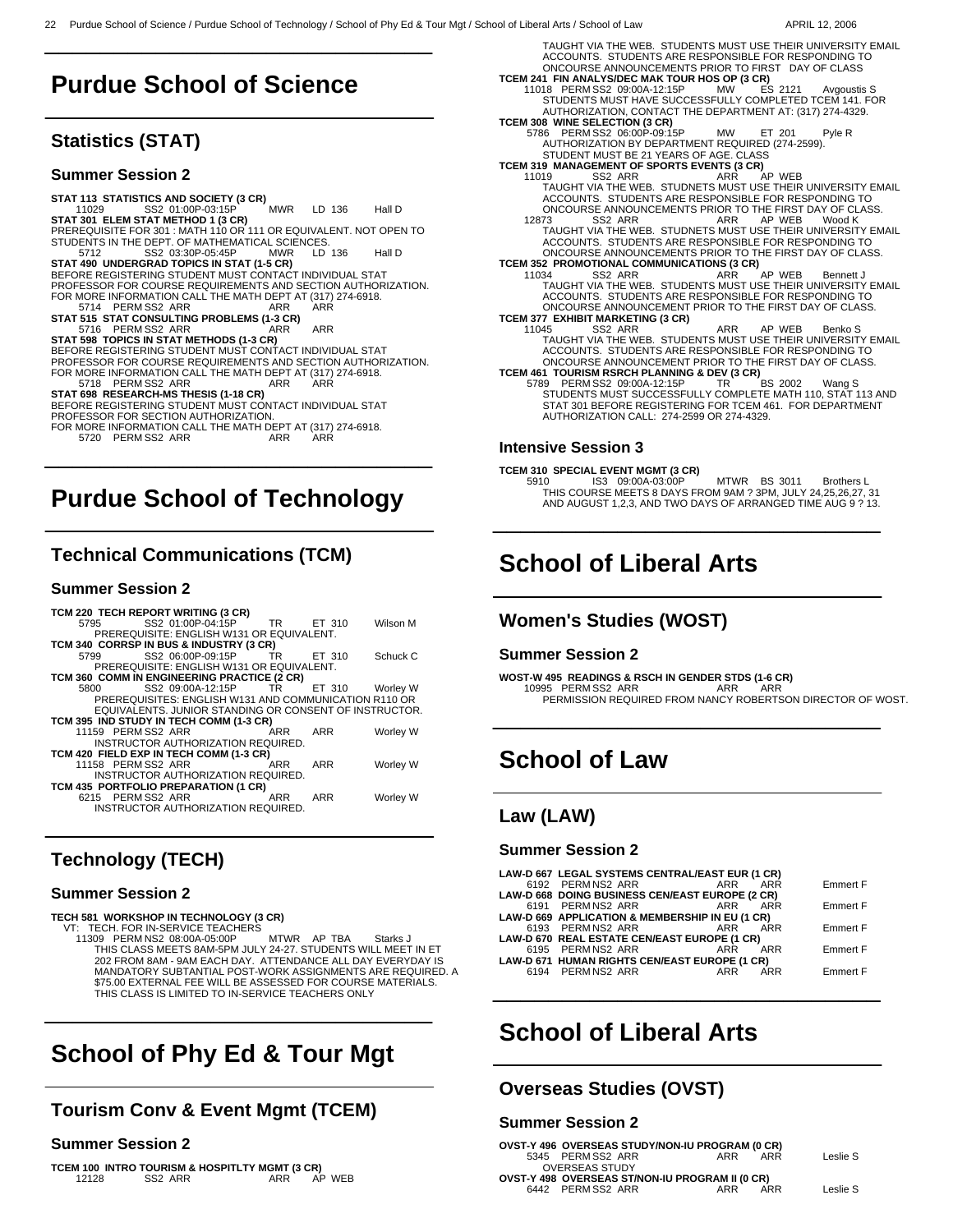// Schedule of classes page (Summer Session 2 and Intensive Session 3 course listings)

# Purdue School of Science

## Statistics (STAT)

### Summer Session 2

**STAT 113 STATISTICS AND SOCIETY (3 CR)**
11029 SS2 01:00P-03:15P MWR LD 136 Hall D

**STAT 301 ELEM STAT METHOD 1 (3 CR)**
PREREQUISITE FOR 301 : MATH 110 OR 111 OR EQUIVALENT. NOT OPEN TO STUDENTS IN THE DEPT. OF MATHEMATICAL SCIENCES.
5712 SS2 03:30P-05:45P MWR LD 136 Hall D

**STAT 490 UNDERGRAD TOPICS IN STAT (1-5 CR)**
BEFORE REGISTERING STUDENT MUST CONTACT INDIVIDUAL STAT PROFESSOR FOR COURSE REQUIREMENTS AND SECTION AUTHORIZATION. FOR MORE INFORMATION CALL THE MATH DEPT AT (317) 274-6918.
5714 PERM SS2 ARR ARR ARR

**STAT 515 STAT CONSULTING PROBLEMS (1-3 CR)**
5716 PERM SS2 ARR ARR ARR

**STAT 598 TOPICS IN STAT METHODS (1-3 CR)**
BEFORE REGISTERING STUDENT MUST CONTACT INDIVIDUAL STAT PROFESSOR FOR COURSE REQUIREMENTS AND SECTION AUTHORIZATION. FOR MORE INFORMATION CALL THE MATH DEPT AT (317) 274-6918.
5718 PERM SS2 ARR ARR ARR

**STAT 698 RESEARCH-MS THESIS (1-18 CR)**
BEFORE REGISTERING STUDENT MUST CONTACT INDIVIDUAL STAT PROFESSOR FOR SECTION AUTHORIZATION. FOR MORE INFORMATION CALL THE MATH DEPT AT (317) 274-6918.
5720 PERM SS2 ARR ARR ARR

# Purdue School of Technology

## Technical Communications (TCM)

### Summer Session 2

**TCM 220 TECH REPORT WRITING (3 CR)**
5795 SS2 01:00P-04:15P TR ET 310 Wilson M
PREREQUISITE: ENGLISH W131 OR EQUIVALENT.

**TCM 340 CORRSP IN BUS & INDUSTRY (3 CR)**
5799 SS2 06:00P-09:15P TR ET 310 Schuck C
PREREQUISITE: ENGLISH W131 OR EQUIVALENT.

**TCM 360 COMM IN ENGINEERING PRACTICE (2 CR)**
5800 SS2 09:00A-12:15P TR ET 310 Worley W
PREREQUISITES: ENGLISH W131 AND COMMUNICATION R110 OR EQUIVALENTS. JUNIOR STANDING OR CONSENT OF INSTRUCTOR.

**TCM 395 IND STUDY IN TECH COMM (1-3 CR)**
11159 PERM SS2 ARR ARR ARR Worley W
INSTRUCTOR AUTHORIZATION REQUIRED.

**TCM 420 FIELD EXP IN TECH COMM (1-3 CR)**
11158 PERM SS2 ARR ARR ARR Worley W
INSTRUCTOR AUTHORIZATION REQUIRED.

**TCM 435 PORTFOLIO PREPARATION (1 CR)**
6215 PERM SS2 ARR ARR ARR Worley W
INSTRUCTOR AUTHORIZATION REQUIRED.

## Technology (TECH)

### Summer Session 2

**TECH 581 WORKSHOP IN TECHNOLOGY (3 CR)**
VT: TECH. FOR IN-SERVICE TEACHERS
11309 PERM NS2 08:00A-05:00P MTWR AP TBA Starks J
THIS CLASS MEETS 8AM-5PM JULY 24-27. STUDENTS WILL MEET IN ET 202 FROM 8AM - 9AM EACH DAY. ATTENDANCE ALL DAY EVERYDAY IS MANDATORY SUBTANTIAL POST-WORK ASSIGNMENTS ARE REQUIRED. A $75.00 EXTERNAL FEE WILL BE ASSESSED FOR COURSE MATERIALS. THIS CLASS IS LIMITED TO IN-SERVICE TEACHERS ONLY

# School of Phy Ed & Tour Mgt

## Tourism Conv & Event Mgmt (TCEM)

### Summer Session 2

**TCEM 100 INTRO TOURISM & HOSPITLTY MGMT (3 CR)**
12128 SS2 ARR ARR AP WEB
TAUGHT VIA THE WEB. STUDENTS MUST USE THEIR UNIVERSITY EMAIL ACCOUNTS. STUDENTS ARE RESPONSIBLE FOR RESPONDING TO ONCOURSE ANNOUNCEMENTS PRIOR TO FIRST DAY OF CLASS

**TCEM 241 FIN ANALYS/DEC MAK TOUR HOS OP (3 CR)**
11018 PERM SS2 09:00A-12:15P MW ES 2121 Avgoustis S
STUDENTS MUST HAVE SUCCESSFULLY COMPLETED TCEM 141. FOR AUTHORIZATION, CONTACT THE DEPARTMENT AT: (317) 274-4329.

**TCEM 308 WINE SELECTION (3 CR)**
5786 PERM SS2 06:00P-09:15P MW ET 201 Pyle R
AUTHORIZATION BY DEPARTMENT REQUIRED (274-2599). STUDENT MUST BE 21 YEARS OF AGE. CLASS

**TCEM 319 MANAGEMENT OF SPORTS EVENTS (3 CR)**
11019 SS2 ARR ARR AP WEB
TAUGHT VIA THE WEB. STUDNETS MUST USE THEIR UNIVERSITY EMAIL ACCOUNTS. STUDENTS ARE RESPONSIBLE FOR RESPONDING TO ONCOURSE ANNOUNCEMENTS PRIOR TO THE FIRST DAY OF CLASS.
12873 SS2 ARR ARR AP WEB Wood K
TAUGHT VIA THE WEB. STUDNETS MUST USE THEIR UNIVERSITY EMAIL ACCOUNTS. STUDENTS ARE RESPONSIBLE FOR RESPONDING TO ONCOURSE ANNOUNCEMENTS PRIOR TO THE FIRST DAY OF CLASS.

**TCEM 352 PROMOTIONAL COMMUNICATIONS (3 CR)**
11034 SS2 ARR ARR AP WEB Bennett J
TAUGHT VIA THE WEB. STUDNETS MUST USE THEIR UNIVERSITY EMAIL ACCOUNTS. STUDENTS ARE RESPONSIBLE FOR RESPONDING TO ONCOURSE ANNOUNCEMENT PRIOR TO THE FIRST DAY OF CLASS.

**TCEM 377 EXHIBIT MARKETING (3 CR)**
11045 SS2 ARR ARR AP WEB Benko S
TAUGHT VIA THE WEB. STUDNETS MUST USE THEIR UNIVERSITY EMAIL ACCOUNTS. STUDENTS ARE RESPONSIBLE FOR RESPONDING TO ONCOURSE ANNOUNCEMENT PRIOR TO THE FIRST DAY OF CLASS.

**TCEM 461 TOURISM RSRCH PLANNING & DEV (3 CR)**
5789 PERM SS2 09:00A-12:15P TR BS 2002 Wang S
STUDENTS MUST SUCCESSFULLY COMPLETE MATH 110, STAT 113 AND STAT 301 BEFORE REGISTERING FOR TCEM 461. FOR DEPARTMENT AUTHORIZATION CALL: 274-2599 OR 274-4329.

### Intensive Session 3

**TCEM 310 SPECIAL EVENT MGMT (3 CR)**
5910 IS3 09:00A-03:00P MTWR BS 3011 Brothers L
THIS COURSE MEETS 8 DAYS FROM 9AM ? 3PM, JULY 24,25,26,27, 31 AND AUGUST 1,2,3, AND TWO DAYS OF ARRANGED TIME AUG 9 ? 13.

# School of Liberal Arts

## Women's Studies (WOST)

### Summer Session 2

**WOST-W 495 READINGS & RSCH IN GENDER STDS (1-6 CR)**
10995 PERM SS2 ARR ARR ARR
PERMISSION REQUIRED FROM NANCY ROBERTSON DIRECTOR OF WOST.

# School of Law

## Law (LAW)

### Summer Session 2

**LAW-D 667 LEGAL SYSTEMS CENTRAL/EAST EUR (1 CR)**
6192 PERM NS2 ARR ARR ARR Emmert F

**LAW-D 668 DOING BUSINESS CEN/EAST EUROPE (2 CR)**
6191 PERM NS2 ARR ARR ARR Emmert F

**LAW-D 669 APPLICATION & MEMBERSHIP IN EU (1 CR)**
6193 PERM NS2 ARR ARR ARR Emmert F

**LAW-D 670 REAL ESTATE CEN/EAST EUROPE (1 CR)**
6195 PERM NS2 ARR ARR ARR Emmert F

**LAW-D 671 HUMAN RIGHTS CEN/EAST EUROPE (1 CR)**
6194 PERM NS2 ARR ARR ARR Emmert F

# School of Liberal Arts

## Overseas Studies (OVST)

### Summer Session 2

**OVST-Y 496 OVERSEAS STUDY/NON-IU PROGRAM (0 CR)**
5345 PERM SS2 ARR ARR ARR Leslie S
OVERSEAS STUDY

**OVST-Y 498 OVERSEAS ST/NON-IU PROGRAM II (0 CR)**
6442 PERM SS2 ARR ARR ARR Leslie S